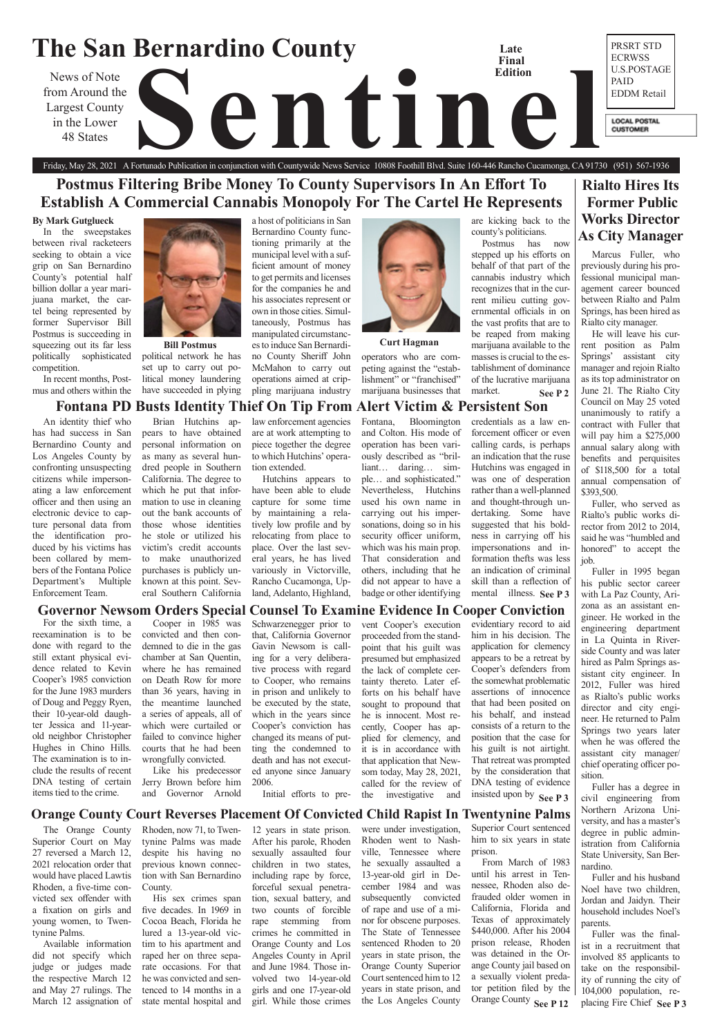# The San Bernardino County Sentinel

News of Note from Around the Largest County in the Lower 48 States

Late Final Edition

PRSRT STD
ECRWSS
U.S.POSTAGE
PAID
EDDM Retail

LOCAL POSTAL CUSTOMER

Friday, May 28, 2021 A Fortunado Publication in conjunction with Countywide News Service 10808 Foothill Blvd. Suite 160-446 Rancho Cucamonga, CA 91730 (951) 567-1936

## Postmus Filtering Bribe Money To County Supervisors In An Effort To Establish A Commercial Cannabis Monopoly For The Cartel He Represents

**By Mark Gutglueck**

In the sweepstakes between rival racketeers seeking to obtain a vice grip on San Bernardino County's potential half billion dollar a year marijuana market, the cartel being represented by former Supervisor Bill Postmus is succeeding in squeezing out its far less politically sophisticated competition.

In recent months, Postmus and others within the political network he has set up to carry out political money laundering have succeeded in plying a host of politicians in San Bernardino County functioning primarily at the municipal level with a sufficient amount of money to get permits and licenses for the companies he and his associates represent or own in those cities. Simultaneously, Postmus has manipulated circumstances to induce San Bernardino County Sheriff John McMahon to carry out operations aimed at crippling marijuana industry operators who are competing against the "establishment" or "franchised" marijuana businesses that are kicking back to the county's politicians.

Bill Postmus

Curt Hagman

Postmus has now stepped up his efforts on behalf of that part of the cannabis industry which recognizes that in the current milieu cutting governmental officials in on the vast profits that are to be reaped from making marijuana available to the masses is crucial to the establishment of dominance of the lucrative marijuana market. **See P 2**

## Rialto Hires Its Former Public Works Director As City Manager

Marcus Fuller, who previously during his professional municipal management career bounced between Rialto and Palm Springs, has been hired as Rialto city manager.

He will leave his current position as Palm Springs' assistant city manager and rejoin Rialto as its top administrator on June 21. The Rialto City Council on May 25 voted unanimously to ratify a contract with Fuller that will pay him a $275,000 annual salary along with benefits and perquisites of $118,500 for a total annual compensation of $393,500.

Fuller, who served as Rialto's public works director from 2012 to 2014, said he was "humbled and honored" to accept the job.

Fuller in 1995 began his public sector career with La Paz County, Arizona as an assistant engineer. He worked in the engineering department in La Quinta in Riverside County and was later hired as Palm Springs assistant city engineer. In 2012, Fuller was hired as Rialto's public works director and city engineer. He returned to Palm Springs two years later when he was offered the assistant city manager/chief operating officer position.

Fuller has a degree in civil engineering from Northern Arizona University, and has a master's degree in public administration from California State University, San Bernardino.

Fuller and his husband Noel have two children, Jordan and Jaidyn. Their household includes Noel's parents.

Fuller was the finalist in a recruitment that involved 85 applicants to take on the responsibility of running the city of 104,000 population, replacing Fire Chief **See P 3**

## Fontana PD Busts Identity Thief On Tip From Alert Victim & Persistent Son

An identity thief who has had success in San Bernardino County and Los Angeles County by confronting unsuspecting citizens while impersonating a law enforcement officer and then using an electronic device to capture personal data from the identification produced by his victims has been collared by members of the Fontana Police Department's Multiple Enforcement Team.

Brian Hutchins appears to have obtained personal information on as many as several hundred people in Southern California. The degree to which he put that information to use in cleaning out the bank accounts of those whose identities he stole or utilized his victim's credit accounts to make unauthorized purchases is publicly unknown at this point. Several Southern California law enforcement agencies are at work attempting to piece together the degree to which Hutchins' operation extended.

Hutchins appears to have been able to elude capture for some time by maintaining a relatively low profile and by relocating from place to place. Over the last several years, he has lived variously in Victorville, Rancho Cucamonga, Upland, Adelanto, Highland, Fontana, Bloomington and Colton. His mode of operation has been variously described as "brilliant… daring… simple… and sophisticated." Nevertheless, Hutchins used his own name in carrying out his impersonations, doing so in his security officer uniform, which was his main prop. That consideration and others, including that he did not appear to have a badge or other identifying credentials as a law enforcement officer or even calling cards, is perhaps an indication that the ruse Hutchins was engaged in was one of desperation rather than a well-planned and thought-through undertaking. Some have suggested that his boldness in carrying off his impersonations and information thefts was less an indication of criminal skill than a reflection of mental illness. **See P 3**

## Governor Newsom Orders Special Counsel To Examine Evidence In Cooper Conviction

For the sixth time, a reexamination is to be done with regard to the still extant physical evidence related to Kevin Cooper's 1985 conviction for the June 1983 murders of Doug and Peggy Ryen, their 10-year-old daughter Jessica and 11-year-old neighbor Christopher Hughes in Chino Hills. The examination is to include the results of recent DNA testing of certain items tied to the crime.

Cooper in 1985 was convicted and then condemned to die in the gas chamber at San Quentin, where he has remained on Death Row for more than 36 years, having in the meantime launched a series of appeals, all of which were curtailed or failed to convince higher courts that he had been wrongfully convicted.

Like his predecessor Jerry Brown before him and Governor Arnold Schwarzenegger prior to that, California Governor Gavin Newsom is calling for a very deliberative process with regard to Cooper, who remains in prison and unlikely to be executed by the state, which in the years since Cooper's conviction has changed its means of putting the condemned to death and has not executed anyone since January 2006.

Initial efforts to prevent Cooper's execution proceeded from the standpoint that his guilt was presumed but emphasized the lack of complete certainty thereto. Later efforts on his behalf have sought to propound that he is innocent. Most recently, Cooper has applied for clemency, and it is in accordance with that application that Newsom today, May 28, 2021, called for the review of the investigative and evidentiary record to aid him in his decision. The application for clemency appears to be a retreat by Cooper's defenders from the somewhat problematic assertions of innocence that had been posited on his behalf, and instead consists of a return to the position that the case for his guilt is not airtight. That retreat was prompted by the consideration that DNA testing of evidence insisted upon by **See P 3**

## Orange County Court Reverses Placement Of Convicted Child Rapist In Twentynine Palms

The Orange County Superior Court on May 27 reversed a March 12, 2021 relocation order that would have placed Lawtis Rhoden, a five-time convicted sex offender with a fixation on girls and young women, to Twentynine Palms.

Available information did not specify which judge or judges made the respective March 12 and May 27 rulings. The March 12 assignation of Rhoden, now 71, to Twentynine Palms was made despite his having no previous known connection with San Bernardino County.

His sex crimes span five decades. In 1969 in Cocoa Beach, Florida he lured a 13-year-old victim to his apartment and raped her on three separate occasions. For that he was convicted and sentenced to 14 months in a state mental hospital and 12 years in state prison. After his parole, Rhoden sexually assaulted four children in two states, including rape by force, forceful sexual penetration, sexual battery, and two counts of forcible rape stemming from crimes he committed in Orange County and Los Angeles County in April and June 1984. Those involved two 14-year-old girls and one 17-year-old girl. While those crimes were under investigation, Rhoden went to Nashville, Tennessee where he sexually assaulted a 13-year-old girl in December 1984 and was subsequently convicted of rape and use of a minor for obscene purposes. The State of Tennessee sentenced Rhoden to 20 years in state prison, the Orange County Superior Court sentenced him to 12 years in state prison, and the Los Angeles County Superior Court sentenced him to six years in state prison.

From March of 1983 until his arrest in Tennessee, Rhoden also defrauded older women in California, Florida and Texas of approximately $440,000. After his 2004 prison release, Rhoden was detained in the Orange County jail based on a sexually violent predator petition filed by the Orange County **See P 12**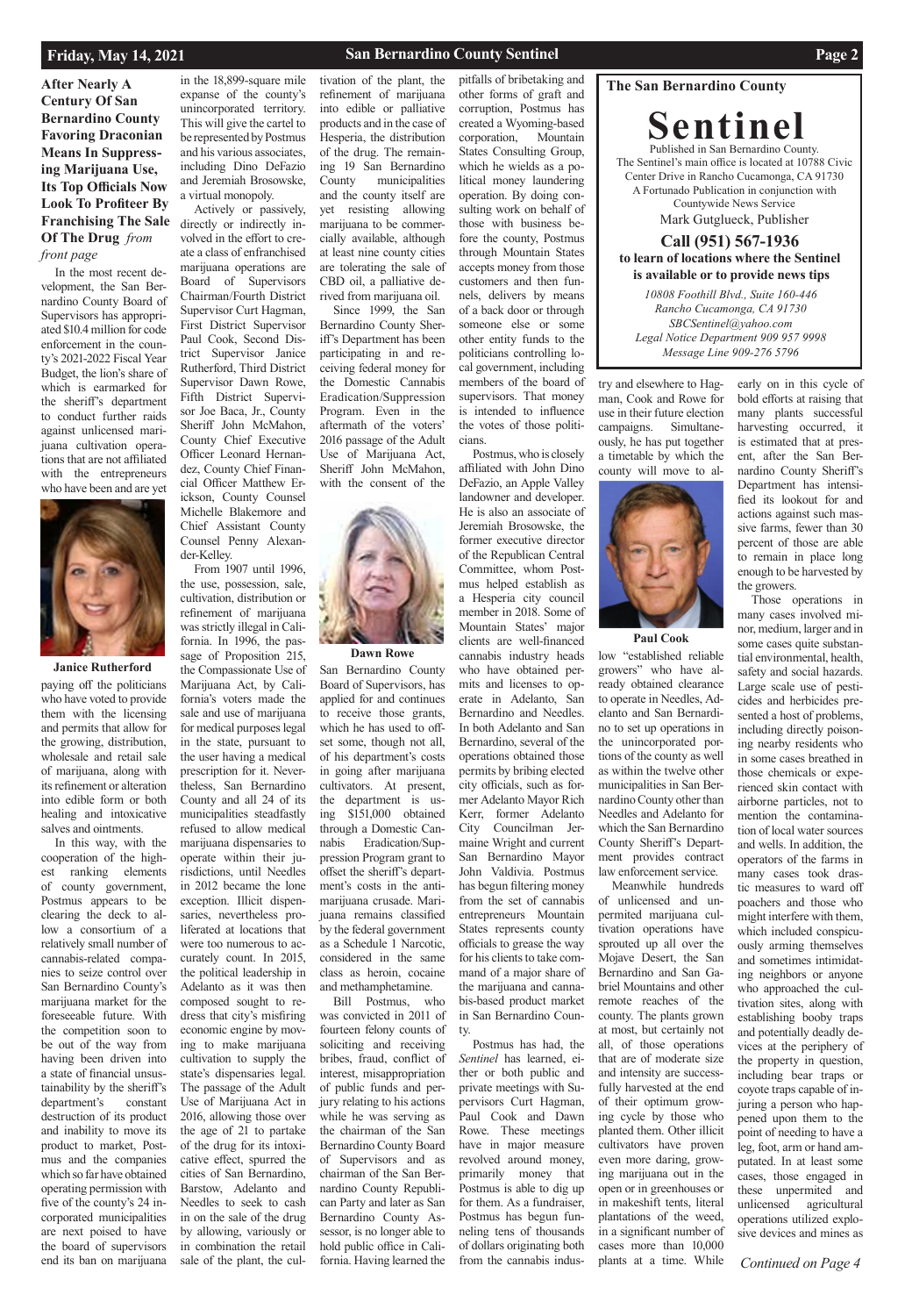## After Nearly A Century Of San Bernardino County Favoring Draconian Means In Suppressing Marijuana Use, Its Top Officials Now Look To Profiteer By Franchising The Sale Of The Drug *from front page*

In the most recent development, the San Bernardino County Board of Supervisors has appropriated $10.4 million for code enforcement in the county's 2021-2022 Fiscal Year Budget, the lion's share of which is earmarked for the sheriff's department to conduct further raids against unlicensed marijuana cultivation operations that are not affiliated with the entrepreneurs who have been and are yet paying off the politicians who have voted to provide them with the licensing and permits that allow for the growing, distribution, wholesale and retail sale of marijuana, along with its refinement or alteration into edible form or both healing and intoxicative salves and ointments.

Janice Rutherford

In this way, with the cooperation of the highest ranking elements of county government, Postmus appears to be clearing the deck to allow a consortium of a relatively small number of cannabis-related companies to seize control over San Bernardino County's marijuana market for the foreseeable future. With the competition soon to be out of the way from having been driven into a state of financial unsustainability by the sheriff's department's constant destruction of its product and inability to move its product to market, Postmus and the companies which so far have obtained operating permission with five of the county's 24 incorporated municipalities are next poised to have the board of supervisors end its ban on marijuana in the 18,899-square mile expanse of the county's unincorporated territory. This will give the cartel to be represented by Postmus and his various associates, including Dino DeFazio and Jeremiah Brosowske, a virtual monopoly.

Actively or passively, directly or indirectly involved in the effort to create a class of enfranchised marijuana operations are Board of Supervisors Chairman/Fourth District Supervisor Curt Hagman, First District Supervisor Paul Cook, Second District Supervisor Janice Rutherford, Third District Supervisor Dawn Rowe, Fifth District Supervisor Joe Baca, Jr., County Sheriff John McMahon, County Chief Executive Officer Leonard Hernandez, County Chief Financial Officer Matthew Erickson, County Counsel Michelle Blakemore and Chief Assistant County Counsel Penny Alexander-Kelley.

From 1907 until 1996, the use, possession, sale, cultivation, distribution or refinement of marijuana was strictly illegal in California. In 1996, the passage of Proposition 215, the Compassionate Use of Marijuana Act, by California's voters made the sale and use of marijuana for medical purposes legal in the state, pursuant to the user having a medical prescription for it. Nevertheless, San Bernardino County and all 24 of its municipalities steadfastly refused to allow medical marijuana dispensaries to operate within their jurisdictions, until Needles in 2012 became the lone exception. Illicit dispensaries, nevertheless proliferated at locations that were too numerous to accurately count. In 2015, the political leadership in Adelanto as it was then composed sought to redress that city's misfiring economic engine by moving to make marijuana cultivation to supply the state's dispensaries legal. The passage of the Adult Use of Marijuana Act in 2016, allowing those over the age of 21 to partake of the drug for its intoxicative effect, spurred the cities of San Bernardino, Barstow, Adelanto and Needles to seek to cash in on the sale of the drug by allowing, variously or in combination the retail sale of the plant, the cultivation of the plant, the refinement of marijuana into edible or palliative products and in the case of Hesperia, the distribution of the drug. The remaining 19 San Bernardino County municipalities and the county itself are yet resisting allowing marijuana to be commercially available, although at least nine county cities are tolerating the sale of CBD oil, a palliative derived from marijuana oil.

Since 1999, the San Bernardino County Sheriff's Department has been participating in and receiving federal money for the Domestic Cannabis Eradication/Suppression Program. Even in the aftermath of the voters' 2016 passage of the Adult Use of Marijuana Act, Sheriff John McMahon, with the consent of the San Bernardino County Board of Supervisors, has applied for and continues to receive those grants, which he has used to offset some, though not all, of his department's costs in going after marijuana cultivators. At present, the department is using $151,000 obtained through a Domestic Cannabis Eradication/Suppression Program grant to offset the sheriff's department's costs in the antimarijuana crusade. Marijuana remains classified by the federal government as a Schedule 1 Narcotic, considered in the same class as heroin, cocaine and methamphetamine.

Dawn Rowe

Bill Postmus, who was convicted in 2011 of fourteen felony counts of soliciting and receiving bribes, fraud, conflict of interest, misappropriation of public funds and perjury relating to his actions while he was serving as the chairman of the San Bernardino County Board of Supervisors and as chairman of the San Bernardino County Republican Party and later as San Bernardino County Assessor, is no longer able to hold public office in California. Having learned the pitfalls of bribetaking and other forms of graft and corruption, Postmus has created a Wyoming-based corporation, Mountain States Consulting Group, which he wields as a political money laundering operation. By doing consulting work on behalf of those with business before the county, Postmus through Mountain States accepts money from those customers and then funnels, delivers by means of a back door or through someone else or some other entity funds to the politicians controlling local government, including members of the board of supervisors. That money is intended to influence the votes of those politicians.

Postmus, who is closely affiliated with John Dino DeFazio, an Apple Valley landowner and developer. He is also an associate of Jeremiah Brosowske, the former executive director of the Republican Central Committee, whom Postmus helped establish as a Hesperia city council member in 2018. Some of Mountain States' major clients are well-financed cannabis industry heads who have obtained permits and licenses to operate in Adelanto, San Bernardino and Needles. In both Adelanto and San Bernardino, several of the operations obtained those permits by bribing elected city officials, such as former Adelanto Mayor Rich Kerr, former Adelanto City Councilman Jermaine Wright and current San Bernardino Mayor John Valdivia. Postmus has begun filtering money from the set of cannabis entrepreneurs Mountain States represents county officials to grease the way for his clients to take command of a major share of the marijuana and cannabis-based product market in San Bernardino County.

Postmus has had, the *Sentinel* has learned, either or both public and private meetings with Supervisors Curt Hagman, Paul Cook and Dawn Rowe. These meetings have in major measure revolved around money, primarily money that Postmus is able to dig up for them. As a fundraiser, Postmus has begun funneling tens of thousands of dollars originating both from the cannabis industry and elsewhere to Hagman, Cook and Rowe for use in their future election campaigns. Simultaneously, he has put together a timetable by which the county will move to allow "established reliable growers" who have already obtained clearance to operate in Needles, Adelanto and San Bernardino to set up operations in the unincorporated portions of the county as well as within the twelve other municipalities in San Bernardino County other than Needles and Adelanto for which the San Bernardino County Sheriff's Department provides contract law enforcement service.

Paul Cook

Meanwhile hundreds of unlicensed and unpermited marijuana cultivation operations have sprouted up all over the Mojave Desert, the San Bernardino and San Gabriel Mountains and other remote reaches of the county. The plants grown at most, but certainly not all, of those operations that are of moderate size and intensity are successfully harvested at the end of their optimum growing cycle by those who planted them. Other illicit cultivators have proven even more daring, growing marijuana out in the open or in greenhouses or in makeshift tents, literal plantations of the weed, in a significant number of cases more than 10,000 plants at a time. While early on in this cycle of bold efforts at raising that many plants successful harvesting occurred, it is estimated that at present, after the San Bernardino County Sheriff's Department has intensified its lookout for and actions against such massive farms, fewer than 30 percent of those are able to remain in place long enough to be harvested by the growers.

Those operations in many cases involved minor, medium, larger and in some cases quite substantial environmental, health, safety and social hazards. Large scale use of pesticides and herbicides presented a host of problems, including directly poisoning nearby residents who in some cases breathed in those chemicals or experienced skin contact with airborne particles, not to mention the contamination of local water sources and wells. In addition, the operators of the farms in many cases took drastic measures to ward off poachers and those who might interfere with them, which included conspicuously arming themselves and sometimes intimidating neighbors or anyone who approached the cultivation sites, along with establishing booby traps and potentially deadly devices at the periphery of the property in question, including bear traps or coyote traps capable of injuring a person who happened upon them to the point of needing to have a leg, foot, arm or hand amputated. In at least some cases, those engaged in these unpermited and unlicensed agricultural operations utilized explosive devices and mines as

*Continued on Page 4*

---

**The San Bernardino County**

# Sentinel

Published in San Bernardino County.
The Sentinel's main office is located at 10788 Civic Center Drive in Rancho Cucamonga, CA 91730
A Fortunado Publication in conjunction with Countywide News Service
Mark Gutglueck, Publisher

**Call (951) 567-1936 to learn of locations where the Sentinel is available or to provide news tips**

*10808 Foothill Blvd., Suite 160-446*
*Rancho Cucamonga, CA 91730*
*SBCSentinel@yahoo.com*
*Legal Notice Department 909 957 9998*
*Message Line 909-276 5796*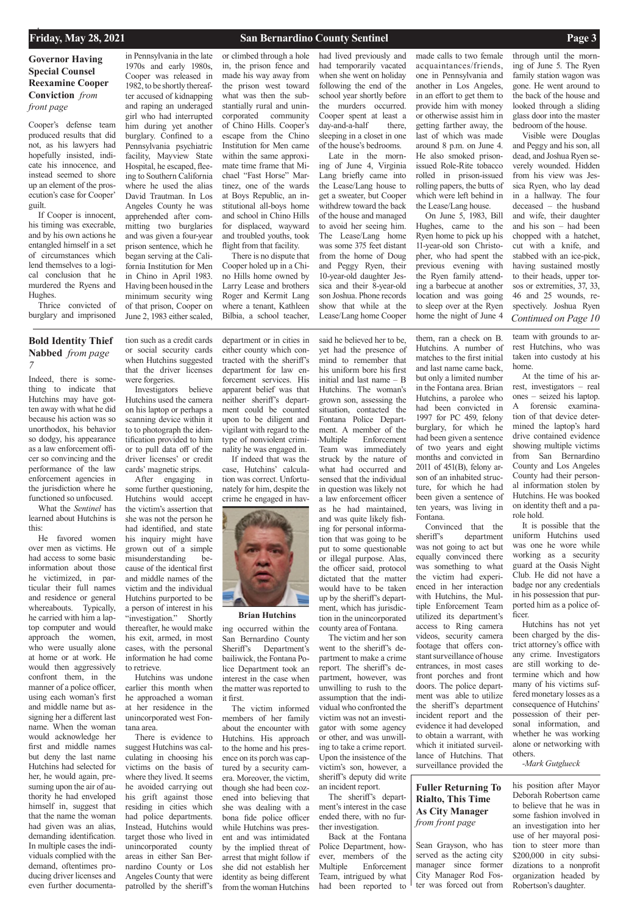## Governor Having Special Counsel Reexamine Cooper Conviction *from front page*

Cooper's defense team produced results that did not, as his lawyers had hopefully insisted, indicate his innocence, and instead seemed to shore up an element of the prosecution's case for Cooper' guilt.

If Cooper is innocent, his timing was execrable, and by his own actions he entangled himself in a set of circumstances which lend themselves to a logical conclusion that he murdered the Ryens and Hughes.

Thrice convicted of burglary and imprisoned in Pennsylvania in the late 1970s and early 1980s, Cooper was released in 1982, to be shortly thereafter accused of kidnapping and raping an underaged girl who had interrupted him during yet another burglary. Confined to a Pennsylvania psychiatric facility, Mayview State Hospital, he escaped, fleeing to Southern California where he used the alias David Trautman. In Los Angeles County he was apprehended after committing two burglaries and was given a four-year prison sentence, which he began serving at the California Institution for Men in Chino in April 1983. Having been housed in the minimum security wing of that prison, Cooper on June 2, 1983 either scaled, or climbed through a hole in, the prison fence and made his way away from the prison west toward what was then the substantially rural and unincorporated community of Chino Hills. Cooper's escape from the Chino Institution for Men came within the same approximate time frame that Michael "Fast Horse" Martinez, one of the wards at Boys Republic, an institutional all-boys home and school in Chino Hills for displaced, wayward and troubled youths, took flight from that facility.

There is no dispute that Cooper holed up in a Chino Hills home owned by Larry Lease and brothers Roger and Kermit Lang where a tenant, Kathleen Bilbia, a school teacher, had lived previously and had temporarily vacated when she went on holiday following the end of the school year shortly before the murders occurred. Cooper spent at least a day-and-a-half there, sleeping in a closet in one of the house's bedrooms.

Late in the morning of June 4, Virginia Lang briefly came into the Lease/Lang house to get a sweater, but Cooper withdrew toward the back of the house and managed to avoid her seeing him. The Lease/Lang home was some 375 feet distant from the home of Doug and Peggy Ryen, their 10-year-old daughter Jessica and their 8-year-old son Joshua. Phone records show that while at the Lease/Lang home Cooper made calls to two female acquaintances/friends, one in Pennsylvania and another in Los Angeles, in an effort to get them to provide him with money or otherwise assist him in getting farther away, the last of which was made around 8 p.m. on June 4. He also smoked prison-issued Role-Rite tobacco rolled in prison-issued rolling papers, the butts of which were left behind in the Lease/Lang house.

On June 5, 1983, Bill Hughes, came to the Ryen home to pick up his 11-year-old son Christopher, who had spent the previous evening with the Ryen family attending a barbecue at another location and was going to sleep over at the Ryen home the night of June 4 through until the morning of June 5. The Ryen family station wagon was gone. He went around to the back of the house and looked through a sliding glass door into the master bedroom of the house.

Visible were Douglas and Peggy and his son, all dead, and Joshua Ryen severely wounded. Hidden from his view was Jessica Ryen, who lay dead in a hallway. The four deceased – the husband and wife, their daughter and his son – had been chopped with a hatchet, cut with a knife, and stabbed with an ice-pick, having sustained mostly to their heads, upper torsos or extremities, 37, 33, 46 and 25 wounds, respectively. Joshua Ryen

*Continued on Page 10*

## Bold Identity Thief Nabbed *from page 7*

Indeed, there is something to indicate that Hutchins may have gotten away with what he did because his action was so unorthodox, his behavior so dodgy, his appearance as a law enforcement officer so convincing and the performance of the law enforcement agencies in the jurisdiction where he functioned so unfocused.

What the *Sentinel* has learned about Hutchins is this:

He favored women over men as victims. He had access to some basic information about those he victimized, in particular their full names and residence or general whereabouts. Typically, he carried with him a laptop computer and would approach the women, who were usually alone at home or at work. He would then aggressively confront them, in the manner of a police officer, using each woman's first and middle name but assigning her a different last name. When the woman would acknowledge her first and middle names but deny the last name Hutchins had selected for her, he would again, presuming upon the air of authority he had enveloped himself in, suggest that that the name the woman had given was an alias, demanding identification. In multiple cases the individuals complied with the demand, oftentimes producing driver licenses and even further documentation such as a credit cards or social security cards when Hutchins suggested that the driver licenses were forgeries.

Investigators believe Hutchins used the camera on his laptop or perhaps a scanning device within it to to photograph the identification provided to him or to pull data off of the driver licenses' or credit cards' magnetic strips.

After engaging in some further questioning, Hutchins would accept the victim's assertion that she was not the person he had identified, and state his inquiry might have grown out of a simple misunderstanding because of the identical first and middle names of the victim and the individual Hutchins purported to be a person of interest in his "investigation." Shortly thereafter, he would make his exit, armed, in most cases, with the personal information he had come to retrieve.

Hutchins was undone earlier this month when he approached a woman at her residence in the unincorporated west Fontana area.

There is evidence to suggest Hutchins was calculating in choosing his victims on the basis of where they lived. It seems he avoided carrying out his grift against those residing in cities which had police departments. Instead, Hutchins would target those who lived in unincorporated county areas in either San Bernardino County or Los Angeles County that were patrolled by the sheriff's department or in cities in either county which contracted with the sheriff's department for law enforcement services. His apparent belief was that neither sheriff's department could be counted upon to be diligent and vigilant with regard to the type of nonviolent criminality he was engaged in.

If indeed that was the case, Hutchins' calculation was correct. Unfortunately for him, despite the crime he engaged in having occurred within the San Bernardino County Sheriff's Department's bailiwick, the Fontana Police Department took an interest in the case when the matter was reported to it first.

**Brian Hutchins**

The victim informed members of her family about the encounter with Hutchins. His approach to the home and his presence on its porch was captured by a security camera. Moreover, the victim, though she had been cozened into believing that she was dealing with a bona fide police officer while Hutchins was present and was intimidated by the implied threat of arrest that might follow if she did not establish her identity as being different from the woman Hutchins said he believed her to be, yet had the presence of mind to remember that his uniform bore his first initial and last name – B Hutchins. The woman's grown son, assessing the situation, contacted the Fontana Police Department. A member of the Multiple Enforcement Team was immediately struck by the nature of what had occurred and sensed that the individual in question was likely not a law enforcement officer as he had maintained, and was quite likely fishing for personal information that was going to be put to some questionable or illegal purpose. Alas, the officer said, protocol dictated that the matter would have to be taken up by the sheriff's department, which has jurisdiction in the unincorporated county area of Fontana.

The victim and her son went to the sheriff's department to make a crime report. The sheriff's department, however, was unwilling to rush to the assumption that the individual who confronted the victim was not an investigator with some agency or other, and was unwilling to take a crime report. Upon the insistence of the victim's son, however, a sheriff's deputy did write an incident report.

The sheriff's department's interest in the case ended there, with no further investigation.

Back at the Fontana Police Department, however, members of the Multiple Enforcement Team, intrigued by what had been reported to them, ran a check on B. Hutchins. A number of matches to the first initial and last name came back, but only a limited number in the Fontana area. Brian Hutchins, a parolee who had been convicted in 1997 for PC 459, felony burglary, for which he had been given a sentence of two years and eight months and convicted in 2011 of 451(B), felony arson of an inhabited structure, for which he had been given a sentence of ten years, was living in Fontana.

Convinced that the sheriff's department was not going to act but equally convinced there was something to what the victim had experienced in her interaction with Hutchins, the Multiple Enforcement Team utilized its department's access to Ring camera videos, security camera footage that offers constant surveillance of house entrances, in most cases front porches and front doors. The police department was able to utilize the sheriff's department incident report and the evidence it had developed to obtain a warrant, with which it initiated surveillance of Hutchins. That surveillance provided the team with grounds to arrest Hutchins, who was taken into custody at his home.

At the time of his arrest, investigators – real ones – seized his laptop. A forensic examination of that device determined the laptop's hard drive contained evidence showing multiple victims from San Bernardino County and Los Angeles County had their personal information stolen by Hutchins. He was booked on identity theft and a parole hold.

It is possible that the uniform Hutchins used was one he wore while working as a security guard at the Oasis Night Club. He did not have a badge nor any credentials in his possession that purported him as a police officer.

Hutchins has not yet been charged by the district attorney's office with any crime. Investigators are still working to determine which and how many of his victims suffered monetary losses as a consequence of Hutchins' possession of their personal information, and whether he was working alone or networking with others.

*-Mark Gutglueck*

## Fuller Returning To Rialto, This Time As City Manager *from front page*

Sean Grayson, who has served as the acting city manager since former City Manager Rod Foster was forced out from his position after Mayor Deborah Robertson came to believe that he was in some fashion involved in an investigation into her use of her mayoral position to steer more than $200,000 in city subsidizations to a nonprofit organization headed by Robertson's daughter.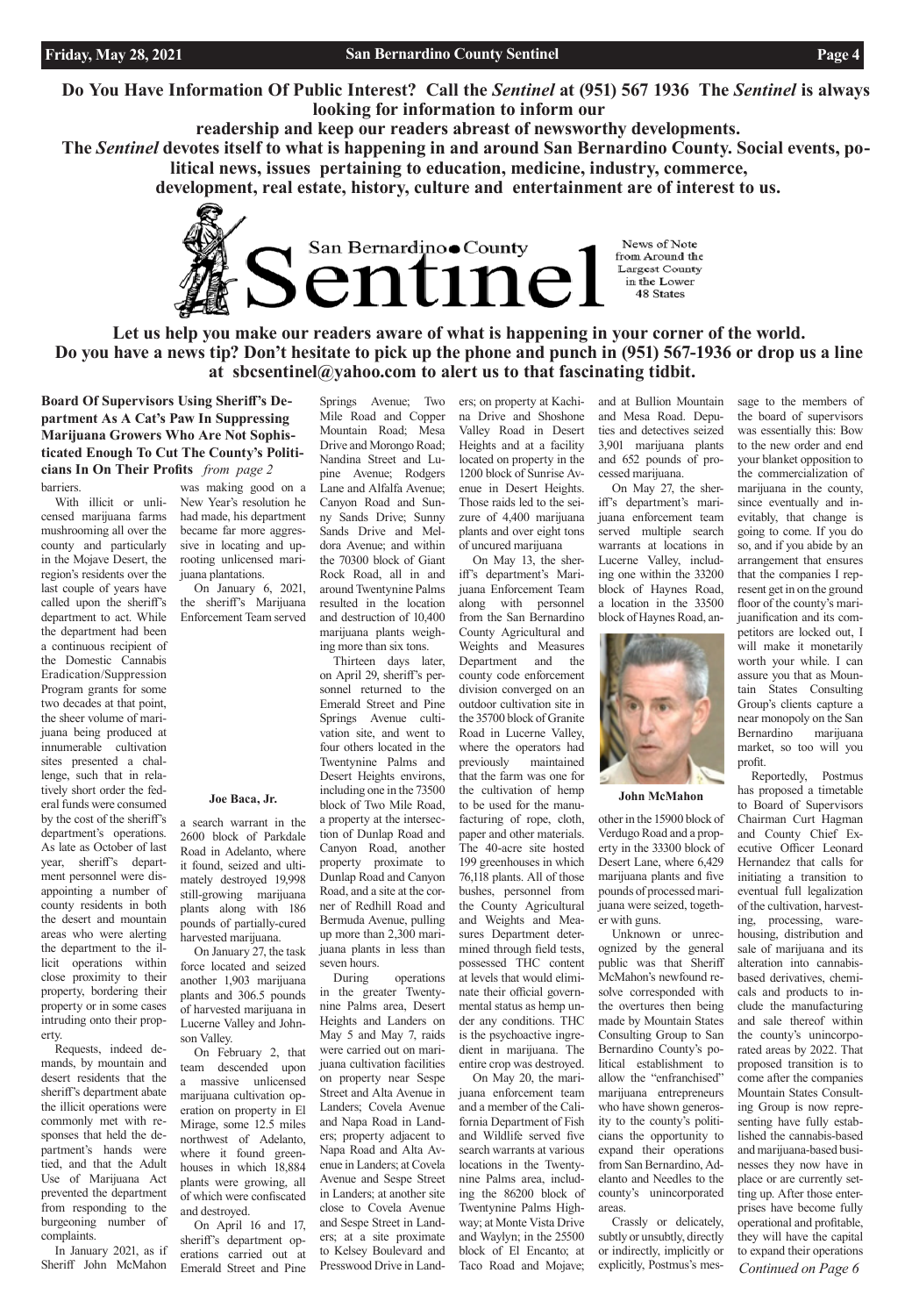**Do You Have Information Of Public Interest? Call the *Sentinel* at (951) 567 1936 The *Sentinel* is always looking for information to inform our readership and keep our readers abreast of newsworthy developments.**

**The *Sentinel* devotes itself to what is happening in and around San Bernardino County. Social events, political news, issues pertaining to education, medicine, industry, commerce, development, real estate, history, culture and entertainment are of interest to us.**

San Bernardino County Sentinel

News of Note from Around the Largest County in the Lower 48 States

**Let us help you make our readers aware of what is happening in your corner of the world. Do you have a news tip? Don't hesitate to pick up the phone and punch in (951) 567-1936 or drop us a line at sbcsentinel@yahoo.com to alert us to that fascinating tidbit.**

## Board Of Supervisors Using Sheriff's Department As A Cat's Paw In Suppressing Marijuana Growers Who Are Not Sophisticated Enough To Cut The County's Politicians In On Their Profits *from page 2*

barriers.

With illicit or unlicensed marijuana farms mushrooming all over the county and particularly in the Mojave Desert, the region's residents over the last couple of years have called upon the sheriff's department to act. While the department had been a continuous recipient of the Domestic Cannabis Eradication/Suppression Program grants for some two decades at that point, the sheer volume of marijuana being produced at innumerable cultivation sites presented a challenge, such that in relatively short order the federal funds were consumed by the cost of the sheriff's department's operations. As late as October of last year, sheriff's department personnel were disappointing a number of county residents in both the desert and mountain areas who were alerting the department to the illicit operations within close proximity to their property, bordering their property or in some cases intruding onto their property.

Requests, indeed demands, by mountain and desert residents that the sheriff's department abate the illicit operations were commonly met with responses that held the department's hands were tied, and that the Adult Use of Marijuana Act prevented the department from responding to the burgeoning number of complaints.

In January 2021, as if Sheriff John McMahon was making good on a New Year's resolution he had made, his department became far more aggressive in locating and uprooting unlicensed marijuana plantations.

On January 6, 2021, the sheriff's Marijuana Enforcement Team served a search warrant in the 2600 block of Parkdale Road in Adelanto, where it found, seized and ultimately destroyed 19,998 still-growing marijuana plants along with 186 pounds of partially-cured harvested marijuana.

Joe Baca, Jr.

On January 27, the task force located and seized another 1,903 marijuana plants and 306.5 pounds of harvested marijuana in Lucerne Valley and Johnson Valley.

On February 2, that team descended upon a massive unlicensed marijuana cultivation operation on property in El Mirage, some 12.5 miles northwest of Adelanto, where it found greenhouses in which 18,884 plants were growing, all of which were confiscated and destroyed.

On April 16 and 17, sheriff's department operations carried out at Emerald Street and Pine Springs Avenue; Two Mile Road and Copper Mountain Road; Mesa Drive and Morongo Road; Nandina Street and Lupine Avenue; Rodgers Lane and Alfalfa Avenue; Canyon Road and Sunny Sands Drive; Sunny Sands Drive and Meldora Avenue; and within the 70300 block of Giant Rock Road, all in and around Twentynine Palms resulted in the location and destruction of 10,400 marijuana plants weighing more than six tons.

Thirteen days later, on April 29, sheriff's personnel returned to the Emerald Street and Pine Springs Avenue cultivation site, and went to four others located in the Twentynine Palms and Desert Heights environs, including one in the 73500 block of Two Mile Road, a property at the intersection of Dunlap Road and Canyon Road, another property proximate to Dunlap Road and Canyon Road, and a site at the corner of Redhill Road and Bermuda Avenue, pulling up more than 2,300 marijuana plants in less than seven hours.

During operations in the greater Twentynine Palms area, Desert Heights and Landers on May 5 and May 7, raids were carried out on marijuana cultivation facilities on property near Sespe Street and Alta Avenue in Landers; Covela Avenue and Napa Road in Landers; property adjacent to Napa Road and Alta Avenue in Landers; at Covela Avenue and Sespe Street in Landers; at another site close to Covela Avenue and Sespe Street in Landers; at a site proximate to Kelsey Boulevard and Presswood Drive in Landers; on property at Kachina Drive and Shoshone Valley Road in Desert Heights and at a facility located on property in the 1200 block of Sunrise Avenue in Desert Heights. Those raids led to the seizure of 4,400 marijuana plants and over eight tons of uncured marijuana

On May 13, the sheriff's department's Marijuana Enforcement Team along with personnel from the San Bernardino County Agricultural and Weights and Measures Department and the county code enforcement division converged on an outdoor cultivation site in the 35700 block of Granite Road in Lucerne Valley, where the operators had previously maintained that the farm was one for the cultivation of hemp to be used for the manufacturing of rope, cloth, paper and other materials. The 40-acre site hosted 199 greenhouses in which 76,118 plants. All of those bushes, personnel from the County Agricultural and Weights and Measures Department determined through field tests, possessed THC content at levels that would eliminate their official governmental status as hemp under any conditions. THC is the psychoactive ingredient in marijuana. The entire crop was destroyed.

On May 20, the marijuana enforcement team and a member of the California Department of Fish and Wildlife served five search warrants at various locations in the Twentynine Palms area, including the 86200 block of Twentynine Palms Highway; at Monte Vista Drive and Waylyn; in the 25500 block of El Encanto; at Taco Road and Mojave; and at Bullion Mountain and Mesa Road. Deputies and detectives seized 3,901 marijuana plants and 652 pounds of processed marijuana.

On May 27, the sheriff's department's marijuana enforcement team served multiple search warrants at locations in Lucerne Valley, including one within the 33200 block of Haynes Road, a location in the 33500 block of Haynes Road, another in the 15900 block of Verdugo Road and a property in the 33300 block of Desert Lane, where 6,429 marijuana plants and five pounds of processed marijuana were seized, together with guns.

John McMahon

Unknown or unrecognized by the general public was that Sheriff McMahon's newfound resolve corresponded with the overtures then being made by Mountain States Consulting Group to San Bernardino County's political establishment to allow the "enfranchised" marijuana entrepreneurs who have shown generosity to the county's politicians the opportunity to expand their operations from San Bernardino, Adelanto and Needles to the county's unincorporated areas.

Crassly or delicately, subtly or unsubtly, directly or indirectly, implicitly or explicitly, Postmus's message to the members of the board of supervisors was essentially this: Bow to the new order and end your blanket opposition to the commercialization of marijuana in the county, since eventually and inevitably, that change is going to come. If you do so, and if you abide by an arrangement that ensures that the companies I represent get in on the ground floor of the county's marijuanification and its competitors are locked out, I will make it monetarily worth your while. I can assure you that as Mountain States Consulting Group's clients capture a near monopoly on the San Bernardino marijuana market, so too will you profit.

Reportedly, Postmus has proposed a timetable to Board of Supervisors Chairman Curt Hagman and County Chief Executive Officer Leonard Hernandez that calls for initiating a transition to eventual full legalization of the cultivation, harvesting, processing, warehousing, distribution and sale of marijuana and its alteration into cannabis-based derivatives, chemicals and products to include the manufacturing and sale thereof within the county's unincorporated areas by 2022. That proposed transition is to come after the companies Mountain States Consulting Group is now representing have fully established the cannabis-based and marijuana-based businesses they now have in place or are currently setting up. After those enterprises have become fully operational and profitable, they will have the capital to expand their operations

*Continued on Page 6*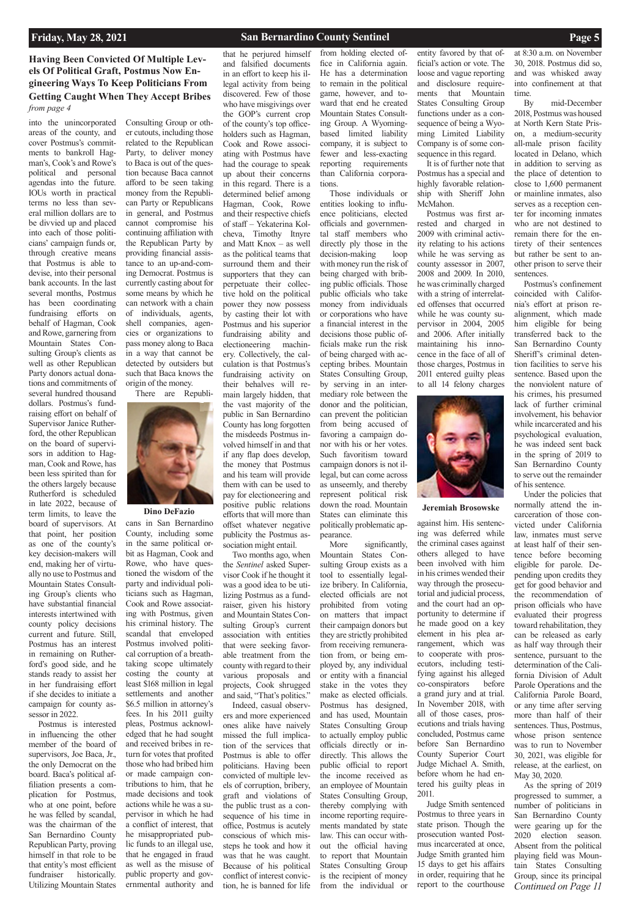## Having Been Convicted Of Multiple Levels Of Political Graft, Postmus Now Engineering Ways To Keep Politicians From Getting Caught When They Accept Bribes

*from page 4*

into the unincorporated areas of the county, and cover Postmus's commitments to bankroll Hagman's, Cook's and Rowe's political and personal agendas into the future. IOUs worth in practical terms no less than several million dollars are to be divvied up and placed into each of those politicians' campaign funds or, through creative means that Postmus is able to devise, into their personal bank accounts. In the last several months, Postmus has been coordinating fundraising efforts on behalf of Hagman, Cook and Rowe, garnering from Mountain States Consulting Group's clients as well as other Republican Party donors actual donations and commitments of several hundred thousand dollars. Postmus's fundraising effort on behalf of Supervisor Janice Rutherford, the other Republican on the board of supervisors in addition to Hagman, Cook and Rowe, has been less spirited than for the others largely because Rutherford is scheduled in late 2022, because of term limits, to leave the board of supervisors. At that point, her position as one of the county's key decision-makers will end, making her of virtually no use to Postmus and Mountain States Consulting Group's clients who have substantial financial interests intertwined with county policy decisions current and future. Still, Postmus has an interest in remaining on Rutherford's good side, and he stands ready to assist her in her fundraising effort if she decides to initiate a campaign for county assessor in 2022.

Postmus is interested in influencing the other member of the board of supervisors, Joe Baca, Jr., the only Democrat on the board. Baca's political affiliation presents a complication for Postmus, who at one point, before he was felled by scandal, was the chairman of the San Bernardino County Republican Party, proving himself in that role to be that entity's most efficient fundraiser historically. Utilizing Mountain States Consulting Group or other cutouts, including those related to the Republican Party, to deliver money to Baca is out of the question because Baca cannot afford to be seen taking money from the Republican Party or Republicans in general, and Postmus cannot compromise his continuing affiliation with the Republican Party by providing financial assistance to an up-and-coming Democrat. Postmus is currently casting about for some means by which he can network with a chain of individuals, agents, shell companies, agencies or organizations to pass money along to Baca in a way that cannot be detected by outsiders but such that Baca knows the origin of the money.

There are Republicans in San Bernardino County, including some in the same political orbit as Hagman, Cook and Rowe, who have questioned the wisdom of the party and individual politicians such as Hagman, Cook and Rowe associating with Postmus, given his criminal history. The scandal that enveloped Postmus involved political corruption of a breathtaking scope ultimately costing the county at least $168 million in legal settlements and another $6.5 million in attorney's fees. In his 2011 guilty pleas, Postmus acknowledged that he had sought and received bribes in return for votes that profited those who had bribed him or made campaign contributions to him, that he made decisions and took actions while he was a supervisor in which he had a conflict of interest, that he misappropriated public funds to an illegal use, that he engaged in fraud as well as the misuse of public property and governmental authority and that he perjured himself and falsified documents in an effort to keep his illegal activity from being discovered. Few of those who have misgivings over the GOP's current crop of the county's top officeholders such as Hagman, Cook and Rowe associating with Postmus have had the courage to speak up about their concerns in this regard. There is a determined belief among Hagman, Cook, Rowe and their respective chiefs of staff – Yekaterina Kolcheva, Timothy Itnyre and Matt Knox – as well as the political teams that surround them and their supporters that they can perpetuate their collective hold on the political power they now possess by casting their lot with Postmus and his superior fundraising ability and electioneering machinery. Collectively, the calculation is that Postmus's fundraising activity on their behalves will remain largely hidden, that the vast majority of the public in San Bernardino County has long forgotten the misdeeds Postmus involved himself in and that if any flap does develop, the money that Postmus and his team will provide them with can be used to pay for electioneering and positive public relations efforts that will more than offset whatever negative publicity the Postmus association might entail.

Dino DeFazio

Two months ago, when the *Sentinel* asked Supervisor Cook if he thought it was a good idea to be utilizing Postmus as a fundraiser, given his history and Mountain States Consulting Group's current association with entities that were seeking favorable treatment from the county with regard to their various proposals and projects, Cook shrugged and said, "That's politics."

Indeed, casual observers and more experienced ones alike have naively missed the full implication of the services that Postmus is able to offer politicians. Having been convicted of multiple levels of corruption, bribery, graft and violations of the public trust as a consequence of his time in office, Postmus is acutely conscious of which missteps he took and how it was that he was caught. Because of his political conflict of interest conviction, he is banned for life from holding elected office in California again. He has a determination to remain in the political game, however, and toward that end he created Mountain States Consulting Group. A Wyoming-based limited liability company, it is subject to fewer and less-exacting reporting requirements than California corporations.

Those individuals or entities looking to influence politicians, elected officials and governmental staff members who directly ply those in the decision-making loop with money run the risk of being charged with bribing public officials. Those public officials who take money from individuals or corporations who have a financial interest in the decisions those public officials make run the risk of being charged with accepting bribes. Mountain States Consulting Group, by serving in an intermediary role between the donor and the politician, can prevent the politician from being accused of favoring a campaign donor with his or her votes. Such favoritism toward campaign donors is not illegal, but can come across as unseemly, and thereby represent political risk down the road. Mountain States can eliminate this politically problematic appearance.

More significantly, Mountain States Consulting Group exists as a tool to essentially legalize bribery. In California, elected officials are not prohibited from voting on matters that impact their campaign donors but they are strictly prohibited from receiving remuneration from, or being employed by, any individual or entity with a financial stake in the votes they make as elected officials. Postmus has designed, and has used, Mountain States Consulting Group to actually employ public officials directly or indirectly. This allows the public official to report the income received as an employee of Mountain States Consulting Group, thereby complying with income reporting requirements mandated by state law. This can occur without the official having to report that Mountain States Consulting Group is the recipient of money from the individual or entity favored by that official's action or vote. The loose and vague reporting and disclosure requirements that Mountain States Consulting Group functions under as a consequence of being a Wyoming Limited Liability Company is of some consequence in this regard.

It is of further note that Postmus has a special and highly favorable relationship with Sheriff John McMahon.

Postmus was first arrested and charged in 2009 with criminal activity relating to his actions while he was serving as county assessor in 2007, 2008 and 2009. In 2010, he was criminally charged with a string of interrelated offenses that occurred while he was county supervisor in 2004, 2005 and 2006. After initially maintaining his innocence in the face of all of those charges, Postmus in 2011 entered guilty pleas to all 14 felony charges against him. His sentencing was deferred while the criminal cases against others alleged to have been involved with him in his crimes wended their way through the prosecutorial and judicial process, and the court had an opportunity to determine if he made good on a key element in his plea arrangement, which was to cooperate with prosecutors, including testifying against his alleged co-conspirators before a grand jury and at trial. In November 2018, with all of those cases, prosecutions and trials having concluded, Postmus came before San Bernardino County Superior Court Judge Michael A. Smith, before whom he had entered his guilty pleas in 2011.

Jeremiah Brosowske

Judge Smith sentenced Postmus to three years in state prison. Though the prosecution wanted Postmus incarcerated at once, Judge Smith granted him 15 days to get his affairs in order, requiring that he report to the courthouse at 8:30 a.m. on November 30, 2018. Postmus did so, and was whisked away into confinement at that time.

By mid-December 2018, Postmus was housed at North Kern State Prison, a medium-security all-male prison facility located in Delano, which in addition to serving as the place of detention to close to 1,600 permanent or mainline inmates, also serves as a reception center for incoming inmates who are not destined to remain there for the entirety of their sentences but rather be sent to another prison to serve their sentences.

Postmus's confinement coincided with California's effort at prison realignment, which made him eligible for being transferred back to the San Bernardino County Sheriff's criminal detention facilities to serve his sentence. Based upon the nonviolent nature of his crimes, his presumed lack of further criminal involvement, his behavior while incarcerated and his psychological evaluation, he was indeed sent back in the spring of 2019 to San Bernardino County to serve out the remainder of his sentence.

Under the policies that normally attend the incarceration of those convicted under California law, inmates must serve at least half of their sentence before becoming eligible for parole. Depending upon credits they get for good behavior and the recommendation of prison officials who have evaluated their progress toward rehabilitation, they can be released as early as half way through their sentence, pursuant to the determination of the California Division of Adult Parole Operations and the California Parole Board, or any time after serving more than half of their sentences. Thus, Postmus, whose prison sentence was to run to November 30, 2021, was eligible for release, at the earliest, on May 30, 2020.

As the spring of 2019 progressed to summer, a number of politicians in San Bernardino County were gearing up for the 2020 election season. Absent from the political playing field was Mountain States Consulting Group, since its principal

*Continued on Page 11*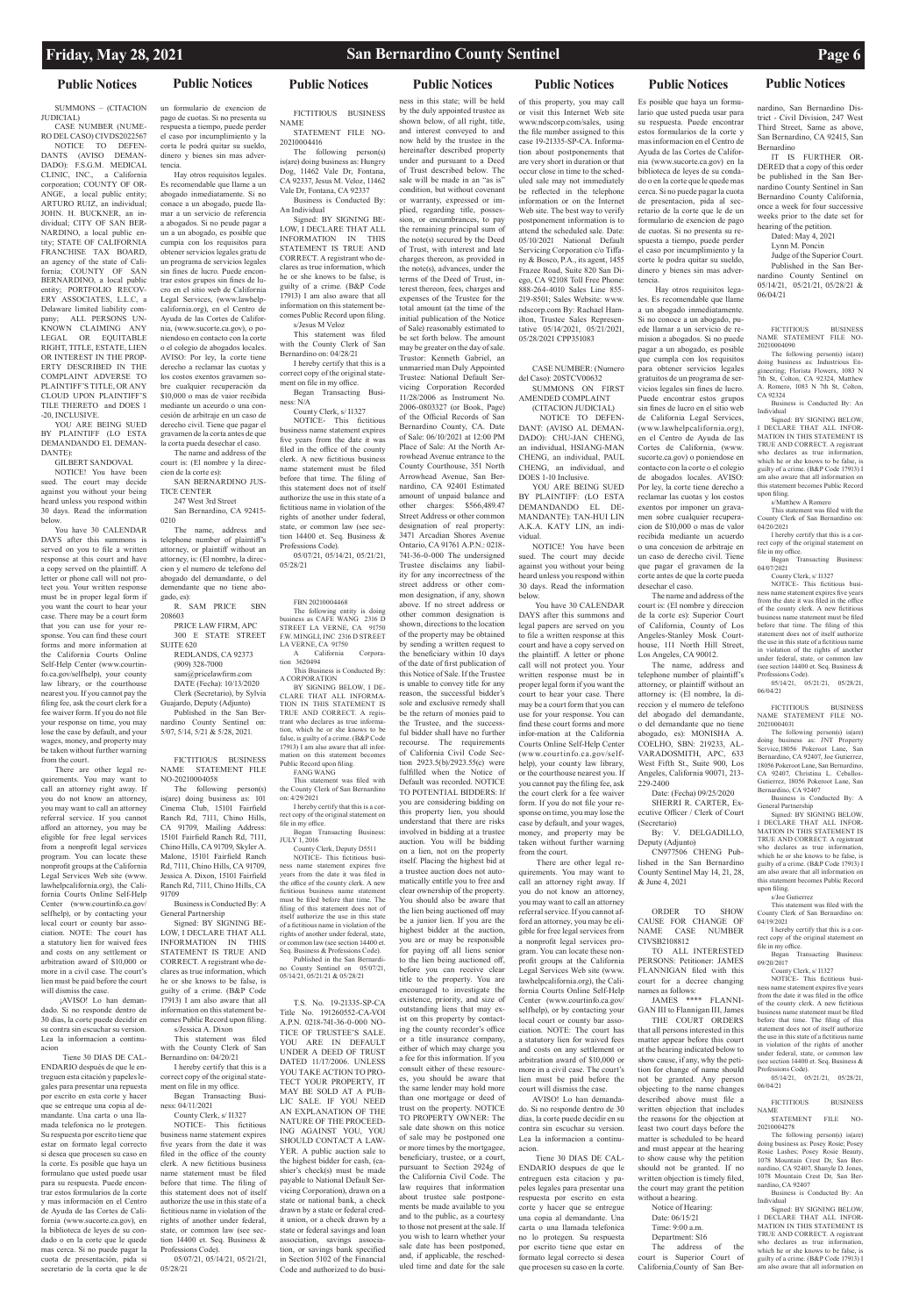## Public Notices

SUMMONS – (CITACION JUDICIAL)

CASE NUMBER (NUMERO DEL CASO) CIVDS2022567

NOTICE TO DEFENDANTS (AVISO DEMANDADO): F.S.G.M. MEDICAL CLINIC, INC., a California corporation; COUNTY OF ORANGE, a local public entity; ARTURO RUIZ, an individual; JOHN. H. BUCKNER, an individual; CITY OF SAN BERNARDINO, a local public entity; STATE OF CALIFORNIA FRANCHISE TAX BOARD, an agency of the state of California; COUNTY OF SAN BERNARDINO, a local public entity; PORTFOLIO RECOVERY ASSOCIATES, L.L.C, a Delaware limited liability company; ALL PERSONS UNKNOWN CLAIMING ANY LEGAL OR EQUITABLE RIGHT, TITLE, ESTATE, LIEN OR INTEREST IN THE PROPERTY DESCRIBED IN THE COMPLAINT ADVERSE TO PLAINTIFF'S TITLE, OR ANY CLOUD UPON PLAINTIFF'S TILE THERETO and DOES 1 -20, INCLUSIVE.

YOU ARE BEING SUED BY PLAINTIFF (LO ESTA DEMANDANDO EL DEMANDANTE):

GILBERT SANDOVAL

NOTICE! You have been sued. The court may decide against you without your being heard unless you respond within 30 days. Read the information below.

You have 30 CALENDAR DAYS after this summons is served on you to file a written response at this court and have a copy served on the plaintiff. A letter or phone call will not protect you. Your written response must be in proper legal form if you want the court to hear your case. There may be a court form that you can use for your response. You can find these court forms and more information at the California Courts Online Self-Help Center (www.courtinfo.ca.gov/selfhelp), your county law library, or the courthouse nearest you. If you cannot pay the filing fee, ask the court clerk for a fee waiver form. If you do not file your response on time, you may lose the case by default, and your wages, money, and property may be taken without further warning from the court.

There are other legal requirements. You may want to call an attorney right away. If you do not know an attorney, you may want to call an attorney referral service. If you cannot afford an attorney, you may be eligible for free legal services from a nonprofit legal services program. You can locate these nonprofit groups at the California Legal Services Web site (www.lawhelpcalifornia.org), the California Courts Online Self-Help Center (www.courtinfo.ca.gov/selfhelp), or by contacting your local court or county bar association. NOTE: The court has a statutory lien for waived fees and costs on any settlement or arbitration award of $10,000 or more in a civil case. The court's lien must be paid before the court will dismiss the case.

¡AVISO! Lo han demandado. Si no responde dentro de 30 dias, la corte puede decidir en su contra sin escuchar su version. Lea la informacion a continuacion

Tiene 30 DIAS DE CALENDARIO después de que le entreguen esta citación y papeles legales para presentar una repuesta por escrito en esta corte y hacer que se entregue una copia al demandante. Una carta o una llamada telefonica no le protegen. Su respuesta por escrito tiene que estar on formato legal correcto si desea que procesen su caso en la corte. Es posible que haya un formulano que usted puede usar para su respuesta. Puede encontrar estos formularios de la corte y mas información en el Centro de Ayuda de las Cortes de California (www.sucorte.ca.gov), en la biblioteca de leyes de su condado o en la corte que le quede mas cerca. Si no puede pagar la cuota de presentación, pida si secretario de la corta que le de un formulario de exencion de pago de cuotas. Si no presenta su respuesta a tiempo, puede perder el caso por incumplimiento y la corta le podrá quitar su sueldo, dinero y bienes sin mas advertencia.

Hay otros requisitos legales. Es recomendable que llame a un abogado inmediatamente. Si no conace a un abogado, puede llamar a un servicio de remisión a abogados. Si no puede pagar a un a un abogado, es posible que cumpia con los requisitos para obtener servicios legales gratu de un programa de servicios legales sin fines de lucro. Puede encontrar estos grupos sin fines de lucro en el sitio web de California Legal Services, (www.lawhelpcalifornia.org), en el Centro de Ayuda de las Cortes de California, (www.sucorte.ca.gov), o poniendose en contacto con la corte o el colegio de abogados locales. AVISO: Por ley, la corte tiene derecho a reclamar las cuotas y los costos exentos gravamen sobre cualquier recuperación da $10,000 ó mas de vaior recibida mediante un acuerdo o una concesión de arbitraje en un caso de derecho civil. Tiene que pagar el gravamen de la corta antes de que la corta pueda desechar el caso.

The name and address of the court is: (El nombre y la direccion de la corte es):

SAN BERNARDINO JUSTICE CENTER

247 West 3rd Street

San Bernardino, CA 92415-0210

The name, address and telephone number of plaintiff's attorney, or plaintiff without an attorney, is: (El nombre, la direccion y el numero de telefono del abogado del demandante, o del demandante que no tiene abogado, es):

R. SAM PRICE SBN 208603

PRICE LAW FIRM, APC

300 E STATE STREET SUITE 620

REDLANDS, CA 92373

(909) 328-7000

sam@pricelawfirm.com

DATE (Fecha): 10/13/2020

Clerk (Secretario), by Sylvia Guajardo, Deputy (Adjunto)

Published in the San Bernardino County Sentinel on: 5/07, 5/14, 5/21 & 5/28, 2021.

FICTITIOUS BUSINESS NAME STATEMENT FILE NO-20210004058

The following person(s) is(are) doing business as: 101 Cinema Club, 15101 Fairfield Ranch Rd, 7111, Chino Hills, CA 91709, Mailing Address: 15101 Fairfield Ranch Rd, 7111, Chino Hills, CA 91709, Skyler A. Malone, 15101 Fairfield Ranch Rd, 7111, Chino Hills, CA 91709, Jessica A. Dixon, 15101 Fairfield Ranch Rd, 7111, Chino Hills, CA 91709

Business is Conducted By: A General Partnership

Signed: BY SIGNING BELOW, I DECLARE THAT ALL INFORMATION IN THIS STATEMENT IS TRUE AND CORRECT. A registrant who declares as true information, which he or she knows to be false, is guilty of a crime. (B&P Code 17913) I am also aware that all information on this statement becomes Public Record upon filing.

s/Jessica A. Dixon

This statement was filed with the County Clerk of San Bernardino on: 04/20/21

I hereby certify that this is a correct copy of the original statement on file in my office.

Began Transacting Business: 04/11/2021

County Clerk, s/ I1327

NOTICE- This fictitious business name statement expires five years from the date it was filed in the office of the county clerk. A new fictitious business name statement must be filed before that time. The filing of this statement does not of itself authorize the use in this state of a fictitious business name in violation of the rights of another under federal, state, or common law (see section 14400 et. Seq. Business & Professions Code).

05/07/21, 05/14/21, 05/21/21, 05/28/21

FICTITIOUS BUSINESS NAME

STATEMENT FILE NO-20210004416

The following person(s) is(are) doing business as: Hungry Dog, 11462 Vale Dr, Fontana, CA 92337, Jesus M. Veloz, 11462 Vale Dr, Fontana, CA 92337

Business is Conducted By: An Individual

Signed: BY SIGNING BELOW, I DECLARE THAT ALL INFORMATION IN THIS STATEMENT IS TRUE AND CORRECT. A registrant who declares as true information, which he or she knows to be false, is guilty of a crime. (B&P Code 17913) I am also aware that all information on this statement becomes Public Record upon filing.

s/Jesus M Veloz

This statement was filed with the County Clerk of San Bernardino on: 04/28/21

I hereby certify that this is a correct copy of the original statement on file in my office.

Began Transacting Business: N/A

County Clerk, s/ I1327

NOTICE- This fictitious business name statement expires five years from the date it was filed in the office of the county clerk. A new fictitious business name statement must be filed before that time. The filing of this statement does not of itself authorize the use in this state of a fictitious business name in violation of the rights of another under federal, state, or common law (see section 14400 et. Seq. Business & Professions Code).

05/07/21, 05/14/21, 05/21/21, 05/28/21

FBN 20210004468

The following entity is doing business as CAFE WANG 2316 D STREET LA VERNE, CA 91750 F.W. MINGLI, INC 2316 D STREET LA VERNE, CA 91750

A California Corporation 3620494

This Business is Conducted By: A CORPORATION

BY SIGNING BELOW, I DECLARE THAT ALL INFORMATION IN THIS STATEMENT IS TRUE AND CORRECT. A registrant who declares as true information, which he or she knows to be false, is guilty of a crime. (B&P Code 17913) I am also aware that all information on this statement becomes Public Record upon filing.

FANG WANG

This statement was filed with the County Clerk of San Bernardino on: 4/29/2021

I hereby certify that this is a correct copy of the original statement on file in my office.

Began Transacting Business: JULY 1, 2016

County Clerk, Deputy D5511

NOTICE- This fictitious business name statement expires five years from the date it was filed in the office of the county clerk. A new fictitious business name statement must be filed before that time. The filing of this statement does not of itself authorize the use in this state of a fictitious business name in violation of the rights of another under federal, state, or common law (see section 14400 et. Seq. Business & Professions Code).

Published in the San Bernardino County Sentinel on 05/07/21, 05/14/21, 05/21/21 & 05/28/21

T.S. No. 19-21335-SP-CA Title No. 191260552-CA-VOI A.P.N. 0218-741-36-0-000 NOTICE OF TRUSTEE'S SALE. YOU ARE IN DEFAULT UNDER A DEED OF TRUST DATED 11/17/2006. UNLESS YOU TAKE ACTION TO PROTECT YOUR PROPERTY, IT MAY BE SOLD AT A PUBLIC SALE. IF YOU NEED AN EXPLANATION OF THE NATURE OF THE PROCEEDING AGAINST YOU, YOU SHOULD CONTACT A LAWYER. A public auction sale to the highest bidder for cash, (cashier's check(s) must be made payable to National Default Servicing Corporation), drawn on a state or national bank, a check drawn by a state or federal credit union, or a check drawn by a state or federal savings and loan association, savings association, or savings bank specified in Section 5102 of the Financial Code and authorized to do business in this state; will be held by the duly appointed trustee as shown below, of all right, title, and interest conveyed to and now held by the trustee in the hereinafter described property under and pursuant to a Deed of Trust described below. The sale will be made in an "as is" condition, but without covenant or warranty, expressed or implied, regarding title, possession, or encumbrances, to pay the remaining principal sum of the note(s) secured by the Deed of Trust, with interest and late charges thereon, as provided in the note(s), advances, under the terms of the Deed of Trust, interest thereon, fees, charges and expenses of the Trustee for the total amount (at the time of the initial publication of the Notice of Sale) reasonably estimated to be set forth below. The amount may be greater on the day of sale. Trustor: Kenneth Gabriel, an unmarried man Duly Appointed Trustee: National Default Servicing Corporation Recorded 11/28/2006 as Instrument No. 2006-0803327 (or Book, Page) of the Official Records of San Bernardino County, CA. Date of Sale: 06/10/2021 at 12:00 PM Place of Sale: At the North Arrowhead Avenue entrance to the County Courthouse, 351 North Arrowhead Avenue, San Bernardino, CA 92401 Estimated amount of unpaid balance and other charges: $566,489.47 Street Address or other common designation of real property: 3471 Arcadian Shores Avenue Ontario, CA 91761 A.P.N.: 0218-741-36-0-000 The undersigned Trustee disclaims any liability for any incorrectness of the street address or other common designation, if any, shown above. If no street address or other common designation is shown, directions to the location of the property may be obtained by sending a written request to the beneficiary within 10 days of the date of first publication of this Notice of Sale. If the Trustee is unable to convey title for any reason, the successful bidder's sole and exclusive remedy shall be the return of monies paid to the Trustee, and the successful bidder shall have no further recourse. The requirements of California Civil Code Section 2923.5(b)/2923.55(c) were fulfilled when the Notice of Default was recorded. NOTICE TO POTENTIAL BIDDERS: If you are considering bidding on this property lien, you should understand that there are risks involved in bidding at a trustee auction. You will be bidding on a lien, not on the property itself. Placing the highest bid at a trustee auction does not automatically entitle you to free and clear ownership of the property. You should also be aware that the lien being auctioned off may be a junior lien. If you are the highest bidder at the auction, you are or may be responsible for paying off all liens senior to the lien being auctioned off, before you can receive clear title to the property. You are encouraged to investigate the existence, priority, and size of outstanding liens that may exist on this property by contacting the county recorder's office or a title insurance company, either of which may charge you a fee for this information. If you consult either of these resources, you should be aware that the same lender may hold more than one mortgage or deed of trust on the property. NOTICE TO PROPERTY OWNER: The sale date shown on this notice of sale may be postponed one or more times by the mortgagee, beneficiary, trustee, or a court, pursuant to Section 2924g of the California Civil Code. The law requires that information about trustee sale postponements be made available to you and to the public, as a courtesy to those not present at the sale. If you wish to learn whether your sale date has been postponed, and, if applicable, the rescheduled time and date for the sale of this property, you may call or visit this Internet Web site www.ndscorp.com/sales, using the file number assigned to this case 19-21335-SP-CA. Information about postponements that are very short in duration or that occur close in time to the scheduled sale may not immediately be reflected in the telephone information or on the Internet Web site. The best way to verify postponement information is to attend the scheduled sale. Date: 05/10/2021 National Default Servicing Corporation c/o Tiffany & Bosco, P.A., its agent, 1455 Frazee Road, Suite 820 San Diego, CA 92108 Toll Free Phone: 888-264-4010 Sales Line 855-219-8501; Sales Website: www.ndscorp.com By: Rachael Hamilton, Trustee Sales Representative 05/14/2021, 05/21/2021, 05/28/2021 CPP351083

CASE NUMBER: (Numero del Caso): 20STCV00632

SUMMONS ON FIRST AMENDED COMPLAINT (CITACION JUDICIAL)

NOTICE TO DEFENDANT: (AVISO AL DEMANDADO): CHU-JAN CHENG, an individual, HSIANG-MAN CHENG, an individual, PAUL CHENG, an individual, and DOES 1-10 Inclusive.

YOU ARE BEING SUED BY PLAINTIFF: (LO ESTA DEMANDANDO EL DEMANDANTE): TAN-HUI LIN A.K.A. KATY LIN, an individual.

NOTICE! You have been sued. The court may decide against you without your being heard unless you respond within 30 days. Read the information below.

You have 30 CALENDAR DAYS after this summons and legal papers are served on you to file a written response at this court and have a copy served on the plaintiff. A letter or phone call will not protect you. Your written response must be in proper legal form if you want the court to hear your case. There may be a court form that you can use for your response. You can find these court forms and more information at the California Courts Online Self-Help Center (www.courtinfo.ca.gov/selfhelp), your county law library, or the courthouse nearest you. If you cannot pay the filing fee, ask the court clerk for a fee waiver form. If you do not file your response on time, you may lose the case by default, and your wages, money, and property may be taken without further warning from the court.

There are other legal requirements. You may want to call an attorney right away. If you do not know an attorney, you may want to call an attorney referral service. If you cannot afford an attorney, you may be eligible for free legal services from a nonprofit legal services program. You can locate these nonprofit groups at the California Legal Services Web site (www.lawhelpcalifornia.org), the California Courts Online Self-Help Center (www.courtinfo.ca.gov/selfhelp), or by contacting your local court or county bar association. NOTE: The court has a statutory lien for waived fees and costs on any settlement or arbitration award of $10,000 or more in a civil case. The court's lien must be paid before the court will dismiss the case.

AVISO! Lo han demandado. Si no responde dentro de 30 días, la corte puede decidir en su contra sin escuchar su version. Lea la informacion a continuacion.

Tiene 30 DIAS DE CALENDARIO despues de que le entreguen esta citacion y papeles legales para presentar una respuesta por escrito en esta corte y hacer que se entregue una copia al demandante. Una carta o una llamada telefonica no lo protegen. Su respuesta por escrito tiene que estar en formato legal correcto si desea que procesen su caso en la corte. Es posible que haya un formulario que usted pueda usar para su respuesta. Puede encontrar estos formularios de la corte y mas informacion en el Centro de Ayuda de las Cortes de California (www.sucorte.ca.gov) en la biblioteca de leyes de su condado o en la corte que le quede mas cerca. Si no puede pagar la cuota de presentacion, pida al secretario de la corte que le de un formulario de exencion de pago de cuotas. Si no presenta su respuesta a tiempo, puede perder el caso por incumplimiento y la corte le podra quitar su sueldo, dinero y bienes sin mas advertencia.

Hay otros requisitos legales. Es recomendable que llame a un abogado inmediatamente. Si no conoce a un abogado, puede llamar a un servicio de remision a abogados. Si no puede pagar a un abogado, es posible que cumpla con los requisitos para obtener servicios legales gratuitos de un programa de servicios legales sin fines de lucro. Puede encontrar estos grupos sin fines de lucro en el sitio web de California Legal Services, (www.lawhelpcalifornia.org), en el Centro de Ayuda de las Cortes de California, (www.sucorte.ca.gov) o poniendose en contacto con la corte o el colegio de abogados locales. AVISO: Por ley, la corte tiene derecho a reclamar las cuotas y los costos exentos por imponer un gravamen sobre cualquier recuperacion de $10,000 o mas de valor recibida mediante un acuerdo o una concesion de arbitraje en un caso de derecho civil. Tiene que pagar el gravamen de la corte antes de que la corte pueda desechar el caso.

The name and address of the court is: (El nombre y direccion de la corte es): Superior Court of California, County of Los Angeles-Stanley Mosk Courthouse, 111 North Hill Street, Los Angeles, CA 90012.

The name, address and telephone number of plaintiff's attorney, or plaintiff without an attorney is: (El nombre, la direccion y el numero de telefono del abogado del demandante, o del demandante que no tiene abogado, es): MONISHA A. COELHO, SBN: 219233, AL-VARADOSMITH, APC, 633 West Fifth St., Suite 900, Los Angeles, California 90071, 213-229-2400

Date: (Fecha) 09/25/2020

SHERRI R. CARTER, Executive Officer / Clerk of Court (Secretario)

By: V. DELGADILLO, Deputy (Adjunto)

CN977506 CHENG Published in the San Bernardino County Sentinel May 14, 21, 28, & June 4, 2021

ORDER TO SHOW CAUSE FOR CHANGE OF NAME CASE NUMBER CIVSB2108812

TO ALL INTERESTED PERSONS: Petitioner: JAMES FLANNIGAN filed with this court for a decree changing names as follows:

JAMES **** FLANNIGAN III to Flannigan III, James

THE COURT ORDERS that all persons interested in this matter appear before this court at the hearing indicated below to show cause, if any, why the petition for change of name should not be granted. Any person objecting to the name changes described above must file a written objection that includes the reasons for the objection at least two court days before the matter is scheduled to be heard and must appear at the hearing to show cause why the petition should not be granted. If no written objection is timely filed, the court may grant the petition without a hearing.

Notice of Hearing:

Date: 06/15/21

Time: 9:00 a.m.

Department: S16

The address of the court is Superior Court of California,County of San Bernardino, San Bernardino District - Civil Division, 247 West Third Street, Same as above, San Bernardino, CA 92415, San Bernardino

IT IS FURTHER ORDERED that a copy of this order be published in the San Bernardino County Sentinel in San Bernardino County California, once a week for four successive weeks prior to the date set for hearing of the petition.

Dated: May 4, 2021

Lynn M. Poncin

Judge of the Superior Court.

Published in the San Bernardino County Sentinel on 05/14/21, 05/21/21, 05/28/21 & 06/04/21

FICTITIOUS BUSINESS NAME STATEMENT FILE NO-20210004090

The following person(s) is(are) doing business as: Industrious Engineering; Florista Flowers, 1083 N 7th St, Colton, CA 92324, Matthew A. Romero, 1083 N 7th St, Colton, CA 92324

Business is Conducted By: An Individual

Signed: BY SIGNING BELOW, I DECLARE THAT ALL INFORMATION IN THIS STATEMENT IS TRUE AND CORRECT. A registrant who declares as true information, which he or she knows to be false, is guilty of a crime. (B&P Code 17913) I am also aware that all information on this statement becomes Public Record upon filing.

s/Matthew A Romero

This statement was filed with the County Clerk of San Bernardino on: 04/20/2021

I hereby certify that this is a correct copy of the original statement on file in my office.

Began Transacting Business: 04/07/2021

County Clerk, s/ I1327

NOTICE- This fictitious business name statement expires five years from the date it was filed in the office of the county clerk. A new fictitious business name statement must be filed before that time. The filing of this statement does not of itself authorize the use in this state of a fictitious business name in violation of the rights of another under federal, state, or common law (see section 14400 et. Seq. Business & Professions Code).

05/14/21, 05/21/21, 05/28/21, 06/04/21

FICTITIOUS BUSINESS NAME STATEMENT FILE NO-20210004031

The following person(s) is(are) doing business as: JNT Property Services,18056 Pokerost Lane, San Bernardino, CA 92407, Joe Gutierrez, 18056 Pokeroot Lane, San Bernardino, CA 92407, Christina L. Ceballos-Gutierrez, 18056 Pokeroot Lane, San Bernardino, CA 92407

Business is Conducted By: A General Partnership

Signed: BY SIGNING BELOW, I DECLARE THAT ALL INFORMATION IN THIS STATEMENT IS TRUE AND CORRECT. A registrant who declares as true information, which he or she knows to be false, is guilty of a crime. (B&P Code 17913) I am also aware that all information on this statement becomes Public Record upon filing.

s/Joe Gutierrez

This statement was filed with the County Clerk of San Bernardino on: 04/19/2021

I hereby certify that this is a correct copy of the original statement on file in my office.

Began Transacting Business: 09/20/2017

County Clerk, s/ I1327

NOTICE- This fictitious business name statement expires five years from the date it was filed in the office of the county clerk. A new fictitious business name statement must be filed before that time. The filing of this statement does not of itself authorize the use in this state of a fictitious business name in violation of the rights of another under federal, state, or common law (see section 14400 et. Seq. Business & Professions Code).

05/14/21, 05/21/21, 05/28/21, 06/04/21

FICTITIOUS BUSINESS NAME

STATEMENT FILE NO-20210004278

The following person(s) is(are) doing business as: Posey Rosie; Posey Rosie Lashes; Posey Rosie Beauty, 1078 Mountain Crest Dr, San Bernardino, CA 92407, Shanyle D. Jones, 1078 Mountain Crest Dr, San Bernardino, CA 92407

Business is Conducted By: An Individual

Signed: BY SIGNING BELOW, I DECLARE THAT ALL INFORMATION IN THIS STATEMENT IS TRUE AND CORRECT. A registrant who declares as true information, which he or she knows to be false, is guilty of a crime. (B&P Code 17913) I am also aware that all information on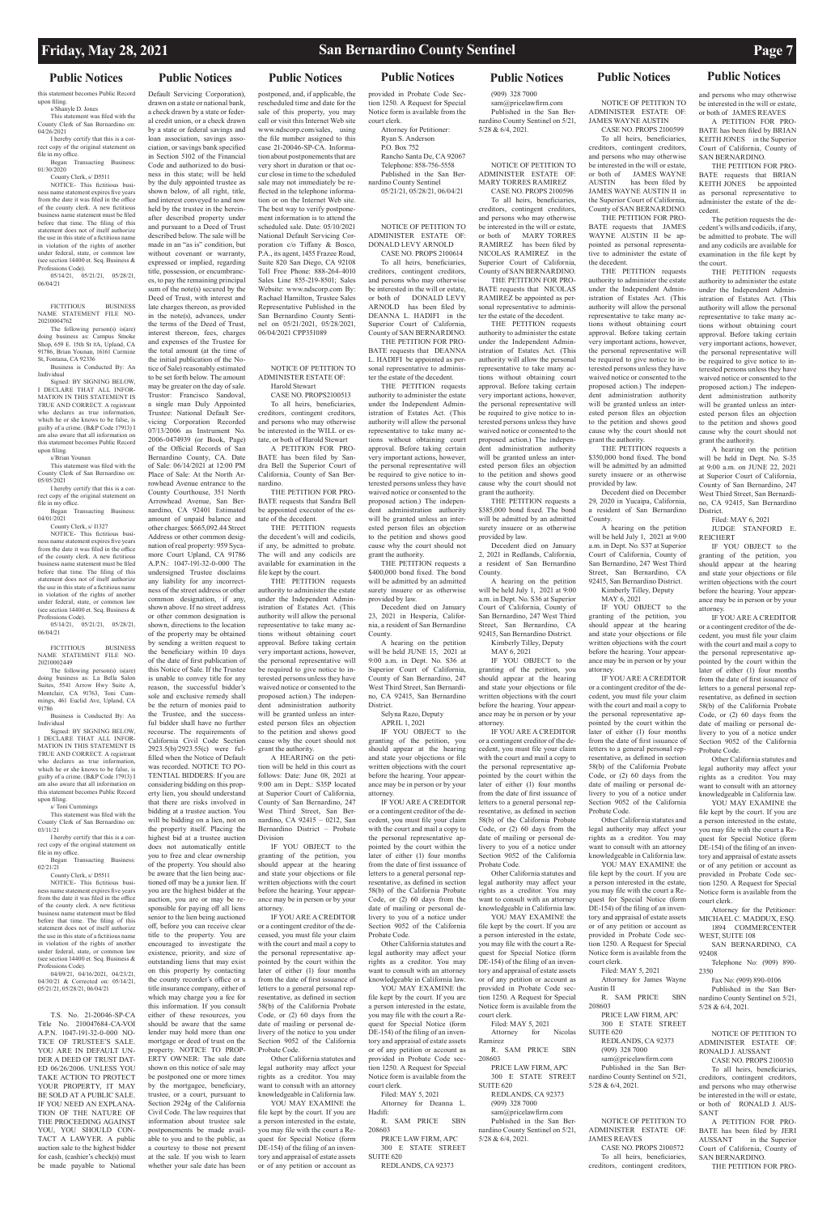this statement becomes Public Record upon filing.

s/Shanyle D. Jones

This statement was filed with the County Clerk of San Bernardino on: 04/26/2021

I hereby certify that this is a correct copy of the original statement on file in my office.

Began Transacting Business: 01/30/2020

County Clerk, s/ D5511

NOTICE- This fictitious business name statement expires five years from the date it was filed in the office of the county clerk. A new fictitious business name statement must be filed before that time. The filing of this statement does not of itself authorize the use in this state of a fictitious name in violation of the rights of another under federal, state, or common law (see section 14400 et. Seq. Business & Professions Code).

05/14/21, 05/21/21, 05/28/21, 06/04/21

FICTITIOUS BUSINESS NAME STATEMENT FILE NO-20210004762

The following person(s) is(are) doing business as: Campus Smoke Shop, 659 E. 15th St #A, Upland, CA 91786, Brian Younan, 16161 Carmine St, Fontana, CA 92336

Business is Conducted By: An Individual

Signed: BY SIGNING BELOW, I DECLARE THAT ALL INFORMATION IN THIS STATEMENT IS TRUE AND CORRECT. A registrant who declares as true information, which he or she knows to be false, is guilty of a crime. (B&P Code 17913) I am also aware that all information on this statement becomes Public Record upon filing.

s/Brian Younan

This statement was filed with the County Clerk of San Bernardino on: 05/05/2021

I hereby certify that this is a correct copy of the original statement on file in my office.

Began Transacting Business: 04/01/2021

County Clerk, s/ I1327

NOTICE- This fictitious business name statement expires five years from the date it was filed in the office of the county clerk. A new fictitious business name statement must be filed before that time. The filing of this statement does not of itself authorize the use in this state of a fictitious name in violation of the rights of another under federal, state, or common law (see section 14400 et. Seq. Business & Professions Code).

05/14/21, 05/21/21, 05/28/21, 06/04/21

FICTITIOUS BUSINESS NAME STATEMENT FILE NO-20210002449

The following person(s) is(are) doing business as: La Bella Salon Suites, 5541 Arrow Hwy Suite A, Montclair, CA 91763, Toni Cummings, 461 Euclid Ave, Upland, CA 91786

Business is Conducted By: An Individual

Signed: BY SIGNING BELOW, I DECLARE THAT ALL INFORMATION IN THIS STATEMENT IS TRUE AND CORRECT. A registrant who declares as true information, which he or she knows to be false, is guilty of a crime. (B&P Code 17913) I am also aware that all information on this statement becomes Public Record upon filing.

s/ Toni Cummings

This statement was filed with the County Clerk of San Bernardino on: 03/11/21

I hereby certify that this is a correct copy of the original statement on file in my office.

Began Transacting Business: 02/21/21

County Clerk, s/ D5511

NOTICE- This fictitious business name statement expires five years from the date it was filed in the office of the county clerk. A new fictitious business name statement must be filed before that time. The filing of this statement does not of itself authorize the use in this state of a fictitious name in violation of the rights of another under federal, state, or common law (see section 14400 et. Seq. Business & Professions Code).

04/09/21, 04/16/2021, 04/23/21, 04/30/21 & Corrected on: 05/14/21, 05/21/21, 05/28/21, 06/04/21

T.S. No. 21-20046-SP-CA Title No. 210047684-CA-VOI A.P.N. 1047-191-32-0-000 NOTICE OF TRUSTEE'S SALE. YOU ARE IN DEFAULT UNDER A DEED OF TRUST DATED 06/26/2006. UNLESS YOU TAKE ACTION TO PROTECT YOUR PROPERTY, IT MAY BE SOLD AT A PUBLIC SALE. IF YOU NEED AN EXPLANATION OF THE NATURE OF THE PROCEEDING AGAINST YOU, YOU SHOULD CONTACT A LAWYER. A public auction sale to the highest bidder for cash, (cashier's check(s) must be made payable to National Default Servicing Corporation), drawn on a state or national bank, a check drawn by a state or federal credit union, or a check drawn by a state or federal savings and loan association, savings association, or savings bank specified in Section 5102 of the Financial Code and authorized to do business in this state; will be held by the duly appointed trustee as shown below, of all right, title, and interest conveyed to and now held by the trustee in the hereinafter described property under and pursuant to a Deed of Trust described below. The sale will be made in an "as is" condition, but without covenant or warranty, expressed or implied, regarding title, possession, or encumbrances, to pay the remaining principal sum of the note(s) secured by the Deed of Trust, with interest and late charges thereon, as provided in the note(s), advances, under the terms of the Deed of Trust, interest thereon, fees, charges and expenses of the Trustee for the total amount (at the time of the initial publication of the Notice of Sale) reasonably estimated to be set forth below. The amount may be greater on the day of sale. Trustor: Francisco Sandoval, a single man Duly Appointed Trustee: National Default Servicing Corporation Recorded 07/13/2006 as Instrument No. 2006-0474939 (or Book, Page) of the Official Records of San Bernardino County, CA. Date of Sale: 06/14/2021 at 12:00 PM Place of Sale: At the North Arrowhead Avenue entrance to the County Courthouse, 351 North Arrowhead Avenue, San Bernardino, CA 92401 Estimated amount of unpaid balance and other charges: $665,092.44 Street Address or other common designation of real property: 959 Sycamore Court Upland, CA 91786 A.P.N.: 1047-191-32-0-000 The undersigned Trustee disclaims any liability for any incorrectness of the street address or other common designation, if any, shown above. If no street address or other common designation is shown, directions to the location of the property may be obtained by sending a written request to the beneficiary within 10 days of the date of first publication of this Notice of Sale. If the Trustee is unable to convey title for any reason, the successful bidder's sole and exclusive remedy shall be the return of monies paid to the Trustee, and the successful bidder shall have no further recourse. The requirements of California Civil Code Section 2923.5(b)/2923.55(c) were fulfilled when the Notice of Default was recorded. NOTICE TO POTENTIAL BIDDERS: If you are considering bidding on this property lien, you should understand that there are risks involved in bidding at a trustee auction. You will be bidding on a lien, not on the property itself. Placing the highest bid at a trustee auction does not automatically entitle you to free and clear ownership of the property. You should also be aware that the lien being auctioned off may be a junior lien. If you are the highest bidder at the auction, you are or may be responsible for paying off all liens senior to the lien being auctioned off, before you can receive clear title to the property. You are encouraged to investigate the existence, priority, and size of outstanding liens that may exist on this property by contacting the county recorder's office or a title insurance company, either of which may charge you a fee for this information. If you consult either of these resources, you should be aware that the same lender may hold more than one mortgage or deed of trust on the property. NOTICE TO PROPERTY OWNER: The sale date shown on this notice of sale may be postponed one or more times by the mortgagee, beneficiary, trustee, or a court, pursuant to Section 2924g of the California Civil Code. The law requires that information about trustee sale postponements be made available to you and to the public, as a courtesy to those not present at the sale. If you wish to learn whether your sale date has been postponed, and, if applicable, the rescheduled time and date for the sale of this property, you may call or visit this Internet Web site www.ndscorp.com/sales, using the file number assigned to this case 21-20046-SP-CA. Information about postponements that are very short in duration or that occur close in time to the scheduled sale may not immediately be reflected in the telephone information or on the Internet Web site. The best way to verify postponement information is to attend the scheduled sale. Date: 05/10/2021 National Default Servicing Corporation c/o Tiffany & Bosco, P.A., its agent, 1455 Frazee Road, Suite 820 San Diego, CA 92108 Toll Free Phone: 888-264-4010 Sales Line 855-219-8501; Sales Website: www.ndscorp.com By: Rachael Hamilton, Trustee Sales Representative Published in the San Bernardino County Sentinel on 05/21/2021, 05/28/2021, 06/04/2021 CPP351089

NOTICE OF PETITION TO ADMINISTER ESTATE OF:

Harold Stewart

CASE NO. PROPS2100513

To all heirs, beneficiaries, creditors, contingent creditors, and persons who may otherwise be interested in the WILL or estate, or both of Harold Stewart

A PETITION FOR PROBATE has been filed by Sandra Bell the Superior Court of California, County of San Bernardino.

THE PETITION FOR PROBATE requests that Sandra Bell be appointed executor of the estate of the decedent.

THE PETITION requests the decedent's will and codicils, if any, be admitted to probate. The will and any codicils are available for examination in the file kept by the court.

THE PETITION requests authority to administer the estate under the Independent Administration of Estates Act. (This authority will allow the personal representative to take many actions without obtaining court approval. Before taking certain very important actions, however, the personal representative will be required to give notice to interested persons unless they have waived notice or consented to the proposed action.) The independent administration authority will be granted unless an interested person files an objection to the petition and shows good cause why the court should not grant the authority.

A HEARING on the petition will be held in this court as follows: Date: June 08, 2021 at 9:00 am in Dept.: S35P located at Superior Court of California, County of San Bernardino, 247 West Third Street, San Bernardino, CA 92415 – 0212, San Bernardino District – Probate Division

IF YOU OBJECT to the granting of the petition, you should appear at the hearing and state your objections or file written objections with the court before the hearing. Your appearance may be in person or by your attorney.

IF YOU ARE A CREDITOR or a contingent creditor of the deceased, you must file your claim with the court and mail a copy to the personal representative appointed by the court within the later of either (1) four months from the date of first issuance of letters to a general personal representative, as defined in section 58(b) of the California Probate Code, or (2) 60 days from the date of mailing or personal delivery of the notice to you under Section 9052 of the California Probate Code.

Other California statutes and legal authority may affect your rights as a creditor. You may want to consult with an attorney knowledgeable in California law.

YOU MAY EXAMINE the file kept by the court. If you are a person interested in the estate, you may file with the court a Request for Special Notice (form DE-154) of the filing of an inventory and appraisal of estate assets or of any petition or account as provided in Probate Code Section 1250. A Request for Special Notice form is available from the court clerk.

Attorney for Petitioner:
Ryan S. Anderson
P.O. Box 752
Rancho Santa De, CA 92067
Telephone: 858-756-5558
Published in the San Bernardino County Sentinel
05/21/21, 05/28/21, 06/04/21

NOTICE OF PETITION TO ADMINISTER ESTATE OF: DONALD LEVY ARNOLD

CASE NO. PROPS 2100614

To all heirs, beneficiaries, creditors, contingent creditors, and persons who may otherwise be interested in the will or estate, or both of DONALD LEVY ARNOLD has been filed by DEANNA L. HADIFI in the Superior Court of California, County of SAN BERNARDINO.

THE PETITION FOR PROBATE requests that DEANNA L. HADIFI be appointed as personal representative to administer the estate of the decedent.

THE PETITION requests authority to administer the estate under the Independent Administration of Estates Act. (This authority will allow the personal representative to take many actions without obtaining court approval. Before taking certain very important actions, however, the personal representative will be required to give notice to interested persons unless they have waived notice or consented to the proposed action.) The independent administration authority will be granted unless an interested person files an objection to the petition and shows good cause why the court should not grant the authority.

THE PETITION requests a $400,000 bond fixed. The bond will be admitted by an admitted surety insurer or as otherwise provided by law.

Decedent died on January 23, 2021 in Hesperia, California, a resident of San Bernardino County.

A hearing on the petition will be held JUNE 15, 2021 at 9:00 a.m. in Dept. No. S36 at Superior Court of California, County of San Bernardino, 247 West Third Street, San Bernardino, CA 92415, San Bernardino District.

Selyna Razo, Deputy
APRIL 1, 2021

IF YOU OBJECT to the granting of the petition, you should appear at the hearing and state your objections or file written objections with the court before the hearing. Your appearance may be in person or by your attorney.

IF YOU ARE A CREDITOR or a contingent creditor of the decedent, you must file your claim with the court and mail a copy to the personal representative appointed by the court within the later of either (1) four months from the date of first issuance of letters to a general personal representative, as defined in section 58(b) of the California Probate Code, or (2) 60 days from the date of mailing or personal delivery to you of a notice under Section 9052 of the California Probate Code.

Other California statutes and legal authority may affect your rights as a creditor. You may want to consult with an attorney knowledgeable in California law.

YOU MAY EXAMINE the file kept by the court. If you are a person interested in the estate, you may file with the court a Request for Special Notice (form DE-154) of the filing of an inventory and appraisal of estate assets or of any petition or account as provided in Probate Code section 1250. A Request for Special Notice form is available from the court clerk.

Filed: MAY 5, 2021

Attorney for Deanna L. Hadifi:

R. SAM PRICE SBN 208603
PRICE LAW FIRM, APC
300 E STATE STREET SUITE 620
REDLANDS, CA 92373
(909) 328 7000
sam@pricelawfirm.com

Published in the San Bernardino County Sentinel on 5/21, 5/28 & 6/4, 2021.

NOTICE OF PETITION TO ADMINISTER ESTATE OF: MARY TORRES RAMIREZ

CASE NO. PROPS 2100596

To all heirs, beneficiaries, creditors, contingent creditors, and persons who may otherwise be interested in the will or estate, or both of MARY TORRES RAMIREZ has been filed by NICOLAS RAMIREZ in the Superior Court of California, County of SAN BERNARDINO.

THE PETITION FOR PROBATE requests that NICOLAS RAMIREZ be appointed as personal representative to administer the estate of the decedent.

THE PETITION requests authority to administer the estate under the Independent Administration of Estates Act. (This authority will allow the personal representative to take many actions without obtaining court approval. Before taking certain very important actions, however, the personal representative will be required to give notice to interested persons unless they have waived notice or consented to the proposed action.) The independent administration authority will be granted unless an interested person files an objection to the petition and shows good cause why the court should not grant the authority.

THE PETITION requests a $385,000 bond fixed. The bond will be admitted by an admitted surety insurer or as otherwise provided by law.

Decedent died on January 2, 2021 in Redlands, California, a resident of San Bernardino County.

A hearing on the petition will be held July 1, 2021 at 9:00 a.m. in Dept. No. S36 at Superior Court of California, County of San Bernardino, 247 West Third Street, San Bernardino, CA 92415, San Bernardino District.

Kimberly Tilley, Deputy
MAY 6, 2021

IF YOU OBJECT to the granting of the petition, you should appear at the hearing and state your objections or file written objections with the court before the hearing. Your appearance may be in person or by your attorney.

IF YOU ARE A CREDITOR or a contingent creditor of the decedent, you must file your claim with the court and mail a copy to the personal representative appointed by the court within the later of either (1) four months from the date of first issuance of letters to a general personal representative, as defined in section 58(b) of the California Probate Code, or (2) 60 days from the date of mailing or personal delivery to you of a notice under Section 9052 of the California Probate Code.

Other California statutes and legal authority may affect your rights as a creditor. You may want to consult with an attorney knowledgeable in California law.

YOU MAY EXAMINE the file kept by the court. If you are a person interested in the estate, you may file with the court a Request for Special Notice (form DE-154) of the filing of an inventory and appraisal of estate assets or of any petition or account as provided in Probate Code section 1250. A Request for Special Notice form is available from the court clerk.

Filed: MAY 5, 2021

Attorney for Nicolas Ramirez

R. SAM PRICE SBN 208603
PRICE LAW FIRM, APC
300 E STATE STREET SUITE 620
REDLANDS, CA 92373
(909) 328 7000
sam@pricelawfirm.com

Published in the San Bernardino County Sentinel on 5/21, 5/28 & 6/4, 2021.

NOTICE OF PETITION TO ADMINISTER ESTATE OF: JAMES WAYNE AUSTIN

CASE NO. PROPS 2100599

To all heirs, beneficiaries, creditors, contingent creditors, and persons who may otherwise be interested in the will or estate, or both of JAMES WAYNE AUSTIN has been filed by JAMES WAYNE AUSTIN II in the Superior Court of California, County of SAN BERNARDINO.

THE PETITION FOR PROBATE requests that JAMES WAYNE AUSTIN II be appointed as personal representative to administer the estate of the decedent.

THE PETITION requests authority to administer the estate under the Independent Administration of Estates Act. (This authority will allow the personal representative to take many actions without obtaining court approval. Before taking certain very important actions, however, the personal representative will be required to give notice to interested persons unless they have waived notice or consented to the proposed action.) The independent administration authority will be granted unless an interested person files an objection to the petition and shows good cause why the court should not grant the authority.

THE PETITION requests a $350,000 bond fixed. The bond will be admitted by an admitted surety insurer or as otherwise provided by law.

Decedent died on December 29, 2020 in Yucaipa, California, a resident of San Bernardino County.

A hearing on the petition will be held July 1, 2021 at 9:00 a.m. in Dept. No. S37 at Superior Court of California, County of San Bernardino, 247 West Third Street, San Bernardino, CA 92415, San Bernardino District.

Kimberly Tilley, Deputy
MAY 6, 2021

IF YOU OBJECT to the granting of the petition, you should appear at the hearing and state your objections or file written objections with the court before the hearing. Your appearance may be in person or by your attorney.

IF YOU ARE A CREDITOR or a contingent creditor of the decedent, you must file your claim with the court and mail a copy to the personal representative appointed by the court within the later of either (1) four months from the date of first issuance of letters to a general personal representative, as defined in section 58(b) of the California Probate Code, or (2) 60 days from the date of mailing or personal delivery to you of a notice under Section 9052 of the California Probate Code.

Other California statutes and legal authority may affect your rights as a creditor. You may want to consult with an attorney knowledgeable in California law.

YOU MAY EXAMINE the file kept by the court. If you are a person interested in the estate, you may file with the court a Request for Special Notice (form DE-154) of the filing of an inventory and appraisal of estate assets or of any petition or account as provided in Probate Code section 1250. A Request for Special Notice form is available from the court clerk.

Filed: MAY 5, 2021

Attorney for James Wayne Austin II

R. SAM PRICE SBN 208603
PRICE LAW FIRM, APC
300 E STATE STREET SUITE 620
REDLANDS, CA 92373
(909) 328 7000
sam@pricelawfirm.com

Published in the San Bernardino County Sentinel on 5/21, 5/28 & 6/4, 2021.

NOTICE OF PETITION TO ADMINISTER ESTATE OF: JAMES REAVES

CASE NO. PROPS 2100572

To all heirs, beneficiaries, creditors, contingent creditors, and persons who may otherwise be interested in the will or estate, or both of JAMES REAVES

A PETITION FOR PROBATE has been filed by BRIAN KEITH JONES in the Superior Court of California, County of SAN BERNARDINO.

THE PETITION FOR PROBATE requests that BRIAN KEITH JONES be appointed as personal representative to administer the estate of the decedent.

The petition requests the decedent's wills and codicils, if any, be admitted to probate. The will and any codicils are available for examination in the file kept by the court.

THE PETITION requests authority to administer the estate under the Independent Administration of Estates Act. (This authority will allow the personal representative to take many actions without obtaining court approval. Before taking certain very important actions, however, the personal representative will be required to give notice to interested persons unless they have waived notice or consented to the proposed action.) The independent administration authority will be granted unless an interested person files an objection to the petition and shows good cause why the court should not grant the authority.

A hearing on the petition will be held in Dept. No. S-35 at 9:00 a.m. on JUNE 22, 2021 at Superior Court of California, County of San Bernardino, 247 West Third Street, San Bernardino, CA 92415, San Bernardino District.

Filed: MAY 6, 2021

JUDGE STANFORD E. REICHERT

IF YOU OBJECT to the granting of the petition, you should appear at the hearing and state your objections or file written objections with the court before the hearing. Your appearance may be in person or by your attorney.

IF YOU ARE A CREDITOR or a contingent creditor of the decedent, you must file your claim with the court and mail a copy to the personal representative appointed by the court within the later of either (1) four months from the date of first issuance of letters to a general personal representative, as defined in section 58(b) of the California Probate Code, or (2) 60 days from the date of mailing or personal delivery to you of a notice under Section 9052 of the California Probate Code.

Other California statutes and legal authority may affect your rights as a creditor. You may want to consult with an attorney knowledgeable in California law.

YOU MAY EXAMINE the file kept by the court. If you are a person interested in the estate, you may file with the court a Request for Special Notice (form DE-154) of the filing of an inventory and appraisal of estate assets or of any petition or account as provided in Probate Code section 1250. A Request for Special Notice form is available from the court clerk.

Attorney for the Petitioner:
MICHAEL C. MADDUX, ESQ.
1894 COMMERCENTER WEST, SUITE 108
SAN BERNARDINO, CA 92408
Telephone No: (909) 890-2350
Fax No: (909) 890-0106

Published in the San Bernardino County Sentinel on 5/21, 5/28 & 6/4, 2021.

NOTICE OF PETITION TO ADMINISTER ESTATE OF: RONALD J. AUSSANT

CASE NO. PROPS 2100510

To all heirs, beneficiaries, creditors, contingent creditors, and persons who may otherwise be interested in the will or estate, or both of RONALD J. AUSSANT

A PETITION FOR PROBATE has been filed by JERI AUSSANT in the Superior Court of California, County of SAN BERNARDINO.

THE PETITION FOR PRO-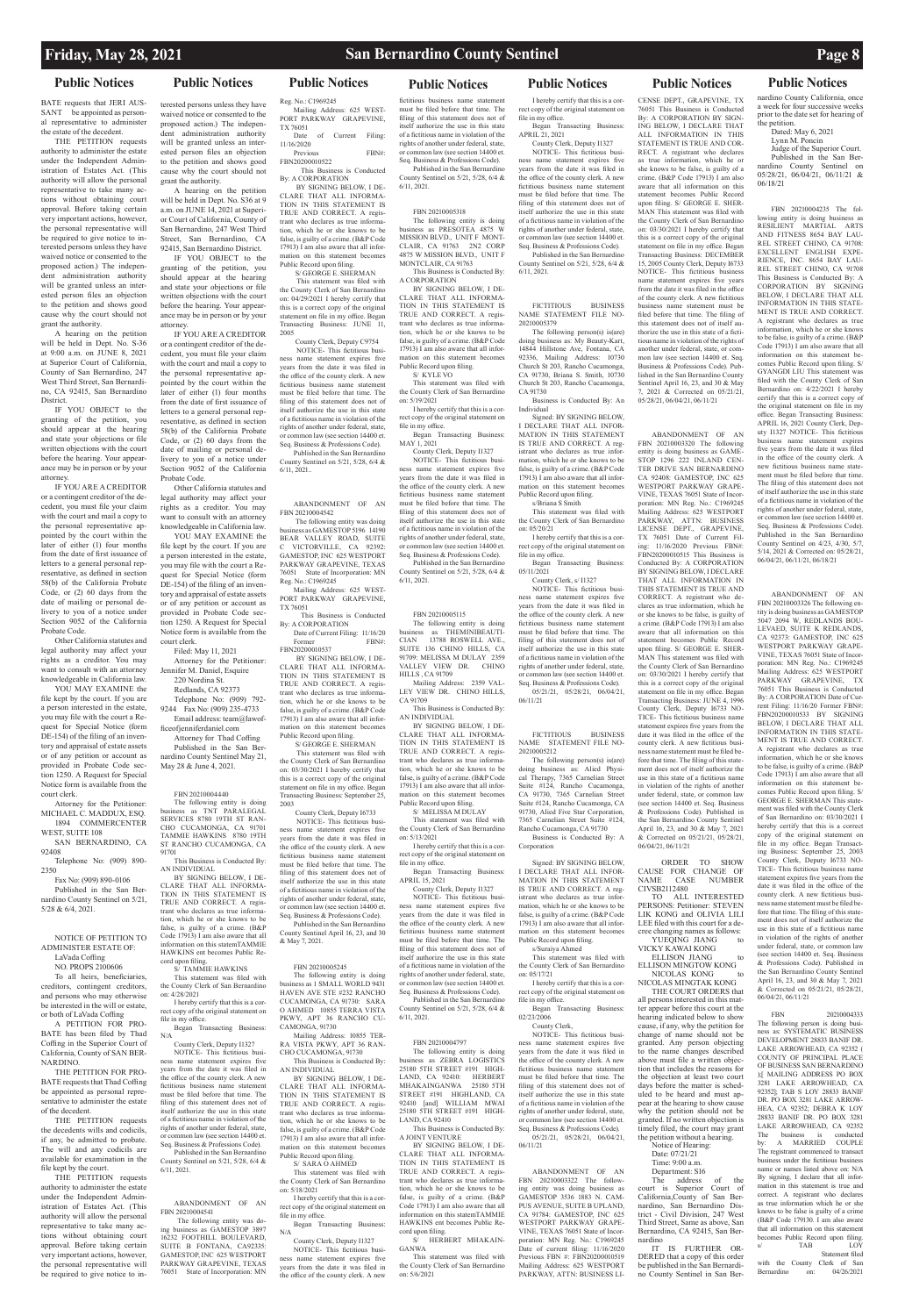BATE requests that JERI AUSSANT be appointed as personal representative to administer the estate of the decedent.

THE PETITION requests authority to administer the estate under the Independent Administration of Estates Act. (This authority will allow the personal representative to take many actions without obtaining court approval. Before taking certain very important actions, however, the personal representative will be required to give notice to interested persons unless they have waived notice or consented to the proposed action.) The independent administration authority will be granted unless an interested person files an objection to the petition and shows good cause why the court should not grant the authority.

A hearing on the petition will be held in Dept. No. S-36 at 9:00 a.m. on JUNE 8, 2021 at Superior Court of California, County of San Bernardino, 247 West Third Street, San Bernardino, CA 92415, San Bernardino District.

IF YOU OBJECT to the granting of the petition, you should appear at the hearing and state your objections or file written objections with the court before the hearing. Your appearance may be in person or by your attorney.

IF YOU ARE A CREDITOR or a contingent creditor of the decedent, you must file your claim with the court and mail a copy to the personal representative appointed by the court within the later of either (1) four months from the date of first issuance of letters to a general personal representative, as defined in section 58(b) of the California Probate Code, or (2) 60 days from the date of mailing or personal delivery to you of a notice under Section 9052 of the California Probate Code.

Other California statutes and legal authority may affect your rights as a creditor. You may want to consult with an attorney knowledgeable in California law.

YOU MAY EXAMINE the file kept by the court. If you are a person interested in the estate, you may file with the court a Request for Special Notice (form DE-154) of the filing of an inventory and appraisal of estate assets or of any petition or account as provided in Probate Code section 1250. A Request for Special Notice form is available from the court clerk.

Attorney for the Petitioner: MICHAEL C. MADDUX, ESQ. 1894 COMMERCENTER WEST, SUITE 108

SAN BERNARDINO, CA 92408

Telephone No: (909) 890-2350

Fax No: (909) 890-0106

Published in the San Bernardino County Sentinel on 5/21, 5/28 & 6/4, 2021.

NOTICE OF PETITION TO ADMINISTER ESTATE OF: LaVada Coffing

NO. PROPS 2100606

To all heirs, beneficiaries, creditors, contingent creditors, and persons who may otherwise be interested in the will or estate, or both of LaVada Coffing

A PETITION FOR PROBATE has been filed by Thad Coffing in the Superior Court of California, County of SAN BERNARDINO.

THE PETITION FOR PROBATE requests that Thad Coffing be appointed as personal representative to administer the estate of the decedent.

THE PETITION requests the decedents wills and codicils, if any, be admitted to probate. The will and any codicils are available for examination in the file kept by the court.

THE PETITION requests authority to administer the estate under the Independent Administration of Estates Act. (This authority will allow the personal representative to take many actions without obtaining court approval. Before taking certain very important actions, however, the personal representative will be required to give notice to interested persons unless they have waived notice or consented to the proposed action.) The independent administration authority will be granted unless an interested person files an objection to the petition and shows good cause why the court should not grant the authority.

A hearing on the petition will be held in Dept. No. S36 at 9 a.m. on JUNE 14, 2021 at Superior Court of California, County of San Bernardino, 247 West Third Street, San Bernardino, CA 92415, San Bernardino District.

IF YOU OBJECT to the granting of the petition, you should appear at the hearing and state your objections or file written objections with the court before the hearing. Your appearance may be in person or by your attorney.

IF YOU ARE A CREDITOR or a contingent creditor of the decedent, you must file your claim with the court and mail a copy to the personal representative appointed by the court within the later of either (1) four months from the date of first issuance of letters to a general personal representative, as defined in section 58(b) of the California Probate Code, or (2) 60 days from the date of mailing or personal delivery to you of a notice under Section 9052 of the California Probate Code.

Other California statutes and legal authority may affect your rights as a creditor. You may want to consult with an attorney knowledgeable in California law.

YOU MAY EXAMINE the file kept by the court. If you are a person interested in the estate, you may file with the court a Request for Special Notice (form DE-154) of the filing of an inventory and appraisal of estate assets or of any petition or account as provided in Probate Code section 1250. A Request for Special Notice form is available from the court clerk.

Filed: May 11, 2021

Attorney for the Petitioner: Jennifer M. Daniel, Esquire

220 Nordina St.

Redlands, CA 92373

Telephone No: (909) 792-9244 Fax No: (909) 235-4733

Email address: team@lawofficeofjenniferdaniel.com

Attorney for Thad Coffing

Published in the San Bernardino County Sentinel May 21, May 28 & June 4, 2021.

FBN 20210004440

The following entity is doing business as TNT PARALEGAL SERVICES 8780 19TH ST RANCHO CUCAMONGA, CA 91701 TAMMIE HAWKINS 8780 19TH ST RANCHO CUCAMONGA, CA 91701

This Business is Conducted By: AN INDIVIDUAL

BY SIGNING BELOW, I DECLARE THAT ALL INFORMATION IN THIS STATEMENT IS TRUE AND CORRECT. A registrant who declares as true information, which he or she knows to be false, is guilty of a crime. (B&P Code 17913) I am also aware that all information on this statemTAMMIE HAWKINS ent becomes Public Record upon filing.

S/ TAMMIE HAWKINS

This statement was filed with the County Clerk of San Bernardino on: 4/28/2021

I hereby certify that this is a correct copy of the original statement on file in my office.

Began Transacting Business: N/A

County Clerk, Deputy I1327

NOTICE- This fictitious business name statement expires five years from the date it was filed in the office of the county clerk. A new fictitious business name statement must be filed before that time. The filing of this statement does not of itself authorize the use in this state of a fictitious name in violation of the rights of another under federal, state, or common law (see section 14400 et. Seq. Business & Professions Code).

Published in the San Bernardino County Sentinel on 5/21, 5/28, 6/4 & 6/11, 2021.

ABANDONMENT OF AN FBN 20210004541

The following entity was doing business as GAMESTOP 3897 16232 FOOTHILL BOULEVARD, SUITE B FONTANA, CA92335: GAMESTOP, INC 625 WESTPORT PARKWAY GRAPEVINE, TEXAS 76051 State of Incorporation: MN Reg. No.: C1969245

Mailing Address: 625 WESTPORT PARKWAY GRAPEVINE, TX 76051

Date of Current Filing: 11/16/2020

Previous FBN#: FBN20200010522

This Business is Conducted By: A CORPORATION

BY SIGNING BELOW, I DECLARE THAT ALL INFORMATION IN THIS STATEMENT IS TRUE AND CORRECT. A registrant who declares as true information, which he or she knows to be false, is guilty of a crime. (B&P Code 17913) I am also aware that all information on this statement becomes Public Record upon filing.

S/ GEORGE E. SHERMAN

This statement was filed with the County Clerk of San Bernardino on: 04/29/2021 I hereby certify that this is a correct copy of the original statement on file in my office. Began Transacting Business: JUNE 11, 2005

County Clerk, Deputy C9754

NOTICE- This fictitious business name statement expires five years from the date it was filed in the office of the county clerk. A new fictitious business name statement must be filed before that time. The filing of this statement does not of itself authorize the use in this state of a fictitious name in violation of the rights of another under federal, state, or common law (see section 14400 et. Seq. Business & Professions Code).

Published in the San Bernardino County Sentinel on 5/21, 5/28, 6/4 & 6/11, 2021..

ABANDONMENT OF AN FBN 20210004542

The following entity was doing business as GAMESTOP 5196 14190 BEAR VALLEY ROAD, SUITE C VICTORVILLE, CA 92392: GAMESTOP, INC 625 WESTPORT PARKWAY GRAPEVINE, TEXAS 76051 State of Incorporation: MN Reg. No.: C1969245

Mailing Address: 625 WESTPORT PARKWAY GRAPEVINE, TX 76051

This Business is Conducted By: A CORPORATION

Date of Current Filing: 11/16/20

Former FBN#: FBN20200010537

BY SIGNING BELOW, I DECLARE THAT ALL INFORMATION IN THIS STATEMENT IS TRUE AND CORRECT. A registrant who declares as true information, which he or she knows to be false, is guilty of a crime. (B&P Code 17913) I am also aware that all information on this statement becomes Public Record upon filing.

S/ GEORGE E. SHERMAN

This statement was filed with the County Clerk of San Bernardino on: 03/30/2021 I hereby certify that this is a correct copy of the original statement on file in my office. Began Transacting Business: September 25, 2003

County Clerk, Deputy I6733

NOTICE- This fictitious business name statement expires five years from the date it was filed in the office of the county clerk. A new fictitious business name statement must be filed before that time. The filing of this statement does not of itself authorize the use in this state of a fictitious name in violation of the rights of another under federal, state, or common law (see section 14400 et. Seq. Business & Professions Code).

Published in the San Bernardino County Sentinel April 16, 23 and 30 & May 7, 2021.

FBN 20210005245

The following entity is doing business as 1 SMALL WORLD 9431 HAVEN AVE STE #232 RANCHO CUCAMONGA, CA 91730: SARA O AHMED 10855 TERRA VISTA PKWY, APT 36 RANCHO CUCAMONGA, 91730

Mailing Address: 10855 TERRA VISTA PKWY, APT 36 RANCHO CUCAMONGA, 91730

This Business is Conducted By: AN INDIVIDUAL

BY SIGNING BELOW, I DECLARE THAT ALL INFORMATION IN THIS STATEMENT IS TRUE AND CORRECT. A registrant who declares as true information, which he or she knows to be false, is guilty of a crime. (B&P Code 17913) I am also aware that all information on this statement becomes Public Record upon filing.

S/ SARA O AHMED

This statement was filed with the County Clerk of San Bernardino on: 5/18/2021

I hereby certify that this is a correct copy of the original statement on file in my office.

Began Transacting Business: N/A

County Clerk, Deputy I1327

NOTICE- This fictitious business name statement expires five years from the date it was filed in the office of the county clerk. A new fictitious business name statement must be filed before that time. The filing of this statement does not of itself authorize the use in this state of a fictitious name in violation of the rights of another under federal, state, or common law (see section 14400 et. Seq. Business & Professions Code).

Published in the San Bernardino County Sentinel on 5/21, 5/28, 6/4 & 6/11, 2021.

FBN 20210005318

The following entity is doing business as PRESOTEA 4875 W MISSION BLVD., UNIT F MONTCLAIR, CA 91763 2N2 CORP 4875 W MISSION BLVD., UNIT F MONTCLAIR, CA 91763

This Business is Conducted By: A CORPORATION

BY SIGNING BELOW, I DECLARE THAT ALL INFORMATION IN THIS STATEMENT IS TRUE AND CORRECT. A registrant who declares as true information, which he or she knows to be false, is guilty of a crime. (B&P Code 17913) I am also aware that all information on this statement becomes Public Record upon filing.

S/ KYLE VO

This statement was filed with the County Clerk of San Bernardino on: 5/19/2021

I hereby certify that this is a correct copy of the original statement on file in my office.

Began Transacting Business: MAY 1, 2021

County Clerk, Deputy I1327

NOTICE- This fictitious business name statement expires five years from the date it was filed in the office of the county clerk. A new fictitious business name statement must be filed before that time. The filing of this statement does not of itself authorize the use in this state of a fictitious name in violation of the rights of another under federal, state, or common law (see section 14400 et. Seq. Business & Professions Code).

Published in the San Bernardino County Sentinel on 5/21, 5/28, 6/4 & 6/11, 2021.

FBN 20210005115

The following entity is doing business as THEMINIBEAUTICIAN 13788 ROSWELL AVE., SUITE 136 CHINO HILLS, CA 91709: MELISSA M DULAY 2359 VALLEY VIEW DR. CHINO HILLS, CA 91709

Mailing Address: 2359 VALLEY VIEW DR. CHINO HILLS, CA 91709

This Business is Conducted By: AN INDIVIDUAL

BY SIGNING BELOW, I DECLARE THAT ALL INFORMATION IN THIS STATEMENT IS TRUE AND CORRECT. A registrant who declares as true information, which he or she knows to be false, is guilty of a crime. (B&P Code 17913) I am also aware that all information on this statement becomes Public Record upon filing.

S/ MELISSA M DULAY

This statement was filed with the County Clerk of San Bernardino on: 5/13/2021

I hereby certify that this is a correct copy of the original statement on file in my office.

Began Transacting Business: APRIL 15, 2021

County Clerk, Deputy I1327

NOTICE- This fictitious business name statement expires five years from the date it was filed in the office of the county clerk. A new fictitious business name statement must be filed before that time. The filing of this statement does not of itself authorize the use in this state of a fictitious name in violation of the rights of another under federal, state, or common law (see section 14400 et. Seq. Business & Professions Code).

Published in the San Bernardino County Sentinel on 5/21, 5/28, 6/4 & 6/11, 2021.

FBN 20210004797

The following entity is doing business as ZEBRA LOGISTICS 25180 5TH STREET #191 HIGHLAND, CA 92410: HERBERT MHAKAINGANWA 25180 5TH STREET #191 HIGHLAND, CA 92410 [and] WILLIAM MWAI 25180 5TH STREET #191 HIGHLAND, CA 92410

This Business is Conducted By: A JOINT VENTURE

BY SIGNING BELOW, I DECLARE THAT ALL INFORMATION IN THIS STATEMENT IS TRUE AND CORRECT. A registrant who declares as true information, which he or she knows to be false, is guilty of a crime. (B&P Code 17913) I am also aware that all information on this statemTAMMIE HAWKINS ent becomes Public Record upon filing.

S/ HERBERT MHAKAINGANWA

This statement was filed with the County Clerk of San Bernardino on: 5/6/2021

I hereby certify that this is a correct copy of the original statement on file in my office.

Began Transacting Business: APRIL 21, 2021

County Clerk, Deputy I1327

NOTICE- This fictitious business name statement expires five years from the date it was filed in the office of the county clerk. A new fictitious business name statement must be filed before that time. The filing of this statement does not of itself authorize the use in this state of a fictitious name in violation of the rights of another under federal, state, or common law (see section 14400 et. Seq. Business & Professions Code).

Published in the San Bernardino County Sentinel on 5/21, 5/28, 6/4 & 6/11, 2021.

FICTITIOUS BUSINESS NAME STATEMENT FILE NO-20210005379

The following person(s) is(are) doing business as: My Beauty-Kart, 14844 Hillstone Ave, Fontana, CA 92336, Mailing Address: 10730 Church St 203, Rancho Cucamonga, CA 91730, Briana S. Smith, 10730 Church St 203, Rancho Cucamonga, CA 91730

Business is Conducted By: An Individual

Signed: BY SIGNING BELOW, I DECLARE THAT ALL INFORMATION IN THIS STATEMENT IS TRUE AND CORRECT. A registrant who declares as true information, which he or she knows to be false, is guilty of a crime. (B&P Code 17913) I am also aware that all information on this statement becomes Public Record upon filing.

s/Briana S Smith

This statement was filed with the County Clerk of San Bernardino on: 05/20/21

I hereby certify that this is a correct copy of the original statement on file in my office.

Began Transacting Business: 05/11/2021

County Clerk, s/ I1327

NOTICE- This fictitious business name statement expires five years from the date it was filed in the office of the county clerk. A new fictitious business name statement must be filed before that time. The filing of this statement does not of itself authorize the use in this state of a fictitious name in violation of the rights of another under federal, state, or common law (see section 14400 et. Seq. Business & Professions Code).

05/21/21, 05/28/21, 06/04/21, 06/11/21

FICTITIOUS BUSINESS NAME STATEMENT FILE NO-20210005212

The following person(s) is(are) doing business as: Alied Physical Therapy, 7365 Carnelian Street Suite #124, Rancho Cucamonga, CA 91730, 7365 Carnelian Street Suite #124, Rancho Cucamonga, CA 91730, Alied Five Star Corporation, 7365 Carnelian Street Suite #124, Rancho Cucamonga, CA 91730

Business is Conducted By: A Corporation

Signed: BY SIGNING BELOW, I DECLARE THAT ALL INFORMATION IN THIS STATEMENT IS TRUE AND CORRECT. A registrant who declares as true information, which he or she knows to be false, is guilty of a crime. (B&P Code 17913) I am also aware that all information on this statement becomes Public Record upon filing.

s/Suraya Ahmed

This statement was filed with the County Clerk of San Bernardino on: 05/17/21

I hereby certify that this is a correct copy of the original statement on file in my office.

Began Transacting Business: 02/23/2006

County Clerk,

NOTICE- This fictitious business name statement expires five years from the date it was filed in the office of the county clerk. A new fictitious business name statement must be filed before that time. The filing of this statement does not of itself authorize the use in this state of a fictitious name in violation of the rights of another under federal, state, or common law (see section 14400 et. Seq. Business & Professions Code).

05/21/21, 05/28/21, 06/04/21, 06/11/21

ABANDONMENT OF AN FBN 20210003322 The following entity was doing business as GAMESTOP 3536 1883 N. CAMPUS AVENUE, SUITE B UPLAND, CA 91784: GAMESTOP, INC 625 WESTPORT PARKWAY GRAPEVINE, TEXAS 76051 State of Incorporation: MN Reg. No.: C1969245 Date of current filing: 11/16/2020 Previous FBN #: FBN20200010519 Mailing Address: 625 WESTPORT PARKWAY, ATTN: BUSINESS LICENSE DEPT., GRAPEVINE, TX 76051 This Business is Conducted By: A CORPORATION BY SIGNING BELOW, I DECLARE THAT ALL INFORMATION IN THIS STATEMENT IS TRUE AND CORRECT. A registrant who declares as true information, which he or she knows to be false, is guilty of a crime. (B&P Code 17913) I am also aware that all information on this statement becomes Public Record upon filing. S/ GEORGE E. SHERMAN This statement was filed with the County Clerk of San Bernardino on: 03/30/2021 I hereby certify that this is a correct copy of the original statement on file in my office. Began Transacting Business: DECEMBER 15, 2005 County Clerk, Deputy I6733 NOTICE- This fictitious business name statement expires five years from the date it was filed in the office of the county clerk. A new fictitious business name statement must be filed before that time. The filing of this statement does not of itself authorize the use in this state of a fictitious name in violation of the rights of another under federal, state, or common law (see section 14400 et. Seq. Business & Professions Code). Published in the San Bernardino County Sentinel April 16, 23 and 30 & May 7, 2021 & Corrected on 05/21/21, 05/28/21, 06/04/21, 06/11/21

ABANDONMENT OF AN FBN 20210003320 The following entity is doing business as GAMESTOP 1296 222 INLAND CENTER DRIVE SAN BERNARDINO CA 92408: GAMESTOP, INC 625 WESTPORT PARKWAY GRAPEVINE, TEXAS 76051 State of Incorporation: MN Reg. No.: C1969245 Mailing Address: 625 WESTPORT PARKWAY, ATTN: BUSINESS LICENSE DEPT., GRAPEVINE, TX 76051 Date of Current Filing: 11/16/2020 Previous FBN#: FBN20200010515 This Business is Conducted By: A CORPORATION BY SIGNING BELOW, I DECLARE THAT ALL INFORMATION IN THIS STATEMENT IS TRUE AND CORRECT. A registrant who declares as true information, which he or she knows to be false, is guilty of a crime. (B&P Code 17913) I am also aware that all information on this statement becomes Public Record upon filing. S/ GEORGE E. SHERMAN This statement was filed with the County Clerk of San Bernardino on: 03/30/2021 I hereby certify that this is a correct copy of the original statement on file in my office. Began Transacting Business: JUNE 4, 1996 County Clerk, Deputy I6733 NOTICE- This fictitious business name statement expires five years from the date it was filed in the office of the county clerk. A new fictitious business name statement must be filed before that time. The filing of this statement does not of itself authorize the use in this state of a fictitious name in violation of the rights of another under federal, state, or common law (see section 14400 et. Seq. Business & Professions Code). Published in the San Bernardino County Sentinel April 16, 23, and 30 & May 7, 2021 & Corrected on 05/21/21, 05/28/21, 06/04/21, 06/11/21

ORDER TO SHOW CAUSE FOR CHANGE OF NAME CASE NUMBER CIVSB2112480

TO ALL INTERESTED PERSONS: Petitioner: STEVEN LIK KONG and OLIVIA LILI LEE filed with this court for a decree changing names as follows:

YUEQING JIANG to VICKY KAWAI KONG

ELLISON JIANG to ELLISON MINGTOW KONG

NICOLAS KONG to NICOLAS MINGTAK KONG

THE COURT ORDERS that all persons interested in this matter appear before this court at the hearing indicated below to show cause, if any, why the petition for change of name should not be granted. Any person objecting to the name changes described above must file a written objection that includes the reasons for the objection at least two court days before the matter is scheduled to be heard and must appear at the hearing to show cause why the petition should not be granted. If no written objection is timely filed, the court may grant the petition without a hearing.

Notice of Hearing:

Date: 07/21/21

Time: 9:00 a.m.

Department: S16

The address of the court is Superior Court of California,County of San Bernardino, San Bernardino District - Civil Division, 247 West Third Street, Same as above, San Bernardino, CA 92415, San Bernardino

IT IS FURTHER ORDERED that a copy of this order be published in the San Bernardino County Sentinel in San Bernardino County California, once a week for four successive weeks prior to the date set for hearing of the petition.

Dated: May 6, 2021

Lynn M. Poncin

Judge of the Superior Court.

Published in the San Bernardino County Sentinel on 05/28/21, 06/04/21, 06/11/21 & 06/18/21

FBN 20210004235 The following entity is doing business as RESILIENT MARTIAL ARTS AND FITNESS 8654 BAY LAUREL STREET CHINO, CA 91708: EXCELLENT ENGLISH EXPERIENCE, INC. 8654 BAY LAUREL STREET CHINO, CA 91708 This Business is Conducted By: A CORPORATION BY SIGNING BELOW, I DECLARE THAT ALL INFORMATION IN THIS STATEMENT IS TRUE AND CORRECT. A registrant who declares as true information, which he or she knows to be false, is guilty of a crime. (B&P Code 17913) I am also aware that all information on this statement becomes Public Record upon filing. S/ GYANGDI LIU This statement was filed with the County Clerk of San Bernardino on: 4/22/2021 I hereby certify that this is a correct copy of the original statement on file in my office. Began Transacting Business: APRIL 16, 2021 County Clerk, Deputy I1327 NOTICE- This fictitious business name statement expires five years from the date it was filed in the office of the county clerk. A new fictitious business name statement must be filed before that time. The filing of this statement does not of itself authorize the use in this state of a fictitious name in violation of the rights of another under federal, state, or common law (see section 14400 et. Seq. Business & Professions Code). Published in the San Bernardino County Sentinel on 4/23, 4/30, 5/7, 5/14, 2021 & Corrected on: 05/28/21, 06/04/21, 06/11/21, 06/18/21

ABANDONMENT OF AN FBN 20210003326 The following entity is doing business as GAMESTOP 5047 2094 W, REDLANDS BOULEVARD, SUITE K REDLANDS, CA 92373: GAMESTOP, INC 625 WESTPORT PARKWAY GRAPEVINE, TEXAS 76051 State of Incorporation: MN Reg. No.: C1969245 Mailing Address: 625 WESTPORT PARKWAY GRAPEVINE, TX 76051 This Business is Conducted By: A CORPORATION Date of Current Filing: 11/16/20 Former FBN#: FBN20200010533 BY SIGNING BELOW, I DECLARE THAT ALL INFORMATION IN THIS STATEMENT IS TRUE AND CORRECT. A registrant who declares as true information, which he or she knows to be false, is guilty of a crime. (B&P Code 17913) I am also aware that all information on this statement becomes Public Record upon filing. S/ GEORGE E. SHERMAN This statement was filed with the County Clerk of San Bernardino on: 03/30/2021 I hereby certify that this is a correct copy of the original statement on file in my office. Began Transacting Business: September 25, 2003 County Clerk, Deputy I6733 NOTICE- This fictitious business name statement expires five years from the date it was filed in the office of the county clerk. A new fictitious business name statement must be filed before that time. The filing of this statement does not of itself authorize the use in this state of a fictitious name in violation of the rights of another under federal, state, or common law (see section 14400 et. Seq. Business & Professions Code). Published in the San Bernardino County Sentinel April 16, 23, and 30 & May 7, 2021 & Corrected on 05/21/21, 05/28/21, 06/04/21, 06/11/21

FBN 20210004333 The following person is doing business as: SYSTEMATIC BUSINESS DEVELOPMENT 28833 BANIF DR. LAKE ARROWHEAD, CA 92352 ( COUNTY OF PRINCIPAL PLACE OF BUSINESS SAN BERNARDINO )[ MAILING ADDRESS PO BOX 3281 LAKE ARROWHEAD, CA 92352]; TAB S LOY 28833 BANIF DR. PO BOX 3281 LAKE ARROWHEA, CA 92352; DEBRA K LOY 28833 BANIF DR. PO BOX 3281 LAKE ARROWHEAD, CA 92352 The business is conducted by: A MARRIED COUPLE The registrant commenced to transact business under the fictitious business name or names listed above on: N/A By signing, I declare that all information in this statement is true and correct. A registrant who declares as true information which he or she knows to be false is guilty of a crime (B&P Code 179130. I am also aware that all information on this statement becomes Public Record upon filing. s/ TAB LOY Statement filed with the County Clerk of San Bernardino on: 04/26/2021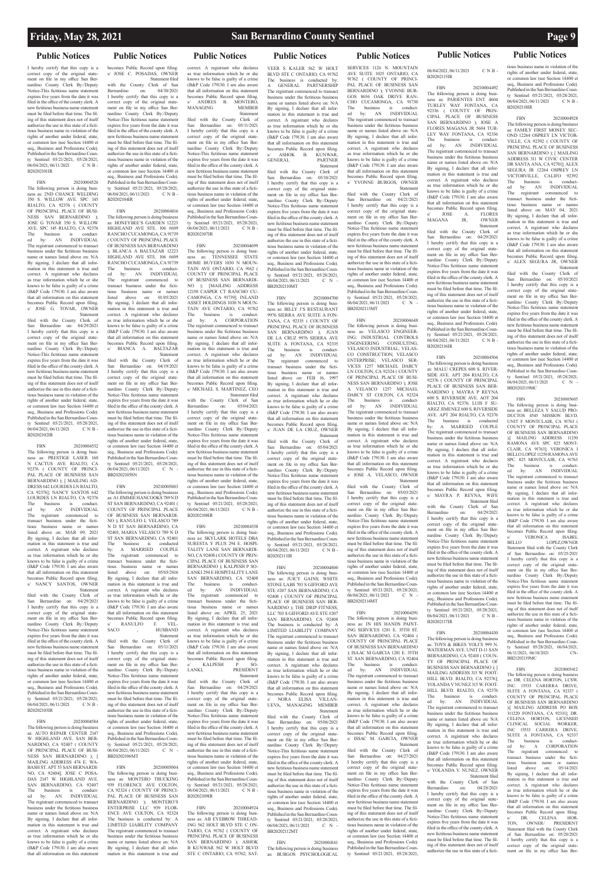## Public Notices

I hereby certify that this copy is a correct copy of the original statement on file in my office San Bernardino County Clerk By:/Deputy Notice-This fictitious name statement expires five years from the date it was filed in the office of the county clerk. A new fictitious business name statement must be filed before that time. The filing of this statement does not of itself authorize the use in this state of a fictitious business name in violation of the rights of another under federal, state, or common law (see Section 14400 et seq., Business and Professions Code). Published in the San Bernardino County Sentinel 05/21/2021, 05/28/2021, 06/04/2021, 06/11/2021 C N B - B20202101IR

FBN 20210004526

The following person is doing business as: 2ND CHANCE WELDING 350 S. WILLOW AVE. SPC 145 RIALTO, CA 92376 ( COUNTY OF PRINCIPAL PLACE OF BUSINESS SAN BERNARDINO ); JOSE G TOVAR 350 S. WILLOW AVE SPC 145 RIALTO, CA 92376

The business is conducted by: AN INDIVIDUAL

The registrant commenced to transact business under the fictitious business name or names listed above on: N/A

By signing, I declare that all information in this statement is true and correct. A registrant who declares as true information which he or she knows to be false is guilty of a crime (B&P Code 179130. I am also aware that all information on this statement becomes Public Record upon filing.

s/ JOSE G. TOVAR, OWNER

Statement filed with the County Clerk of San Bernardino on: 04/29/2021

I hereby certify that this copy is a correct copy of the original statement on file in my office San Bernardino County Clerk By:/Deputy Notice-This fictitious name statement expires five years from the date it was filed in the office of the county clerk. A new fictitious business name statement must be filed before that time. The filing of this statement does not of itself authorize the use in this state of a fictitious business name in violation of the rights of another under federal, state, or common law (see Section 14400 et seq., Business and Professions Code). Published in the San Bernardino County Sentinel 05/21/2021, 05/28/2021, 06/04/2021, 06/11/2021 C N B - B20202102IR

FBN 20210004532

The following person is doing business as: PRESTIGE LASER 160 N CACTUS AVE RIALTO, CA 92376 ( COUNTY OF PRINCIPAL PLACE OF BUSINESS SAN BERNARDINO ); [ MAILING ADDRESS 642 LOURDES LN RIALTO, CA 92376]; NANCY SANTOS 642 LOURDES LN RIALTO, CA 92376

The business is conducted by: AN INDIVIDUAL

The registrant commenced to transact business under the fictitious business name or names listed above on: MAR 09, 2021

By signing, I declare that all information in this statement is true and correct. A registrant who declares as true information which he or she knows to be false is guilty of a crime (B&P Code 179130. I am also aware that all information on this statement becomes Public Record upon filing.

s/ NANCY SANTOS, OWNER

Statement filed with the County Clerk of San Bernardino on: 04/29/2021

I hereby certify that this copy is a correct copy of the original statement on file in my office San Bernardino County Clerk By:/Deputy Notice-This fictitious name statement expires five years from the date it was filed in the office of the county clerk. A new fictitious business name statement must be filed before that time. The filing of this statement does not of itself authorize the use in this state of a fictitious business name in violation of the rights of another under federal, state, or common law (see Section 14400 et seq., Business and Professions Code). Published in the San Bernardino County Sentinel 05/21/2021, 05/28/2021, 06/04/2021, 06/11/2021 C N B - B20202103IR

FBN 20210004584

The following person is doing business as: AUTO REPAIR CENTER 2147 W. HIGHLAND AVE. SAN BERNARDINO, CA 92407 ( COUNTY OF PRINCIPAL PLACE OF BUSINESS SAN BERNARDINO ); [ MAILING ADDRESS 474 E. WABASH ST. APT 53 SAN BERNARDINO, CA 92404]; JOSE C POSADAS 2147 W. HIGHLAND AVE. SAN BERNARDINO, CA 92407

The business is conducted by: AN INDIVIDUAL

The registrant commenced to transact business under the fictitious business name or names listed above on: N/A

By signing, I declare that all information in this statement is true and correct. A registrant who declares as true information which he or she knows to be false is guilty of a crime (B&P Code 179130. I am also aware that all information on this statement becomes Public Record upon filing.

s/ JOSE C. POSADAS, OWNER

Statement filed with the County Clerk of San Bernardino on: 04/30/2021

I hereby certify that this copy is a correct copy of the original statement on file in my office San Bernardino County Clerk By:/Deputy Notice-This fictitious name statement expires five years from the date it was filed in the office of the county clerk. A new fictitious business name statement must be filed before that time. The filing of this statement does not of itself authorize the use in this state of a fictitious business name in violation of the rights of another under federal, state, or common law (see Section 14400 et seq., Business and Professions Code). Published in the San Bernardino County Sentinel 05/21/2021, 05/28/2021, 06/04/2021, 06/11/2021 C N B - B20202104IR

FBN 20210004016

The following person is doing business as: HONEYBEE'S GARDEN 12223 HIGHLAND AVE STE. 106 #609 RANCHO CUCAMONGA, CA 91739 ( COUNTY OF PRINCIPAL PLACE OF BUSINESS SAN BERNARDINO ); BLANCA A BALTAZAR 12223 HIGHLAND AVE STE. 106 #609 RANCHO CUCAMONGA, CA 91739

The business is conducted by: AN INDIVIDUAL

The registrant commenced to transact business under the fictitious business name or names listed above on: 01/05/2021

By signing, I declare that all information in this statement is true and correct. A registrant who declares as true information which he or she knows to be false is guilty of a crime (B&P Code 179130. I am also aware that all information on this statement becomes Public Record upon filing.

s/ BIANCA A. BALTAZAR

Statement filed with the County Clerk of San Bernardino on: 04/19/2021

I hereby certify that this copy is a correct copy of the original statement on file in my office San Bernardino County Clerk By:/Deputy Notice-This fictitious name statement expires five years from the date it was filed in the office of the county clerk. A new fictitious business name statement must be filed before that time. The filing of this statement does not of itself authorize the use in this state of a fictitious business name in violation of the rights of another under federal, state, or common law (see Section 14400 et seq., Business and Professions Code). Published in the San Bernardino County Sentinel 05/21/2021, 05/28/2021, 06/04/2021, 06/11/2021 C N - BB20202105SN

FBN 20210005003

The following person is doing business as: A1 JIMMIE HANCOOKS 789 N D ST SAN BERNARDINO, CA 92401 ( COUNTY OF PRINCIPAL PLACE OF BUSINESS SAN BERNARDINO ); RANULFO L VELASCO 789 N D ST SAN BERNARDINO, CA 92401; MARIA VELASCO 789 N D ST SAN BERNARDINO, CA 92401

The business is conducted by: A MARRIED COUPLE

The registrant commenced to transact business under the fictitious business name or names listed above on: 05/03/2016

By signing, I declare that all information in this statement is true and correct. A registrant who declares as true information which he or she knows to be false is guilty of a crime (B&P Code 179130. I am also aware that all information on this statement becomes Public Record upon filing.

s/ RANULFO F. VELSACO , HUSBAND

Statement filed with the County Clerk of San Bernardino on: 05/11/2021

I hereby certify that this copy is a correct copy of the original statement on file in my office San Bernardino County Clerk By:/Deputy Notice-This fictitious name statement expires five years from the date it was filed in the office of the county clerk. A new fictitious business name statement must be filed before that time. The filing of this statement does not of itself authorize the use in this state of a fictitious business name in violation of the rights of another under federal, state, or common law (see Section 14400 et seq., Business and Professions Code). Published in the San Bernardino County Sentinel 05/21/2021, 05/28/2021, 06/04/2021, 06/11/2021 C N - BB20202106MT

FBN 20210005004

The following person is doing business as: MONTERO TRUCKING 939 FLORENCE AVE COLTON, CA 92324 ( COUNTY OF PRINCIPAL PLACE OF BUSINESS SAN BERNARDINO ); MONTERO'S ENTERPRISE LLC 939 FLORENCE AVE COLTON, CA 92324

The business is conducted by: A LIMITED LIABILITY COMPANY

The registrant commenced to transact business under the fictitious business name or names listed above on: N/A

By signing, I declare that all information in this statement is true and correct. A registrant who declares as true information which he or she knows to be false is guilty of a crime (B&P Code 179130. I am also aware that all information on this statement becomes Public Record upon filing.

s/ ANDRES B. MONTERO, MANAGING MEMBER

Statement filed with the County Clerk of San Bernardino on: 05/11/2021

I hereby certify that this copy is a correct copy of the original statement on file in my office San Bernardino County Clerk By:/Deputy Notice-This fictitious name statement expires five years from the date it was filed in the office of the county clerk. A new fictitious business name statement must be filed before that time. The filing of this statement does not of itself authorize the use in this state of a fictitious business name in violation of the rights of another under federal, state, or common law (see Section 14400 et seq., Business and Professions Code). Published in the San Bernardino County Sentinel 05/21/2021, 05/28/2021, 06/04/2021, 06/11/2021 C N B - B20202107IR

FBN 20210004699

The following person is doing business as: TENNESSEE STATE HOME BUYERS 1030 N MOUNTAIN AVE ONTARIO, CA 9162 ( COUNTY OF PRINCIPAL PLACE OF BUSINESS SAN BERNARDINO ); [MAILING ADDRESS 12150 CASPER CT RANCHO CUCAMONGA, CA 91739]; INLAND ASSET HOLDINGS 1030 N MOUNTAIN AVE ONTARIO, CA 91762

The business is conducted by: A CORPORATION

The registrant commenced to transact business under the fictitious business name or names listed above on: N/A

By signing, I declare that all information in this statement is true and correct. A registrant who declares as true information which he or she knows to be false is guilty of a crime (B&P Code 179130. I am also aware that all information on this statement becomes Public Record upon filing.

s/ MICHAEL S. MARTINEZ, CEO

Statement filed with the County Clerk of San Bernardino on: 05/04/2021

I hereby certify that this copy is a correct copy of the original statement on file in my office San Bernardino County Clerk By:/Deputy Notice-This fictitious name statement expires five years from the date it was filed in the office of the county clerk. A new fictitious business name statement must be filed before that time. The filing of this statement does not of itself authorize the use in this state of a fictitious business name in violation of the rights of another under federal, state, or common law (see Section 14400 et seq., Business and Professions Code). Published in the San Bernardino County Sentinel 05/21/2021, 05/28/2021, 06/04/2021, 06/11/2021 C N B - B20202108IR

FBN 20210004538

The following person is doing business as: SKYLARK HOTELS DBA SURESTA Y PLUS 294 E. HOSPITALITY LANE SAN BERNARDINO, CA 92408 ( COUNTY OF PRINCIPAL PLACE OF BUSINESS SAN BERNARDINO ); KALPESH P SOLANKI 294 E HOSPITALITY LANE SAN BERNARDINO, CA 92408

The business is conducted by: AN INDIVIDUAL

The registrant commenced to transact business under the fictitious business name or names listed above on: APRIL 25, 2021

By signing, I declare that all information in this statement is true and correct. A registrant who declares as true information which he or she knows to be false is guilty of a crime (B&P Code 179130. I am also aware that all information on this statement becomes Public Record upon filing.

s/ KALPESH P SOLANKI, PRESIDENT

Statement filed with the County Clerk of San Bernardino on: 04/29/2021

I hereby certify that this copy is a correct copy of the original statement on file in my office San Bernardino County Clerk By:/Deputy Notice-This fictitious name statement expires five years from the date it was filed in the office of the county clerk. A new fictitious business name statement must be filed before that time. The filing of this statement does not of itself authorize the use in this state of a fictitious business name in violation of the rights of another under federal, state, or common law (see Section 14400 et seq., Business and Professions Code). Published in the San Bernardino County Sentinel 05/21/2021, 05/28/2021, 06/04/2021, 06/11/2021 C N B - B20202109IR

FBN 20210004924

The following person is doing business as: AB EYEBROW THREADING 562 HOLT BLVD STE C ONTARIO, CA 91762 ( COUNTY OF PRINCIPAL PLACE OF BUSINESS SAN BERNARDINO ); ASHOK B KUNWAR 562 W HOLT BLVD STE C ONTARIO, CA 91762; SATVEER S KALER 562 W HOLT BLVD STE C ONTARIO, CA 91762

The business is conducted by: A GENERAL PARTNERSHIP

The registrant commenced to transact business under the fictitious business name or names listed above on: N/A

By signing, I declare that all information in this statement is true and correct. A registrant who declares as true information which he or she knows to be false is guilty of a crime (B&P Code 179130. I am also aware that all information on this statement becomes Public Record upon filing.

s/ ASHOK B. KUNWAR, GENERAL PARTNER

Statement filed with the County Clerk of San Bernardino on: 05/10/2021

I hereby certify that this copy is a correct copy of the original statement on file in my office San Bernardino County Clerk By:/Deputy Notice-This fictitious name statement expires five years from the date it was filed in the office of the county clerk. A new fictitious business name statement must be filed before that time. The filing of this statement does not of itself authorize the use in this state of a fictitious business name in violation of the rights of another under federal, state, or common law (see Section 14400 et seq., Business and Professions Code). Published in the San Bernardino County Sentinel 05/21/2021, 05/28/2021, 06/04/2021, 06/11/2021 C N - BB20202110MT

FBN 20210004700

The following person is doing business as: BILLY J'S RESTAURANT 9976 SIERRA AVE SUITE A FONTANA, CA 92335 ( COUNTY OF PRINCIPAL PLACE OF BUSINESS SAN BERNARDINO ); JUAN DE LA CRUZ 9976 SIERRA AVE SUITE A FONTANA, CA 92335

The business is conducted by: AN INDIVIDUAL

The registrant commenced to transact business under the fictitious business name or names listed above on: FEB 16, 1997

By signing, I declare that all information in this statement is true and correct. A registrant who declares as true information which he or she knows to be false is guilty of a crime (B&P Code 179130. I am also aware that all information on this statement becomes Public Record upon filing.

s/ JUAN DE LA CRUZ, OWNER

Statement filed with the County Clerk of San Bernardino on: 05/04/2021

I hereby certify that this copy is a correct copy of the original statement on file in my office San Bernardino County Clerk By:/Deputy Notice-This fictitious name statement expires five years from the date it was filed in the office of the county clerk. A new fictitious business name statement must be filed before that time. The filing of this statement does not of itself authorize the use in this state of a fictitious business name in violation of the rights of another under federal, state, or common law (see Section 14400 et seq., Business and Professions Code). Published in the San Bernardino County Sentinel 05/21/2021, 05/28/2021, 06/04/2021, 06/11/2021 C N B - B20202111IR

FBN 20210004800

The following person is doing business as: JUICY GAINS; WHITE STONE LABS 703 S GIFFORD AVE STE #207 SAN BERNARDINO, CA 92408 ( COUNTY OF PRINCIPAL PLACE OF BUSINESS SAN BERNARDINO ); THE DRIP FITNESS, LLC 703 S GIFFORD AVE STE #207 SAN BERNARDINO, CA 92408

The business is conducted by: A LIMITED LIABILITY COMPANY

The registrant commenced to transact business under the fictitious business name or names listed above on: N/A

By signing, I declare that all information in this statement is true and correct. A registrant who declares as true information which he or she knows to be false is guilty of a crime (B&P Code 179130. I am also aware that all information on this statement becomes Public Record upon filing.

s/ NORA ELISA VILLANUEVA, MANAGING MEMBER

Statement filed with the County Clerk of San Bernardino on: 05/06/2021

I hereby certify that this copy is a correct copy of the original statement on file in my office San Bernardino County Clerk By:/Deputy Notice-This fictitious name statement expires five years from the date it was filed in the office of the county clerk. A new fictitious business name statement must be filed before that time. The filing of this statement does not of itself authorize the use in this state of a fictitious business name in violation of the rights of another under federal, state, or common law (see Section 14400 et seq., Business and Professions Code). Published in the San Bernardino County Sentinel 05/21/2021, 05/28/2021, 06/04/2021, 06/11/2021 C N - BB20202112MT

FBN 20210004161

The following person is doing business as: BURGOS PSYCHOLOGICAL SERVICES 1126 N. MOUNTAIN AVE SUITE 1025 ONTARIO, CA 91762 ( COUNTY OF PRINCIPAL PLACE OF BUSINESS SAN BERNARDINO ); YVONNE BURGOS 8656 OAK DRIVE RANCHO CUCAMONGA, CA 91730

The business is conducted by: AN INDIVIDUAL

The registrant commenced to transact business under the fictitious business name or names listed above on: N/A

By signing, I declare that all information in this statement is true and correct. A registrant who declares as true information which he or she knows to be false is guilty of a crime (B&P Code 179130. I am also aware that all information on this statement becomes Public Record upon filing.

s/ YVONNE BURGOS, OWNER

Statement filed with the County Clerk of San Bernardino on: 04/21/2021

I hereby certify that this copy is a correct copy of the original statement on file in my office San Bernardino County Clerk By:/Deputy Notice-This fictitious name statement expires five years from the date it was filed in the office of the county clerk. A new fictitious business name statement must be filed before that time. The filing of this statement does not of itself authorize the use in this state of a fictitious business name in violation of the rights of another under federal, state, or common law (see Section 14400 et seq., Business and Professions Code). Published in the San Bernardino County Sentinel 05/21/2021, 05/28/2021, 06/04/2021, 06/11/2021 C N - BB20202113MT

FBN 20210004648

The following person is doing business as: VELASCO ENGINEERING; INDUSTRIAL CONTROLS ENGINEERING CONSULTING; VELASCO INDUSTRIAL; VELASCO CONSTRUCTION; VELASCO ENTERPRISE; VELASCO SERVICES 1257 MICHAEL DARCY LN COLTON, CA 92324 ( COUNTY OF PRINCIPAL PLACE OF BUSINESS SAN BERNARDINO ); JOSE A VELASCO 1257 MICHAEL DARCY ST COLTON, CA 92324

The business is conducted by: AN INDIVIDUAL

The registrant commenced to transact business under the fictitious business name or names listed above on: N/A

By signing, I declare that all information in this statement is true and correct. A registrant who declares as true information which he or she knows to be false is guilty of a crime (B&P Code 179130. I am also aware that all information on this statement becomes Public Record upon filing.

s/ JOSE A. VELASCO, OWNER

Statement filed with the County Clerk of San Bernardino on: 05/03/2021

I hereby certify that this copy is a correct copy of the original statement on file in my office San Bernardino County Clerk By:/Deputy Notice-This fictitious name statement expires five years from the date it was filed in the office of the county clerk. A new fictitious business name statement must be filed before that time. The filing of this statement does not of itself authorize the use in this state of a fictitious business name in violation of the rights of another under federal, state, or common law (see Section 14400 et seq., Business and Professions Code). Published in the San Bernardino County Sentinel 05/21/2021, 05/28/2021, 06/04/2021, 06/11/2021 C N - BB20202114MT

FBN 20210004391

The following person is doing business as: IN HIS HANDS PAINTING SERVICES 1281 E. 35TH ST. SAN BERNARDINO, CA 92404 ( COUNTY OF PRINCIPAL PLACE OF BUSINESS SAN BERNARDINO ); ISSAC M GARCIA 1281 E. 35TH ST. SAN BERNARDINO, CA 92404

The business is conducted by: AN INDIVIDUAL

The registrant commenced to transact business under the fictitious business name or names listed above on: N/A

By signing, I declare that all information in this statement is true and correct. A registrant who declares as true information which he or she knows to be false is guilty of a crime (B&P Code 179130. I am also aware that all information on this statement becomes Public Record upon filing.

s/ ISSAC M. GARCIA, OWNER

Statement filed with the County Clerk of San Bernardino on: 04/27/2021

I hereby certify that this copy is a correct copy of the original statement on file in my office San Bernardino County Clerk By:/Deputy Notice-This fictitious name statement expires five years from the date it was filed in the office of the county clerk. A new fictitious business name statement must be filed before that time. The filing of this statement does not of itself authorize the use in this state of a fictitious business name in violation of the rights of another under federal, state, or common law (see Section 14400 et seq., Business and Professions Code). Published in the San Bernardino County Sentinel 05/21/2021, 05/28/2021, 06/04/2021, 06/11/2021 C N B - B20202115IR

FBN 20210004492

The following person is doing business as: PARIENTES ENT 4604 TURLEY WAY FONTANA, CA 92336 ( COUNTY OF PRINCIPAL PLACE OF BUSINESS SAN BERNARDINO ); JOSE A FLORES MAGANA JR 5604 TURLEY WAY FONTANA, CA 92336

The business is conducted by: AN INDIVIDUAL

The registrant commenced to transact business under the fictitious business name or names listed above on: N/A

By signing, I declare that all information in this statement is true and correct. A registrant who declares as true information which he or she knows to be false is guilty of a crime (B&P Code 179130. I am also aware that all information on this statement becomes Public Record upon filing.

s/ JOSE A. FLORES MAGANA JR, OWNER

Statement filed with the County Clerk of San Bernardino on: 04/29/2021

I hereby certify that this copy is a correct copy of the original statement on file in my office San Bernardino County Clerk By:/Deputy Notice-This fictitious name statement expires five years from the date it was filed in the office of the county clerk. A new fictitious business name statement must be filed before that time. The filing of this statement does not of itself authorize the use in this state of a fictitious business name in violation of the rights of another under federal, state, or common law (see Section 14400 et seq., Business and Professions Code). Published in the San Bernardino County Sentinel 05/21/2021, 05/28/2021, 06/04/2021, 06/11/2021 C N B - B20202116IR

FBN 20210004504

The following person is doing business as: MALU CREPES 600 S. RIVERSIDE AVE. APT 204 RIALTO, CA 92376 ( COUNTY OF PRINCIPAL PLACE OF BUSINESS SAN BERNARDINO ); MAYRA P REYNA 600 S. RIVERSIDE AVE. AOT 204 RIALTO, CA 92376; LUIS F SUAREZ JIMENEZ 600 S. RIVERSIDE AVE. APT 204 RIALTO, CA 92376

The business is conducted by: A MARRIED COUPLE

The registrant commenced to transact business under the fictitious business name or names listed above on: N/A

By signing, I declare that all information in this statement is true and correct. A registrant who declares as true information which he or she knows to be false is guilty of a crime (B&P Code 179130. I am also aware that all information on this statement becomes Public Record upon filing.

s/ MAYRA P. REYNA, WIFE

Statement filed with the County Clerk of San Bernardino on: 04/29/2021

I hereby certify that this copy is a correct copy of the original statement on file in my office San Bernardino County Clerk By:/Deputy Notice-This fictitious name statement expires five years from the date it was filed in the office of the county clerk. A new fictitious business name statement must be filed before that time. The filing of this statement does not of itself authorize the use in this state of a fictitious business name in violation of the rights of another under federal, state, or common law (see Section 14400 et seq., Business and Professions Code). Published in the San Bernardino County Sentinel 05/21/2021, 05/28/2021, 06/04/2021, 06/11/2021 C N B - B20202117IR

FBN 20210004430

The following person is doing business as: TOYS & BIKES YOLI'S 999 N. WATERMAN AVE. UNIT D-11 SAN BERNARDINO, CA 92410 ( COUNTY OF PRINCIPAL PLACE OF BUSINESS SAN BERNARDINO ); [ MAILING ADDRESS 315 W. FOOTHILL BLVD. RIALTO, CA 92376]; YOLANDA V NUNEZ 315 W. FOOTHILL BLVD. RIALTO, CA 92376

The business is conducted by: AN INDIVIDUAL

The registrant commenced to transact business under the fictitious business name or names listed above on: N/A

By signing, I declare that all information in this statement is true and correct. A registrant who declares as true information which he or she knows to be false is guilty of a crime (B&P Code 179130. I am also aware that all information on this statement becomes Public Record upon filing.

s/ YOLANDA V. NUNEZ, OWNER

Statement filed with the County Clerk of San Bernardino on: 04/28/2021

I hereby certify that this copy is a correct copy of the original statement on file in my office San Bernardino County Clerk By:/Deputy Notice-This fictitious name statement expires five years from the date it was filed in the office of the county clerk. A new fictitious business name statement must be filed before that time. The filing of this statement does not of itself authorize the use in this state of a fictitious business name in violation of the rights of another under federal, state, or common law (see Section 14400 et seq., Business and Professions Code). Published in the San Bernardino County Sentinel 05/21/2021, 05/28/2021, 06/04/2021, 06/11/2021 C N B - B20202118IR

FBN 20210004928

The following person is doing business as: FAMILY FIRST MONEY SECOND 12264 OSPREY LN VICTORVILLE, CA 92392 ( COUNTY OF PRINCIPAL PLACE OF BUSINESS SAN BERNARDINO ); [ MAILING ADDRESS 311 W CIVIC CENTER DR SANTA ANA, CA 92701]; ALEX SEGURA JR 12264 OSPREY LN VICTORVILLE, CALIFO 92392

The business is conducted by: AN INDIVIDUAL

The registrant commenced to transact business under the fictitious business name or names listed above on: MAY 04, 2021

By signing, I declare that all information in this statement is true and correct. A registrant who declares as true information which he or she knows to be false is guilty of a crime (B&P Code 179130. I am also aware that all information on this statement becomes Public Record upon filing.

s/ ALEX SEGURA JR, OWNER

Statement filed with the County Clerk of San Bernardino on: 05/10/2021

I hereby certify that this copy is a correct copy of the original statement on file in my office San Bernardino County Clerk By:/Deputy Notice-This fictitious name statement expires five years from the date it was filed in the office of the county clerk. A new fictitious business name statement must be filed before that time. The filing of this statement does not of itself authorize the use in this state of a fictitious business name in violation of the rights of another under federal, state, or common law (see Section 14400 et seq., Business and Professions Code). Published in the San Bernardino County Sentinel 05/21/2021, 05/28/2021, 06/04/2021, 06/11/2021 C N - BB20202119MC

FBN 20210005605

The following person is doing business as: BELLEZA Y SALUD PRODUCTOS 4545 MISSION BLVD. UNIT F MONTCLAIR, CA 91763 ( COUNTY OF PRINCIPAL PLACE OF BUSINESS SAN BERNARDINO )[ MAILING ADDRESS 11250 RAMONA AVE SPC 825 MONTCLAIR, CA 91763]; VERONICA I BELLO LOPEZ 11250 RAMONA AVE SPC. 825 MONTCLAIR, CA 91763

The business is conducted by: AN INDIVIDUAL

The registrant commenced to transact business under the fictitious business name or names listed above on: N/A

By signing, I declare that all information in this statement is true and correct. A registrant who declares as true information which he or she knows to be false is guilty of a crime (B&P Code 179130. I am also aware that all information on this statement becomes Public Record upon filing.

s/ VERONICA ISABEL BELLO LOPEZ,OWNER

Statement filed with the County Clerk of San Bernardino on: 05/25/2021

I hereby certify that this copy is a correct copy of the original statement on file in my office San Bernardino County Clerk By:/Deputy Notice-This fictitious name statement expires five years from the date it was filed in the office of the county clerk. A new fictitious business name statement must be filed before that time. The filing of this statement does not of itself authorize the use in this state of a fictitious business name in violation of the rights of another under federal, state, or common law (see Section 14400 et seq., Business and Professions Code). Published in the San Bernardino County Sentinel 05/28/2021, 06/04/2021, 06/11/2021, 06/18/2021 CN-BB21202119MC

FBN 20210005412

The following person is doing business as: DR. CELENA HORTON, LCSW, INC. 15533 CARRERA DRIVE, SUITE A FONTANA, CA 92337 ( COUNTY OF PRINCIPAL PLACE OF BUSINESS SAN BERNARDINO )[ MAILING ADDRESS PO BOX 311220 FONTANA, CA 92331]; DR. CELENA HORTON, LICENSED CLINICAL SOCIAL WORKER, INC. 15533 CARRERA DRIVE, SUITE A FONTANA, CA 92337

The business is conducted by: A CORPORATION

The registrant commenced to transact business under the fictitious business name or names listed above on: 05/14/2021

By signing, I declare that all information in this statement is true and correct. A registrant who declares as true information which he or she knows to be false is guilty of a crime (B&P Code 179130. I am also aware that all information on this statement becomes Public Record upon filing.

s/ DR. CELENA HORTON, OWNER/ PRESIDENT

Statement filed with the County Clerk of San Bernardino on: 05/20/2021

I hereby certify that this copy is a correct copy of the original statement on file in my office San Ber-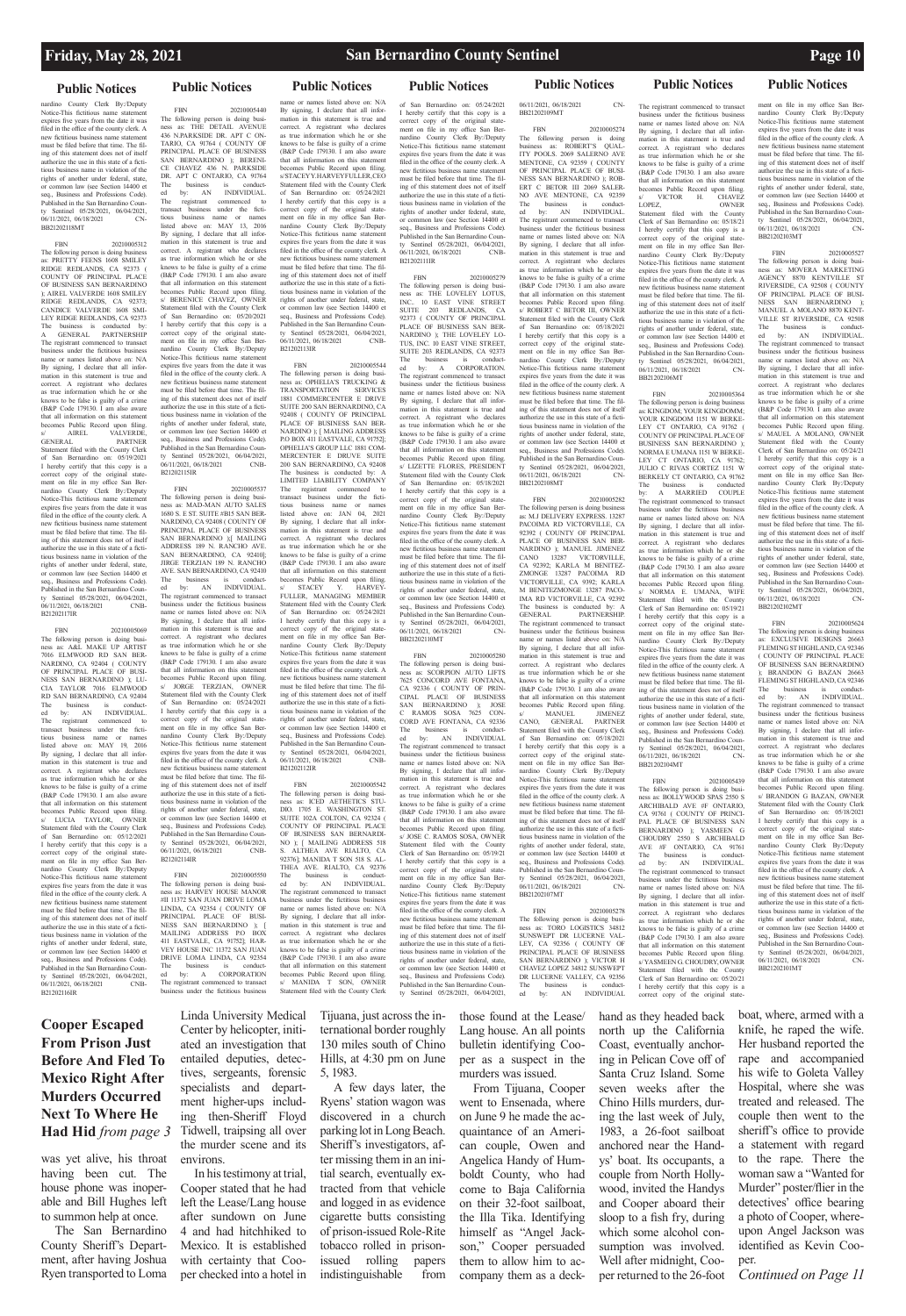## Public Notices

nardino County Clerk By:/Deputy Notice-This fictitious name statement expires five years from the date it was filed in the office of the county clerk. A new fictitious business name statement must be filed before that time. The filing of this statement does not of itself authorize the use in this state of a fictitious business name in violation of the rights of another under federal, state, or common law (see Section 14400 et seq., Business and Professions Code). Published in the San Bernardino County Sentinel 05/28/2021, 06/04/2021, 06/11/2021, 06/18/2021 CN-BB20210218MT

FBN 20210005312
The following person is doing business as: PRETTY FEENS 1608 SMILEY RIDGE REDLANDS, CA 92373 ( COUNTY OF PRINCIPAL PLACE OF BUSINESS SAN BERNARDINO ); AIREL VALVERDE 1608 SMILEY RIDGE REDLANDS, CA 92373; CANDICE VALVERDE 1608 SMILEY RIDGE REDLANDS, CA 92373
The business is conducted by: A GENERAL PARTNERSHIP
The registrant commenced to transact business under the fictitious business name or names listed above on: N/A
By signing, I declare that all information in this statement is true and correct. A registrant who declares as true information which he or she knows to be false is guilty of a crime (B&P Code 179130. I am also aware that all information on this statement becomes Public Record upon filing.
s/ AIREL VALVERDE, GENERAL PARTNER
Statement filed with the County Clerk of San Bernardino on: 05/19/2021
I hereby certify that this copy is a correct copy of the original statement on file in my office San Bernardino County Clerk By:/Deputy Notice-This fictitious name statement expires five years from the date it was filed in the office of the county clerk. A new fictitious business name statement must be filed before that time. The filing of this statement does not of itself authorize the use in this state of a fictitious business name in violation of the rights of another under federal, state, or common law (see Section 14400 et seq., Business and Professions Code). Published in the San Bernardino County Sentinel 05/28/2021, 06/04/2021, 06/11/2021, 06/18/2021 CNB-B21202117IR

FBN 20210005069
The following person is doing business as: A&L MAKE UP ARTIST 7016 ELMWOOD RD SAN BERNARDINO, CA 92404 ( COUNTY OF PRINCIPAL PLACE OF BUSINESS SAN BERNARDINO ); LUCIA TAYLOR 7016 ELMWOOD RD SAN BERNARDINO, CA 92404
The business is conducted by: AN INDIVIDUAL.
The registrant commenced to transact business under the fictitious business name or names listed above on: MAY 19, 2016
By signing, I declare that all information in this statement is true and correct. A registrant who declares as true information which he or she knows to be false is guilty of a crime (B&P Code 179130. I am also aware that all information on this statement becomes Public Record upon filing.
s/ LUCIA TAYLOR, OWNER
Statement filed with the County Clerk of San Bernardino on: 05/12/2021
I hereby certify that this copy is a correct copy of the original statement on file in my office San Bernardino County Clerk By:/Deputy Notice-This fictitious name statement expires five years from the date it was filed in the office of the county clerk. A new fictitious business name statement must be filed before that time. The filing of this statement does not of itself authorize the use in this state of a fictitious business name in violation of the rights of another under federal, state, or common law (see Section 14400 et seq., Business and Professions Code). Published in the San Bernardino County Sentinel 05/28/2021, 06/04/2021, 06/11/2021, 06/18/2021 CNB-B21202116IR

FBN 20210005440
The following person is doing business as: THE DETAIL AVENUE 436 N.PARKSIDE DR. APT C ONTARIO, CA 91764 ( COUNTY OF PRINCIPAL PLACE OF BUSINESS SAN BERNARDINO ); BERENICE CHAVEZ 436 N. PARKSIDE DR. APT C ONTARIO, CA 91764
The business is conducted by: AN INDIVIDUAL.
The registrant commenced to transact business under the fictitious business name or names listed above on: MAY 13, 2016
By signing, I declare that all information in this statement is true and correct. A registrant who declares as true information which he or she knows to be false is guilty of a crime (B&P Code 179130. I am also aware that all information on this statement becomes Public Record upon filing.
s/ BERENICE CHAVEZ, OWNER
Statement filed with the County Clerk of San Bernardino on: 05/20/2021
I hereby certify that this copy is a correct copy of the original statement on file in my office San Bernardino County Clerk By:/Deputy Notice-This fictitious name statement expires five years from the date it was filed in the office of the county clerk. A new fictitious business name statement must be filed before that time. The filing of this statement does not of itself authorize the use in this state of a fictitious business name in violation of the rights of another under federal, state, or common law (see Section 14400 et seq., Business and Professions Code). Published in the San Bernardino County Sentinel 05/28/2021, 06/04/2021, 06/11/2021, 06/18/2021 CNB-B21202115IR

FBN 20210005537
The following person is doing business as: MAD-MAN AUTO SALES 1680 S. E ST. SUITE #B15 SAN BERNARDINO, CA 92408 ( COUNTY OF PRINCIPAL PLACE OF BUSINESS SAN BERNARDINO )[ MAILING ADDRESS 189 N. RANCHO AVE. SAN BERNARDINO, CA 92410]; JIRGE TERZIAN 189 N. RANCHO AVE. SAN BERNARDINO, CA 92410
The business is conducted by: AN INDIVIDUAL.
The registrant commenced to transact business under the fictitious business name or names listed above on: N/A
By signing, I declare that all information in this statement is true and correct. A registrant who declares as true information which he or she knows to be false is guilty of a crime (B&P Code 179130. I am also aware that all information on this statement becomes Public Record upon filing.
s/ JORGE TERZIAN, OWNER
Statement filed with the County Clerk of San Bernardino on: 05/24/2021
I hereby certify that this copy is a correct copy of the original statement on file in my office San Bernardino County Clerk By:/Deputy Notice-This fictitious name statement expires five years from the date it was filed in the office of the county clerk. A new fictitious business name statement must be filed before that time. The filing of this statement does not of itself authorize the use in this state of a fictitious business name in violation of the rights of another under federal, state, or common law (see Section 14400 et seq., Business and Professions Code). Published in the San Bernardino County Sentinel 05/28/2021, 06/04/2021, 06/11/2021, 06/18/2021 CNB-B21202114IR

FBN 20210005550
The following person is doing business as: HARVEY HOUSE MANOR #II 11372 SAN JUAN DRIVE LOMA LINDA, CA 92354 ( COUNTY OF PRINCIPAL PLACE OF BUSINESS SAN BERNARDINO )[ MAILING ADDRESS P.O BOX 411 EASTVALE, CA 91752]; HARVEY HOUSE INC 11372 SAN JUAN DRIVE LOMA LINDA, CA 92354
The business is conducted by: A CORPORATION
The registrant commenced to transact business under the fictitious business name or names listed above on: N/A
By signing, I declare that all information in this statement is true and correct. A registrant who declares as true information which he or she knows to be false is guilty of a crime (B&P Code 179130. I am also aware that all information on this statement becomes Public Record upon filing.
s/STACEYY.HARVEYFULLER,CEO
Statement filed with the County Clerk of San Bernardino on: 05/24/2021
I hereby certify that this copy is a correct copy of the original statement on file in my office San Bernardino County Clerk By:/Deputy Notice-This fictitious name statement expires five years from the date it was filed in the office of the county clerk. A new fictitious business name statement must be filed before that time. The filing of this statement does not of itself authorize the use in this state of a fictitious business name in violation of the rights of another under federal, state, or common law (see Section 14400 et seq., Business and Professions Code). Published in the San Bernardino County Sentinel 05/28/2021, 06/04/2021, 06/11/2021, 06/18/2021 CNB-B21202113IR

FBN 20210005544
The following person is doing business as: OPHELIA'S TRUCKING & TRANSPORTATION SERVICES 1881 COMMERCENTER E DRIVE SUITE 200 SAN BERNARDINO, CA 92408 ( COUNTY OF PRINCIPAL PLACE OF BUSINESS SAN BERNARDINO )[ MAILING ADDRESS P.O BOX 411 EASTVALE, CA 91752]; OPHELIA'S GROUP LLC 1881 COMMERCENTER E DRIVE SUITE 200 SAN BERNARDINO, CA 92408
The business is conducted by: A LIMITED LIABILITY COMPANY
The registrant commenced to transact business under the fictitious business name or names listed above on: JAN 04, 2021
By signing, I declare that all information in this statement is true and correct. A registrant who declares as true information which he or she knows to be false is guilty of a crime (B&P Code 179130. I am also aware that all information on this statement becomes Public Record upon filing.
s/ STACEY Y. HARVEY-FULLER, MANAGING MEMBER
Statement filed with the County Clerk of San Bernardino on: 05/24/2021
I hereby certify that this copy is a correct copy of the original statement on file in my office San Bernardino County Clerk By:/Deputy Notice-This fictitious name statement expires five years from the date it was filed in the office of the county clerk. A new fictitious business name statement must be filed before that time. The filing of this statement does not of itself authorize the use in this state of a fictitious business name in violation of the rights of another under federal, state, or common law (see Section 14400 et seq., Business and Professions Code). Published in the San Bernardino County Sentinel 05/28/2021, 06/04/2021, 06/11/2021, 06/18/2021 CNB-B21202112IR

FBN 20210005542
The following person is doing business as: ICED AETHETICS STUDIO 1705 E. WASHINGTON ST. SUITE 102A COLTON, CA 92324 ( COUNTY OF PRINCIPAL PLACE OF BUSINESS SAN BERNARDINO )[ MAILING ADDRESS 518 S. ALTHEA AVE RIALTO, CA 92376]; MANIDA T SON 518 S. ALTHEA AVE. RIALTO, CA 92376
The business is conducted by: AN INDIVIDUAL.
The registrant commenced to transact business under the fictitious business name or names listed above on: N/A
By signing, I declare that all information in this statement is true and correct. A registrant who declares as true information which he or she knows to be false is guilty of a crime (B&P Code 179130. I am also aware that all information on this statement becomes Public Record upon filing.
s/ MANIDA T SON, OWNER
Statement filed with the County Clerk of San Bernardino on: 05/24/2021
I hereby certify that this copy is a correct copy of the original statement on file in my office San Bernardino County Clerk By:/Deputy Notice-This fictitious name statement expires five years from the date it was filed in the office of the county clerk. A new fictitious business name statement must be filed before that time. The filing of this statement does not of itself authorize the use in this state of a fictitious business name in violation of the rights of another under federal, state, or common law (see Section 14400 et seq., Business and Professions Code). Published in the San Bernardino County Sentinel 05/28/2021, 06/04/2021, 06/11/2021, 06/18/2021 CNB-B21202111IR

FBN 20210005279
The following person is doing business as: THE LOVELEY LOTUS, INC. 10 EAST VINE STREET SUITE 203 REDLANDS, CA 92373 ( COUNTY OF PRINCIPAL PLACE OF BUSINESS SAN BERNARDINO ); THE LOVELEY LOTUS, INC 10 EAST VINE STREET, SUITE 203 REDLANDS, CA 92373
The business is conducted by: A CORPORATION.
The registrant commenced to transact business under the fictitious business name or names listed above on: N/A
By signing, I declare that all information in this statement is true and correct. A registrant who declares as true information which he or she knows to be false is guilty of a crime (B&P Code 179130. I am also aware that all information on this statement becomes Public Record upon filing.
s/ LIZETTE FLORES, PRESIDENT
Statement filed with the County Clerk of San Bernardino on: 05/18/2021
I hereby certify that this copy is a correct copy of the original statement on file in my office San Bernardino County Clerk By:/Deputy Notice-This fictitious name statement expires five years from the date it was filed in the office of the county clerk. A new fictitious business name statement must be filed before that time. The filing of this statement does not of itself authorize the use in this state of a fictitious business name in violation of the rights of another under federal, state, or common law (see Section 14400 et seq., Business and Professions Code). Published in the San Bernardino County Sentinel 05/28/2021, 06/04/2021, 06/11/2021, 06/18/2021 CN-BB20210110MT

FBN 20210005280
The following person is doing business as: SCORPION AUTO LIFTS 7625 CONCORD AVE FONTANA, CA 92336 ( COUNTY OF PRINCIPAL PLACE OF BUSINESS SAN BERNARDINO ); JOSE C RAMOS SOSA 7625 CONCORD AVE FONTANA, CA 92336
The business is conducted by: AN INDIVIDUAL
The registrant commenced to transact business under the fictitious business name or names listed above on: N/A
By signing, I declare that all information in this statement is true and correct. A registrant who declares as true information which he or she knows to be false is guilty of a crime (B&P Code 179130. I am also aware that all information on this statement becomes Public Record upon filing.
s/ JOSE C. RAMOS SOSA, OWNER
Statement filed with the County Clerk of San Bernardino on: 05/19/2021
I hereby certify that this copy is a correct copy of the original statement on file in my office San Bernardino County Clerk By:/Deputy Notice-This fictitious name statement expires five years from the date it was filed in the office of the county clerk. A new fictitious business name statement must be filed before that time. The filing of this statement does not of itself authorize the use in this state of a fictitious business name in violation of the rights of another under federal, state, or common law (see Section 14400 et seq., Business and Professions Code). Published in the San Bernardino County Sentinel 05/28/2021, 06/04/2021, 06/11/2021, 06/18/2021 CN-BB20210109MT

FBN 20210005274
The following person is doing business as: ROBERT'S QUALITY POOLS. 2069 SALERNO AVE MENTONE, CA 92359 ( COUNTY OF PRINCIPAL PLACE OF BUSINESS SAN BERNARDINO ); ROBERT C BETOR III 2069 SALERNO AVE MENTONE, CA 92359
The business is conducted by: AN INDIVIDUAL.
The registrant commenced to transact business under the fictitious business name or names listed above on: N/A
By signing, I declare that all information in this statement is true and correct. A registrant who declares as true information which he or she knows to be false is guilty of a crime (B&P Code 179130. I am also aware that all information on this statement becomes Public Record upon filing.
s/ ROBERT C BETOR III, OWNER
Statement filed with the County Clerk of San Bernardino on: 05/18/2021
I hereby certify that this copy is a correct copy of the original statement on file in my office San Bernardino County Clerk By:/Deputy Notice-This fictitious name statement expires five years from the date it was filed in the office of the county clerk. A new fictitious business name statement must be filed before that time. The filing of this statement does not of itself authorize the use in this state of a fictitious business name in violation of the rights of another under federal, state, or common law (see Section 14400 et seq., Business and Professions Code). Published in the San Bernardino County Sentinel 05/28/2021, 06/04/2021, 06/11/2021, 06/18/2021 CN-BB20210108MT

FBN 20210005282
The following person is doing business as: M.J DELIVERY EXPRESS. 13287 PACOIMA RD VICTORVILLE, CA 92392 ( COUNTY OF PRINCIPAL PLACE OF BUSINESS SAN BERNARDINO ); MANUEL JIMENEZ CANO 13287 VICTORVILLE, CA 92392; KARLA M BENITEZ-ZMONGE 13287 PACOIMA RD VICTORVILLE, CA 9392; KARLA M BENITEZMONGE 13287 PACOIMA RD VICTORVILLE, CA 92392
The business is conducted by: A GENERAL PARTNERSHIP.
The registrant commenced to transact business under the fictitious business name or names listed above on: N/A
By signing, I declare that all information in this statement is true and correct. A registrant who declares as true information which he or she knows to be false is guilty of a crime (B&P Code 179130. I am also aware that all information on this statement becomes Public Record upon filing.
s/ MANUEL JIMENEZ CANO, GENERAL PARTNER
Statement filed with the County Clerk of San Bernardino on: 05/18/2021
I hereby certify that this copy is a correct copy of the original statement on file in my office San Bernardino County Clerk By:/Deputy Notice-This fictitious name statement expires five years from the date it was filed in the office of the county clerk. A new fictitious business name statement must be filed before that time. The filing of this statement does not of itself authorize the use in this state of a fictitious business name in violation of the rights of another under federal, state, or common law (see Section 14400 et seq., Business and Professions Code). Published in the San Bernardino County Sentinel 05/28/2021, 06/04/2021, 06/11/2021, 06/18/2021 CN-BB20210107MT

FBN 20210005278
The following person is doing business as: TORO LOGISTICS 34812 SUNSWEPT DR LUCERNE VALLEY, CA 92356 ( COUNTY OF PRINCIPAL PLACE OF BUSINESS SAN BERNARDINO ); VICTOR H CHAVEZ LOPEZ 34812 SUNSWEPT DR LUCERNE VALLEY, CA 92356
The business is conducted by: AN INDIVIDUAL
The registrant commenced to transact business under the fictitious business name or names listed above on: N/A
By signing, I declare that all information in this statement is true and correct. A registrant who declares as true information which he or she knows to be false is guilty of a crime (B&P Code 179130. I am also aware that all information on this statement becomes Public Record upon filing.
s/ VICTOR H. CHAVEZ LOPEZ, OWNER
Statement filed with the County Clerk of San Bernardino on: 05/18/21
I hereby certify that this copy is a correct copy of the original statement on file in my office San Bernardino County Clerk By:/Deputy Notice-This fictitious name statement expires five years from the date it was filed in the office of the county clerk. A new fictitious business name statement must be filed before that time. The filing of this statement does not of itself authorize the use in this state of a fictitious business name in violation of the rights of another under federal, state, or common law (see Section 14400 et seq., Business and Professions Code). Published in the San Bernardino County Sentinel 05/28/2021, 06/04/2021, 06/11/2021, 06/18/2021 CN-BB21202106MT

FBN 20210005364
The following person is doing business as: KINGDOM; YOUR KINGDOMM; YOUR KINGDOM 1151 W BERKELEY CT ONTARIO, CA 91762 ( COUNTY OF PRINCIPAL PLACE OF BUSINESS SAN BERNARDINO ); NORMA E UMANA 1151 W BERKELEY CT ONTARIO, CA 91762; JULIO C RIVAS CORTEZ 1151 W BERKELY CT ONTARIO, CA 91762
The business is conducted by: A MARRIED COUPLE
The registrant commenced to transact business under the fictitious business name or names listed above on: N/A
By signing, I declare that all information in this statement is true and correct. A registrant who declares as true information which he or she knows to be false is guilty of a crime (B&P Code 179130. I am also aware that all information on this statement becomes Public Record upon filing.
s/ NORMA E. UMANA, WIFE
Statement filed with the County Clerk of San Bernardino on: 05/19/21
I hereby certify that this copy is a correct copy of the original statement on file in my office San Bernardino County Clerk By:/Deputy Notice-This fictitious name statement expires five years from the date it was filed in the office of the county clerk. A new fictitious business name statement must be filed before that time. The filing of this statement does not of itself authorize the use in this state of a fictitious business name in violation of the rights of another under federal, state, or common law (see Section 14400 et seq., Business and Professions Code). Published in the San Bernardino County Sentinel 05/28/2021, 06/04/2021, 06/11/2021, 06/18/2021 CN-BB21202104MT

FBN 20210005439
The following person is doing business as: BOLLYWOOD SPAS 2550 S ARCHIBALD AVE #F ONTARIO, CA 91761 ( COUNTY OF PRINCIPAL PLACE OF BUSINESS SAN BERNARDINO ); YASMEEN G CHOUDRY 2550 S ARCHIBALD AVE #F ONTARIO, CA 91761
The business is conducted by: AN INDIVIDUAL.
The registrant commenced to transact business under the fictitious business name or names listed above on: N/A
By signing, I declare that all information in this statement is true and correct. A registrant who declares as true information which he or she knows to be false is guilty of a crime (B&P Code 179130. I am also aware that all information on this statement becomes Public Record upon filing.
s/ YASMEEN G. CHOUDRY, OWNER
Statement filed with the County Clerk of San Bernardino on: 05/20/21
I hereby certify that this copy is a correct copy of the original statement on file in my office San Bernardino County Clerk By:/Deputy Notice-This fictitious name statement expires five years from the date it was filed in the office of the county clerk. A new fictitious business name statement must be filed before that time. The filing of this statement does not of itself authorize the use in this state of a fictitious business name in violation of the rights of another under federal, state, or common law (see Section 14400 et seq., Business and Professions Code). Published in the San Bernardino County Sentinel 05/28/2021, 06/04/2021, 06/11/2021, 06/18/2021 CN-BB21202103MT

FBN 20210005527
The following person is doing business as: MOVERA MARKETING AGENCY 8870 KENTVILLE ST RIVERSIDE, CA 92508 ( COUNTY OF PRINCIPAL PLACE OF BUSINESS SAN BERNARDINO ); MANUEL A MOLANO 8870 KENTVILLE ST RIVERSIDE, CA 92508
The business is conducted by: AN INDIVIDUAL.
The registrant commenced to transact business under the fictitious business name or names listed above on: N/A
By signing, I declare that all information in this statement is true and correct. A registrant who declares as true information which he or she knows to be false is guilty of a crime (B&P Code 179130. I am also aware that all information on this statement becomes Public Record upon filing.
s/ MAUEL A MOLANO, OWNER
Statement filed with the County Clerk of San Bernardino on: 05/24/21
I hereby certify that this copy is a correct copy of the original statement on file in my office San Bernardino County Clerk By:/Deputy Notice-This fictitious name statement expires five years from the date it was filed in the office of the county clerk. A new fictitious business name statement must be filed before that time. The filing of this statement does not of itself authorize the use in this state of a fictitious business name in violation of the rights of another under federal, state, or common law (see Section 14400 et seq., Business and Professions Code). Published in the San Bernardino County Sentinel 05/28/2021, 06/04/2021, 06/11/2021, 06/18/2021 CN-BB21202102MT

FBN 20210005624
The following person is doing business as: EXCLUSIVE DESIGNS 26663 FLEMING ST HIGHLAND, CA 92346 ( COUNTY OF PRINCIPAL PLACE OF BUSINESS SAN BERNARDINO ); BRANDON G BAZAN 26663 FLEMING ST HIGHLAND, CA 92346
The business is conducted by: AN INDIVIDUAL.
The registrant commenced to transact business under the fictitious business name or names listed above on: N/A
By signing, I declare that all information in this statement is true and correct. A registrant who declares as true information which he or she knows to be false is guilty of a crime (B&P Code 179130. I am also aware that all information on this statement becomes Public Record upon filing.
s/ BRANDON G BAZAN, OWNER
Statement filed with the County Clerk of San Bernardino on: 05/18/2021
I hereby certify that this copy is a correct copy of the original statement on file in my office San Bernardino County Clerk By:/Deputy Notice-This fictitious name statement expires five years from the date it was filed in the office of the county clerk. A new fictitious business name statement must be filed before that time. The filing of this statement does not of itself authorize the use in this state of a fictitious business name in violation of the rights of another under federal, state, or common law (see Section 14400 et seq., Business and Professions Code). Published in the San Bernardino County Sentinel 05/28/2021, 06/04/2021, 06/11/2021, 06/18/2021 CN-BB21202101MT

## Cooper Escaped From Prison Just Before And Fled To Mexico Right After Murders Occurred Next To Where He Had Hid *from page 3*

was yet alive, his throat having been cut. The house phone was inoperable and Bill Hughes left to summon help at once.

The San Bernardino County Sheriff's Department, after having Joshua Ryen transported to Loma Linda University Medical Center by helicopter, initiated an investigation that entailed deputies, detectives, sergeants, forensic specialists and department higher-ups including then-Sheriff Floyd Tidwell, traipsing all over the murder scene and its environs.

In his testimony at trial, Cooper stated that he had left the Lease/Lang house after sundown on June 4 and had hitchhiked to Mexico. It is established with certainty that Cooper checked into a hotel in Tijuana, just across the international border roughly 130 miles south of Chino Hills, at 4:30 pm on June 5, 1983.

A few days later, the Ryens' station wagon was discovered in a church parking lot in Long Beach. Sheriff's investigators, after missing them in an initial search, eventually extracted from that vehicle and logged in as evidence cigarette butts consisting of prison-issued Role-Rite tobacco rolled in prison-issued rolling papers indistinguishable from those found at the Lease/Lang house. An all points bulletin identifying Cooper as a suspect in the murders was issued.

From Tijuana, Cooper went to Ensenada, where on June 9 he made the acquaintance of an American couple, Owen and Angelica Handy of Humboldt County, who had come to Baja California on their 32-foot sailboat, the Illa Tika. Identifying himself as "Angel Jackson," Cooper persuaded them to allow him to accompany them as a deckhand as they headed back north up the California Coast, eventually anchoring in Pelican Cove off of Santa Cruz Island. Some seven weeks after the Chino Hills murders, during the last week of July, 1983, a 26-foot sailboat anchored near the Handys' boat. Its occupants, a couple from North Hollywood, invited the Handys and Cooper aboard their sloop to a fish fry, during which some alcohol consumption was involved. Well after midnight, Cooper returned to the 26-foot boat, where, armed with a knife, he raped the wife. Her husband reported the rape and accompanied his wife to Goleta Valley Hospital, where she was treated and released. The couple then went to the sheriff's office to provide a statement with regard to the rape. There the woman saw a "Wanted for Murder" poster/flier in the detectives' office bearing a photo of Cooper, whereupon Angel Jackson was identified as Kevin Cooper.

*Continued on Page 11*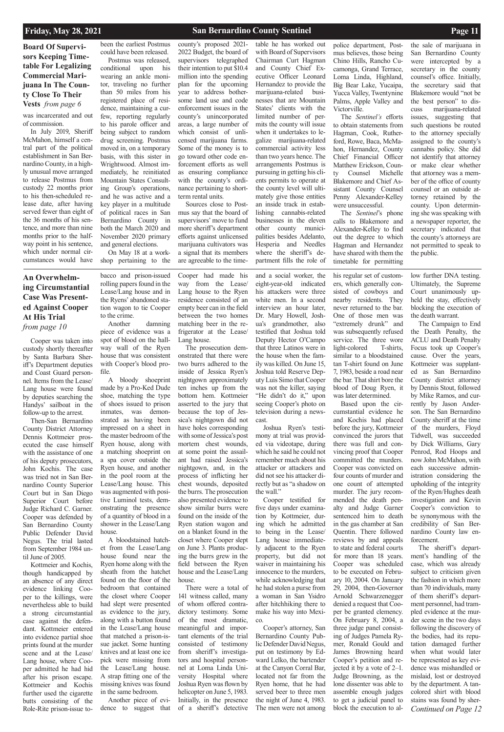## Board Of Supervisors Keeping Timetable For Legalizing Commercial Marijuana In The County Close To Their Vests *from page 6*

was incarcerated and out of commission.

In July 2019, Sheriff McMahon, himself a central part of the political establishment in San Bernardino County, in a highly unusual move arranged to release Postmus from custody 22 months prior to his then-scheduled release date, after having served fewer than eight of the 36 months of his sentence, and more than nine months prior to the halfway point in his sentence, which under normal circumstances would have been the earliest Postmus could have been released.

Postmus was released, conditional upon his wearing an ankle monitor, traveling no further than 50 miles from his registered place of residence, maintaining a curfew, reporting regularly to his parole officer and being subject to random drug screening. Postmus moved in, on a temporary basis, with this sister in Wrightwood. Almost immediately, he reinitiated Mountain States Consulting Group's operations, and he was active and a key player in a multitude of political races in San Bernardino County in both the March 2020 and November 2020 primary and general elections.

On May 18 at a workshop pertaining to the county's proposed 2021-2022 Budget, the board of supervisors telegraphed their intention to put $10.4 million into the spending plan for the upcoming year to address bothersome land use and code enforcement issues in the county's unincorporated areas, a large number of which consist of unlicensed marijuana farms. Some of the money is to go toward other code enforcement efforts as well as ensuring compliance with the county's ordinance pertaining to short-term rental units.

Sources close to Postmus say that the board of supervisors' move to fund more sheriff's department efforts against unlicensed marijuana cultivators was a signal that its members are agreeable to the timetable he has worked out with Board of Supervisors Chairman Curt Hagman and County Chief Executive Officer Leonard Hernandez to provide the marijuana-related businesses that are Mountain States' clients with the limited number of permits the county will issue when it undertakes to legalize marijuana-related commercial activity less than two years hence. The arrangements Postmus is pursuing in getting his clients permits to operate at the county level will ultimately give those entities an inside track in establishing cannabis-related businesses in the eleven other county municipalities besides Adelanto, Hesperia and Needles where the sheriff's department fills the role of police department, Postmus believes, those being Chino Hills, Rancho Cucamonga, Grand Terrace, Loma Linda, Highland, Big Bear Lake, Yucaipa, Yucca Valley, Twentynine Palms, Apple Valley and Victorville.

The *Sentinel's* efforts to obtain statements from Hagman, Cook, Rutherford, Rowe, Baca, McMahon, Hernandez, County Chief Financial Officer Matthew Erickson, County Counsel Michelle Blakemore and Chief Assistant County Counsel Penny Alexander-Kelley were unsuccessful.

The *Sentinel*'s phone calls to Blakemore and Alexander-Kelley to find out the degree to which Hagman and Hernandez have shared with them the timetable for permitting the sale of marijuana in San Bernardino County were intercepted by a secretary in the county counsel's office. Initially, the secretary said that Blakemore would "not be the best person" to discuss marijuana-related issues, suggesting that such questions be routed to the attorney specially assigned to the county's cannabis policy. She did not identify that attorney or make clear whether that attorney was a member of the office of county counsel or an outside attorney retained by the county. Upon determining she was speaking with a newspaper reporter, the secretary indicated that the county's attorneys are not permitted to speak to the public.

## An Overwhelming Circumstantial Case Was Presented Against Cooper At His Trial *from page 10*

Cooper was taken into custody shortly thereafter by Santa Barbara Sheriff's Department deputies and Coast Guard personnel. Items from the Lease/Lang house were found by deputies searching the Handys' sailboat in the follow-up to the arrest.

Then-San Bernardino County District Attorney Dennis Kottmeier prosecuted the case himself with the assistance of one of his deputy prosecutors, John Kochis. The case was tried not in San Bernardino County Superior Court but in San Diego Superior Court before Judge Richard C. Garner. Cooper was defended by San Bernardino County Public Defender David Negus. The trial lasted from September 1984 until June of 2005.

Kottmeier and Kochis, though handicapped by an absence of any direct evidence linking Cooper to the killings, were nevertheless able to build a strong circumstantial case against the defendant. Kottmeier entered into evidence partial shoe prints found at the murder scene and at the Lease/Lang house, where Cooper admitted he had hid after his prison escape. Kottmeier and Kochis further used the cigarette butts consisting of the Role-Rite prison-issue tobacco and prison-issued rolling papers found in the Lease/Lang house and in the Ryens' abandoned station wagon to tie Cooper to the crime.

Another damning piece of evidence was a spot of blood on the hallway wall of the Ryen house that was consistent with Cooper's blood profile.

A bloody shoeprint made by a Pro-Ked Dude shoe, matching the type of shoes issued to prison inmates, was demonstrated as having been impressed on a sheet in the master bedroom of the Ryen house, along with a matching shoeprint on a spa cover outside the Ryen house, and another in the pool room at the Lease/Lang house. This was augmented with positive Luminol tests, demonstrating the presence of a quantity of blood in a shower in the Lease/Lang house.

A bloodstained hatchet from the Lease/Lang house found near the Ryen home along with the sheath from the hatchet found on the floor of the bedroom that contained the closet where Cooper had slept were presented as evidence to the jury, along with a button found in the Lease/Lang house that matched a prison-issue jacket. Some hunting knives and at least one ice pick were missing from the Lease/Lang house. A strap fitting one of the missing knives was found in the same bedroom.

Another piece of evidence to suggest that Cooper had made his way from the Lease/Lang house to the Ryen residence consisted of an empty beer can in the field between the two homes matching beer in the refrigerator at the Lease/Lang house.

The prosecution demonstrated that there were two burrs adhered to the inside of Jessica Ryen's nightgown approximately ten inches up from the bottom hem. Kottmeier asserted to the jury that because the top of Jessica's nightgown did not have holes corresponding with some of Jessica's post mortem chest wounds, at some point the assailant had raised Jessica's nightgown, and, in the process of inflicting her chest wounds, deposited the burrs. The prosecution also presented evidence to show similar burrs were found on the inside of the Ryen station wagon and on a blanket found in the closet where Cooper slept on June 3. Plants producing the burrs grew in the field between the Ryen house and the Lease/Lang house.

There were a total of 141 witness called, many of whom offered contradictory testimony. Some of the most dramatic, meaningful and important elements of the trial consisted of testimony from sheriff's investigators and hospital personnel at Loma Linda University Hospital where Joshua Ryen was flown by helicopter on June 5, 1983. Initially, in the presence of a sheriff's detective and a social worker, the eight-year-old indicated his attackers were three white men. In a second interview an hour later, Dr. Mary Howell, Joshua's grandmother, also testified that Joshua told Deputy Hector O'Campo that three Latinos were in the house when the family was killed. On June 15, Joshua told Reserve Deputy Luis Simo that Cooper was not the killer, saying "He didn't do it," upon seeing Cooper's photo on television during a newscast.

Joshua Ryen's testimony at trial was provided via videotape, during which he said he could not remember much about his attacker or attackers and did not see his attacker directly but as "a shadow on the wall."

Cooper testified for five days under examination by Kottmeier, during which he admitted to being in the Lease/Lang house immediately adjacent to the Ryen property, but did not waiver in maintaining his innocence to the murders, while acknowledging that he had stolen a purse from a woman in San Ysidro after hitchhiking there to make his way into Mexico.

Cooper's attorney, San Bernardino County Public Defender David Negus, put on testimony by Edward Lelko, the bartender at the Canyon Corral Bar, located not far from the Ryen home, that he had served beer to three men the night of June 4, 1983. The men were not among his regular set of customers, which generally consisted of cowboys and nearby residents. They never returned to the bar. One of those men was "extremely drunk" and was subsequently refused service. The three wore light-colored T-shirts, similar to a bloodstained tan T-shirt found on June 7, 1983, beside a road near the bar. That shirt bore the blood of Doug Ryen, it was later determined.

Based upon the circumstantial evidence he and Kochis had placed before the jury, Kottmeier convinced the jurors that there was full and convincing proof that Cooper committed the murders. Cooper was convicted on four counts of murder and one count of attempted murder. The jury recommended the death penalty and Judge Garner sentenced him to death in the gas chamber at San Quentin. There followed reviews by and appeals to state and federal courts for more than 18 years. Cooper was scheduled to be executed on February 10, 2004. On January 29, 2004, then-Governor Arnold Schwarzenegger denied a request that Cooper be granted clemency. On February 8, 2004, a three judge panel consisting of Judges Pamela Rymer, Ronald Gould and James Browning heard Cooper's petition and rejected it by a vote of 2–1. Judge Browning, as the lone dissenter was able to assemble enough judges to get a judicial panel to block the execution to allow further DNA testing. Ultimately, the Supreme Court unanimously upheld the stay, effectively blocking the execution of the death warrant.

The Campaign to End the Death Penalty, the ACLU and Death Penalty Focus took up Cooper's cause. Over the years, Kottmeier was supplanted as San Bernardino County district attorney by Dennis Stout, followed by Mike Ramos, and currently by Jason Anderson. The San Bernardino County sheriff at the time of the murders, Floyd Tidwell, was succeeded by Dick Williams, Gary Penrod, Rod Hoops and now John McMahon, with each successive administration considering the upholding of the integrity of the Ryen/Hughes death investigation and Kevin Cooper's conviction to be synonymous with the credibility of San Bernardino County law enforcement.

The sheriff's department's handling of the case, which was already subject to criticism given the fashion in which more than 70 individuals, many of them sheriff's department personnel, had trampled evidence at the murder scene in the two days following the discovery of the bodies, had its reputation damaged further when what would later be represented as key evidence was mishandled or mislaid, lost or destroyed by the department. A tan-colored shirt with blood stains was found by sher-

*Continued on Page 12*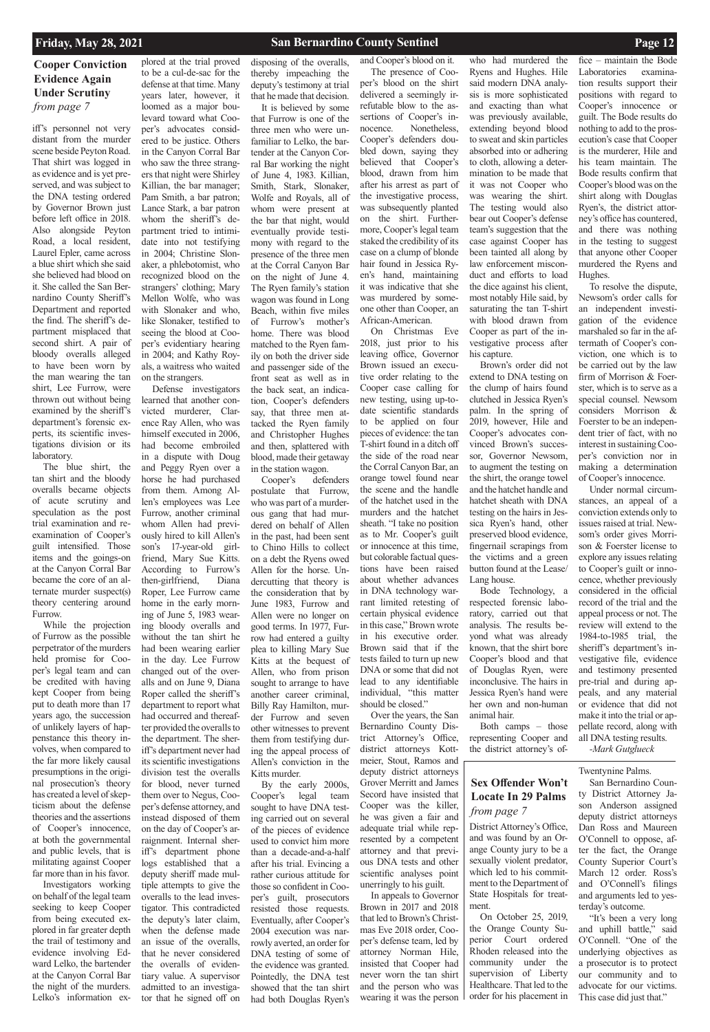## Cooper Conviction Evidence Again Under Scrutiny

*from page 7*

iff's personnel not very distant from the murder scene beside Peyton Road. That shirt was logged in as evidence and is yet preserved, and was subject to the DNA testing ordered by Governor Brown just before left office in 2018. Also alongside Peyton Road, a local resident, Laurel Epler, came across a blue shirt which she said she believed had blood on it. She called the San Bernardino County Sheriff's Department and reported the find. The sheriff's department misplaced that second shirt. A pair of bloody overalls alleged to have been worn by the man wearing the tan shirt, Lee Furrow, were thrown out without being examined by the sheriff's department's forensic experts, its scientific investigations division or its laboratory.

The blue shirt, the tan shirt and the bloody overalls became objects of acute scrutiny and speculation as the post trial examination and reexamination of Cooper's guilt intensified. Those items and the goings-on at the Canyon Corral Bar became the core of an alternate murder suspect(s) theory centering around Furrow.

While the projection of Furrow as the possible perpetrator of the murders held promise for Cooper's legal team and can be credited with having kept Cooper from being put to death more than 17 years ago, the succession of unlikely layers of happenstance this theory involves, when compared to the far more likely causal presumptions in the original prosecution's theory has created a level of skepticism about the defense theories and the assertions of Cooper's innocence, at both the governmental and public levels, that is militating against Cooper far more than in his favor.

Investigators working on behalf of the legal team seeking to keep Cooper from being executed explored in far greater depth the trail of testimony and evidence involving Edward Lelko, the bartender at the Canyon Corral Bar the night of the murders. Lelko's information explored at the trial proved to be a cul-de-sac for the defense at that time. Many years later, however, it loomed as a major boulevard toward what Cooper's advocates considered to be justice. Others in the Canyon Corral Bar who saw the three strangers that night were Shirley Killian, the bar manager; Pam Smith, a bar patron; Lance Stark, a bar patron whom the sheriff's department tried to intimidate into not testifying in 2004; Christine Slonaker, a phlebotomist, who recognized blood on the strangers' clothing; Mary Mellon Wolfe, who was with Slonaker and who, like Slonaker, testified to seeing the blood at Cooper's evidentiary hearing in 2004; and Kathy Royals, a waitress who waited on the strangers.

Defense investigators learned that another convicted murderer, Clarence Ray Allen, who was himself executed in 2006, had become embroiled in a dispute with Doug and Peggy Ryen over a horse he had purchased from them. Among Allen's employees was Lee Furrow, another criminal whom Allen had previously hired to kill Allen's son's 17-year-old girlfriend, Mary Sue Kitts. According to Furrow's then-girlfriend, Diana Roper, Lee Furrow came home in the early morning of June 5, 1983 wearing bloody overalls and without the tan shirt he had been wearing earlier in the day. Lee Furrow changed out of the overalls and on June 9, Diana Roper called the sheriff's department to report what had occurred and thereafter provided the overalls to the department. The sheriff's department never had its scientific investigations division test the overalls for blood, never turned them over to Negus, Cooper's defense attorney, and instead disposed of them on the day of Cooper's arraignment. Internal sheriff's department phone logs established that a deputy sheriff made multiple attempts to give the overalls to the lead investigator. This contradicted the deputy's later claim, when the defense made an issue of the overalls, that he never considered the overalls of evidentiary value. A supervisor admitted to an investigator that he signed off on disposing of the overalls, thereby impeaching the deputy's testimony at trial that he made that decision.

It is believed by some that Furrow is one of the three men who were unfamiliar to Lelko, the bartender at the Canyon Corral Bar working the night of June 4, 1983. Killian, Smith, Stark, Slonaker, Wolfe and Royals, all of whom were present at the bar that night, would eventually provide testimony with regard to the presence of the three men at the Corral Canyon Bar on the night of June 4. The Ryen family's station wagon was found in Long Beach, within five miles of Furrow's mother's home. There was blood matched to the Ryen family on both the driver side and passenger side of the front seat as well as in the back seat, an indication, Cooper's defenders say, that three men attacked the Ryen family and Christopher Hughes and then, splattered with blood, made their getaway in the station wagon.

Cooper's defenders postulate that Furrow, who was part of a murderous gang that had murdered on behalf of Allen in the past, had been sent to Chino Hills to collect on a debt the Ryens owed Allen for the horse. Undercutting that theory is the consideration that by June 1983, Furrow and Allen were no longer on good terms. In 1977, Furrow had entered a guilty plea to killing Mary Sue Kitts at the bequest of Allen, who from prison sought to arrange to have another career criminal, Billy Ray Hamilton, murder Furrow and seven other witnesses to prevent them from testifying during the appeal process of Allen's conviction in the Kitts murder.

By the early 2000s, Cooper's legal team sought to have DNA testing carried out on several of the pieces of evidence used to convict him more than a decade-and-a-half after his trial. Evincing a rather curious attitude for those so confident in Cooper's guilt, prosecutors resisted those requests. Eventually, after Cooper's 2004 execution was narrowly averted, an order for DNA testing of some of the evidence was granted. Pointedly, the DNA test showed that the tan shirt had both Douglas Ryen's and Cooper's blood on it.

The presence of Cooper's blood on the shirt delivered a seemingly irrefutable blow to the assertions of Cooper's innocence. Nonetheless, Cooper's defenders doubled down, saying they believed that Cooper's blood, drawn from him after his arrest as part of the investigative process, was subsequently planted on the shirt. Furthermore, Cooper's legal team staked the credibility of its case on a clump of blonde hair found in Jessica Ryen's hand, maintaining it was indicative that she was murdered by someone other than Cooper, an African-American.

On Christmas Eve 2018, just prior to his leaving office, Governor Brown issued an executive order relating to the Cooper case calling for new testing, using up-to-date scientific standards to be applied on four pieces of evidence: the tan T-shirt found in a ditch off the side of the road near the Corral Canyon Bar, an orange towel found near the scene and the handle of the hatchet used in the murders and the hatchet sheath. "I take no position as to Mr. Cooper's guilt or innocence at this time, but colorable factual questions have been raised about whether advances in DNA technology warrant limited retesting of certain physical evidence in this case," Brown wrote in his executive order. Brown said that if the tests failed to turn up new DNA or some that did not lead to any identifiable individual, "this matter should be closed."

Over the years, the San Bernardino County District Attorney's Office, district attorneys Kottmeier, Stout, Ramos and deputy district attorneys Grover Merritt and James Second have insisted that Cooper was the killer, he was given a fair and adequate trial while represented by a competent attorney and that previous DNA tests and other scientific analyses point unerringly to his guilt.

In appeals to Governor Brown in 2017 and 2018 that led to Brown's Christmas Eve 2018 order, Cooper's defense team, led by attorney Norman Hile, insisted that Cooper had never worn the tan shirt and the person who was wearing it was the person who had murdered the Ryens and Hughes. Hile said modern DNA analysis is more sophisticated and exacting than what was previously available, extending beyond blood to sweat and skin particles absorbed into or adhering to cloth, allowing a determination to be made that it was not Cooper who was wearing the shirt. The testing would also bear out Cooper's defense team's suggestion that the case against Cooper has been tainted all along by law enforcement misconduct and efforts to load the dice against his client, most notably Hile said, by saturating the tan T-shirt with blood drawn from Cooper as part of the investigative process after his capture.

Brown's order did not extend to DNA testing on the clump of hairs found clutched in Jessica Ryen's palm. In the spring of 2019, however, Hile and Cooper's advocates convinced Brown's successor, Governor Newsom, to augment the testing on the shirt, the orange towel and the hatchet handle and hatchet sheath with DNA testing on the hairs in Jessica Ryen's hand, other preserved blood evidence, fingernail scrapings from the victims and a green button found at the Lease/Lang house.

Bode Technology, a respected forensic laboratory, carried out that analysis. The results beyond what was already known, that the shirt bore Cooper's blood and that of Douglas Ryen, were inconclusive. The hairs in Jessica Ryen's hand were her own and non-human animal hair.

Both camps – those representing Cooper and the district attorney's office – maintain the Bode Laboratories examination results support their positions with regard to Cooper's innocence or guilt. The Bode results do nothing to add to the prosecution's case that Cooper is the murderer, Hile and his team maintain. The Bode results confirm that Cooper's blood was on the shirt along with Douglas Ryen's, the district attorney's office has countered, and there was nothing in the testing to suggest that anyone other Cooper murdered the Ryens and Hughes.

To resolve the dispute, Newsom's order calls for an independent investigation of the evidence marshaled so far in the aftermath of Cooper's conviction, one which is to be carried out by the law firm of Morrison & Foerster, which is to serve as a special counsel. Newsom considers Morrison & Foerster to be an independent trier of fact, with no interest in sustaining Cooper's conviction nor in making a determination of Cooper's innocence.

Under normal circumstances, an appeal of a conviction extends only to issues raised at trial. Newsom's order gives Morrison & Foerster license to explore any issues relating to Cooper's guilt or innocence, whether previously considered in the official record of the trial and the appeal process or not. The review will extend to the 1984-to-1985 trial, the sheriff's department's investigative file, evidence and testimony presented pre-trial and during appeals, and any material or evidence that did not make it into the trial or appellate record, along with all DNA testing results.

*-Mark Gutglueck*

## Sex Offender Won't Locate In 29 Palms

*from page 7*

District Attorney's Office, and was found by an Orange County jury to be a sexually violent predator, which led to his commitment to the Department of State Hospitals for treatment.

On October 25, 2019, the Orange County Superior Court ordered Rhoden released into the community under the supervision of Liberty Healthcare. That led to the order for his placement in Twentynine Palms.

San Bernardino County District Attorney Jason Anderson assigned deputy district attorneys Dan Ross and Maureen O'Connell to oppose, after the fact, the Orange County Superior Court's March 12 order. Ross's and O'Connell's filings and arguments led to yesterday's outcome.

"It's been a very long and uphill battle," said O'Connell. "One of the underlying objectives as a prosecutor is to protect our community and to advocate for our victims. This case did just that."